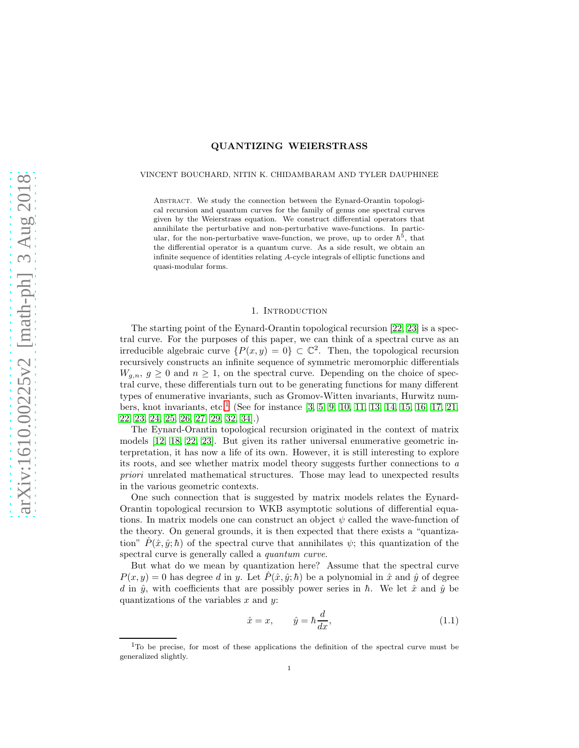# QUANTIZING WEIERSTRASS

VINCENT BOUCHARD, NITIN K. CHIDAMBARAM AND TYLER DAUPHINEE

Abstract. We study the connection between the Eynard-Orantin topological recursion and quantum curves for the family of genus one spectral curves given by the Weierstrass equation. We construct differential operators that annihilate the perturbative and non-perturbative wave-functions. In particular, for the non-perturbative wave-function, we prove, up to order $\hbar^5$, that the differential operator is a quantum curve. As a side result, we obtain an infinite sequence of identities relating $A$-cycle integrals of elliptic functions and quasi-modular forms.

## 1. Introduction

The starting point of the Eynard-Orantin topological recursion [22, 23] is a spectral curve. For the purposes of this paper, we can think of a spectral curve as an irreducible algebraic curve $\{P(x, y) = 0\} \subset \mathbb{C}^2$. Then, the topological recursion recursively constructs an infinite sequence of symmetric meromorphic differentials $W_{g,n}$, $g \geq 0$ and $n \geq 1$, on the spectral curve. Depending on the choice of spectral curve, these differentials turn out to be generating functions for many different types of enumerative invariants, such as Gromov-Witten invariants, Hurwitz numbers, knot invariants, etc.[1] (See for instance [3, 5, 9, 10, 11, 13, 14, 15, 16, 17, 21, 22, 23, 24, 25, 26, 27, 29, 32, 34].)

The Eynard-Orantin topological recursion originated in the context of matrix models [12, 18, 22, 23]. But given its rather universal enumerative geometric interpretation, it has now a life of its own. However, it is still interesting to explore its roots, and see whether matrix model theory suggests further connections to *a priori* unrelated mathematical structures. Those may lead to unexpected results in the various geometric contexts.

One such connection that is suggested by matrix models relates the Eynard-Orantin topological recursion to WKB asymptotic solutions of differential equations. In matrix models one can construct an object $\psi$ called the wave-function of the theory. On general grounds, it is then expected that there exists a "quantization" $\hat{P}(\hat{x}, \hat{y}; \hbar)$ of the spectral curve that annihilates $\psi$; this quantization of the spectral curve is generally called a *quantum curve*.

But what do we mean by quantization here? Assume that the spectral curve $P(x, y) = 0$ has degree $d$ in $y$. Let $\hat{P}(\hat{x}, \hat{y}; \hbar)$ be a polynomial in $\hat{x}$ and $\hat{y}$ of degree $d$ in $\hat{y}$, with coefficients that are possibly power series in $\hbar$. We let $\hat{x}$ and $\hat{y}$ be quantizations of the variables $x$ and $y$:

$$\hat{x} = x, \qquad \hat{y} = \hbar \frac{d}{dx}, \tag{1.1}$$

[1] To be precise, for most of these applications the definition of the spectral curve must be generalized slightly.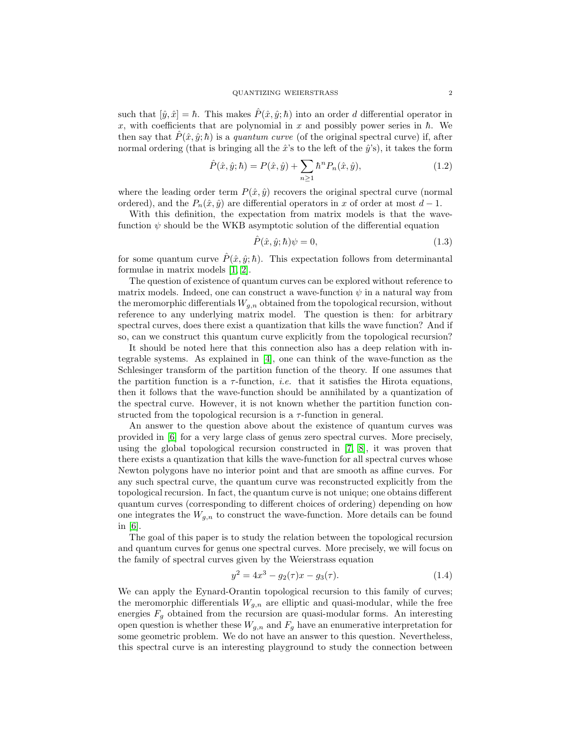such that $[\hat{y}, \hat{x}] = \hbar$. This makes $\hat{P}(\hat{x}, \hat{y}; \hbar)$ into an order $d$ differential operator in $x$, with coefficients that are polynomial in $x$ and possibly power series in $\hbar$. We then say that $\hat{P}(\hat{x}, \hat{y}; \hbar)$ is a *quantum curve* (of the original spectral curve) if, after normal ordering (that is bringing all the $\hat{x}$'s to the left of the $\hat{y}$'s), it takes the form

$$\hat{P}(\hat{x}, \hat{y}; \hbar) = P(\hat{x}, \hat{y}) + \sum_{n \geq 1} \hbar^n P_n(\hat{x}, \hat{y}), \tag{1.2}$$

where the leading order term $P(\hat{x}, \hat{y})$ recovers the original spectral curve (normal ordered), and the $P_n(\hat{x}, \hat{y})$ are differential operators in $x$ of order at most $d-1$.

With this definition, the expectation from matrix models is that the wave-function $\psi$ should be the WKB asymptotic solution of the differential equation

$$\hat{P}(\hat{x}, \hat{y}; \hbar)\psi = 0, \tag{1.3}$$

for some quantum curve $\hat{P}(\hat{x}, \hat{y}; \hbar)$. This expectation follows from determinantal formulae in matrix models [1, 2].

The question of existence of quantum curves can be explored without reference to matrix models. Indeed, one can construct a wave-function $\psi$ in a natural way from the meromorphic differentials $W_{g,n}$ obtained from the topological recursion, without reference to any underlying matrix model. The question is then: for arbitrary spectral curves, does there exist a quantization that kills the wave function? And if so, can we construct this quantum curve explicitly from the topological recursion?

It should be noted here that this connection also has a deep relation with integrable systems. As explained in [4], one can think of the wave-function as the Schlesinger transform of the partition function of the theory. If one assumes that the partition function is a $\tau$-function, *i.e.* that it satisfies the Hirota equations, then it follows that the wave-function should be annihilated by a quantization of the spectral curve. However, it is not known whether the partition function constructed from the topological recursion is a $\tau$-function in general.

An answer to the question above about the existence of quantum curves was provided in [6] for a very large class of genus zero spectral curves. More precisely, using the global topological recursion constructed in [7, 8], it was proven that there exists a quantization that kills the wave-function for all spectral curves whose Newton polygons have no interior point and that are smooth as affine curves. For any such spectral curve, the quantum curve was reconstructed explicitly from the topological recursion. In fact, the quantum curve is not unique; one obtains different quantum curves (corresponding to different choices of ordering) depending on how one integrates the $W_{g,n}$ to construct the wave-function. More details can be found in [6].

The goal of this paper is to study the relation between the topological recursion and quantum curves for genus one spectral curves. More precisely, we will focus on the family of spectral curves given by the Weierstrass equation

$$y^2 = 4x^3 - g_2(\tau)x - g_3(\tau). \tag{1.4}$$

We can apply the Eynard-Orantin topological recursion to this family of curves; the meromorphic differentials $W_{g,n}$ are elliptic and quasi-modular, while the free energies $F_g$ obtained from the recursion are quasi-modular forms. An interesting open question is whether these $W_{g,n}$ and $F_g$ have an enumerative interpretation for some geometric problem. We do not have an answer to this question. Nevertheless, this spectral curve is an interesting playground to study the connection between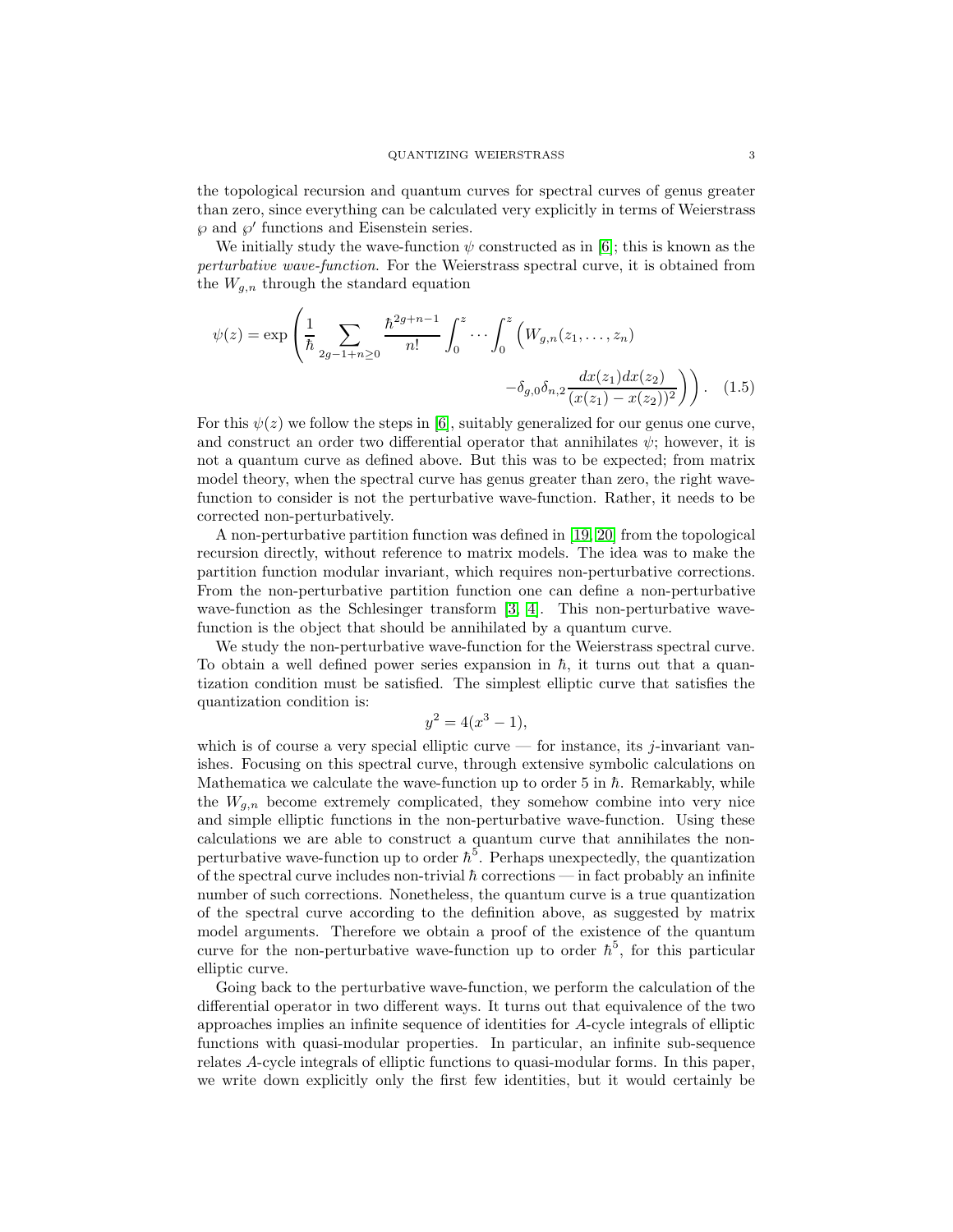the topological recursion and quantum curves for spectral curves of genus greater than zero, since everything can be calculated very explicitly in terms of Weierstrass $\wp$ and $\wp'$ functions and Eisenstein series.

We initially study the wave-function $\psi$ constructed as in [6]; this is known as the *perturbative wave-function*. For the Weierstrass spectral curve, it is obtained from the $W_{g,n}$ through the standard equation

$$\psi(z) = \exp\left(\frac{1}{\hbar}\sum_{2g-1+n\geq 0}\frac{\hbar^{2g+n-1}}{n!}\int_0^z\cdots\int_0^z\Big(W_{g,n}(z_1,\ldots,z_n) \\ -\delta_{g,0}\delta_{n,2}\frac{dx(z_1)dx(z_2)}{(x(z_1)-x(z_2))^2}\Big)\right). \quad (1.5)$$

For this $\psi(z)$ we follow the steps in [6], suitably generalized for our genus one curve, and construct an order two differential operator that annihilates $\psi$; however, it is not a quantum curve as defined above. But this was to be expected; from matrix model theory, when the spectral curve has genus greater than zero, the right wave-function to consider is not the perturbative wave-function. Rather, it needs to be corrected non-perturbatively.

A non-perturbative partition function was defined in [19, 20] from the topological recursion directly, without reference to matrix models. The idea was to make the partition function modular invariant, which requires non-perturbative corrections. From the non-perturbative partition function one can define a non-perturbative wave-function as the Schlesinger transform [3, 4]. This non-perturbative wave-function is the object that should be annihilated by a quantum curve.

We study the non-perturbative wave-function for the Weierstrass spectral curve. To obtain a well defined power series expansion in $\hbar$, it turns out that a quantization condition must be satisfied. The simplest elliptic curve that satisfies the quantization condition is:

$$y^2 = 4(x^3-1),$$

which is of course a very special elliptic curve — for instance, its $j$-invariant vanishes. Focusing on this spectral curve, through extensive symbolic calculations on Mathematica we calculate the wave-function up to order 5 in $\hbar$. Remarkably, while the $W_{g,n}$ become extremely complicated, they somehow combine into very nice and simple elliptic functions in the non-perturbative wave-function. Using these calculations we are able to construct a quantum curve that annihilates the non-perturbative wave-function up to order $\hbar^5$. Perhaps unexpectedly, the quantization of the spectral curve includes non-trivial $\hbar$ corrections — in fact probably an infinite number of such corrections. Nonetheless, the quantum curve is a true quantization of the spectral curve according to the definition above, as suggested by matrix model arguments. Therefore we obtain a proof of the existence of the quantum curve for the non-perturbative wave-function up to order $\hbar^5$, for this particular elliptic curve.

Going back to the perturbative wave-function, we perform the calculation of the differential operator in two different ways. It turns out that equivalence of the two approaches implies an infinite sequence of identities for $A$-cycle integrals of elliptic functions with quasi-modular properties. In particular, an infinite sub-sequence relates $A$-cycle integrals of elliptic functions to quasi-modular forms. In this paper, we write down explicitly only the first few identities, but it would certainly be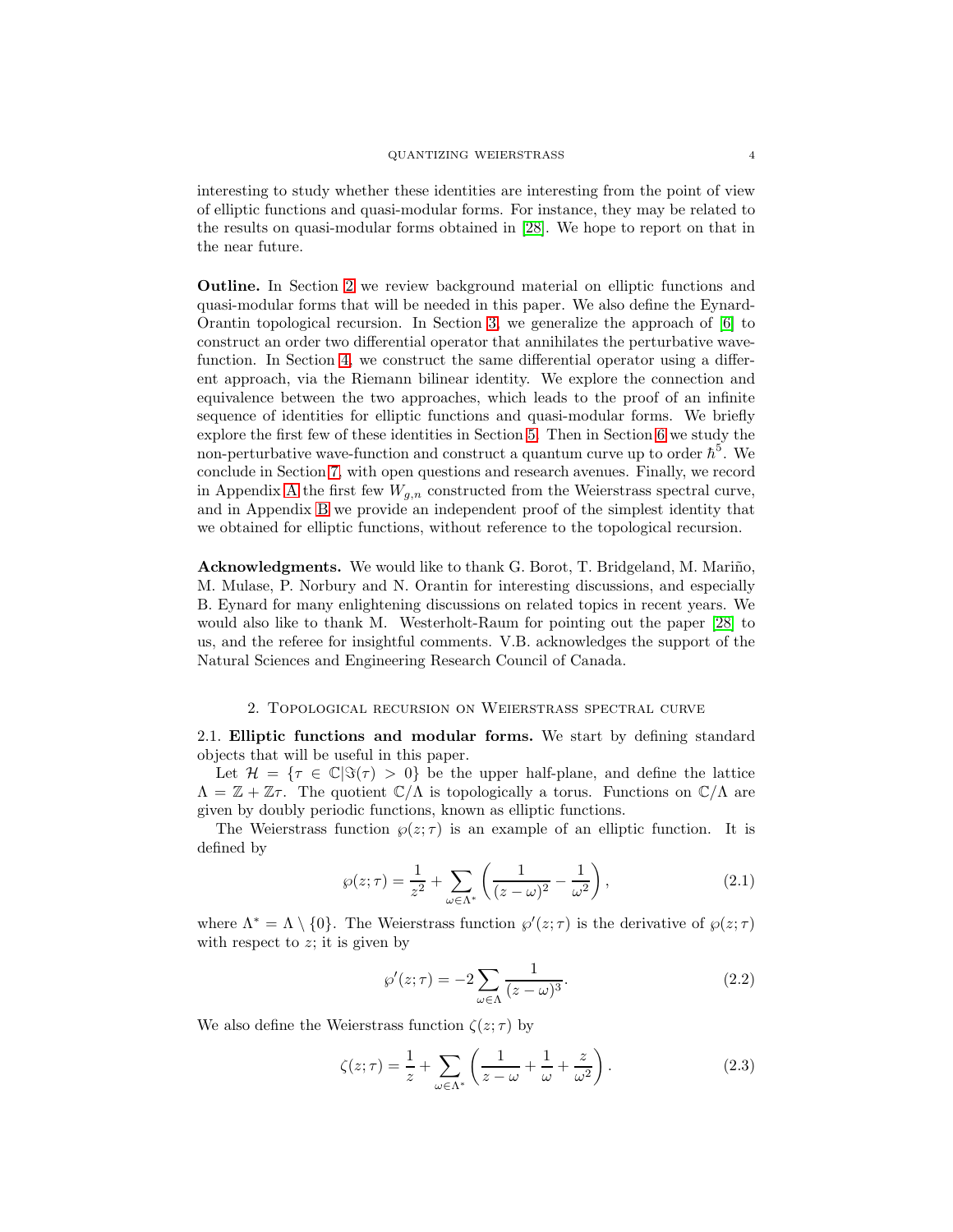interesting to study whether these identities are interesting from the point of view of elliptic functions and quasi-modular forms. For instance, they may be related to the results on quasi-modular forms obtained in [28]. We hope to report on that in the near future.

**Outline.** In Section 2 we review background material on elliptic functions and quasi-modular forms that will be needed in this paper. We also define the Eynard-Orantin topological recursion. In Section 3, we generalize the approach of [6] to construct an order two differential operator that annihilates the perturbative wave-function. In Section 4, we construct the same differential operator using a different approach, via the Riemann bilinear identity. We explore the connection and equivalence between the two approaches, which leads to the proof of an infinite sequence of identities for elliptic functions and quasi-modular forms. We briefly explore the first few of these identities in Section 5. Then in Section 6 we study the non-perturbative wave-function and construct a quantum curve up to order $\hbar^5$. We conclude in Section 7, with open questions and research avenues. Finally, we record in Appendix A the first few $W_{g,n}$ constructed from the Weierstrass spectral curve, and in Appendix B we provide an independent proof of the simplest identity that we obtained for elliptic functions, without reference to the topological recursion.

**Acknowledgments.** We would like to thank G. Borot, T. Bridgeland, M. Mariño, M. Mulase, P. Norbury and N. Orantin for interesting discussions, and especially B. Eynard for many enlightening discussions on related topics in recent years. We would also like to thank M. Westerholt-Raum for pointing out the paper [28] to us, and the referee for insightful comments. V.B. acknowledges the support of the Natural Sciences and Engineering Research Council of Canada.

## 2. Topological recursion on Weierstrass spectral curve

**2.1. Elliptic functions and modular forms.** We start by defining standard objects that will be useful in this paper.

Let $\mathcal{H} = \{\tau \in \mathbb{C} | \Im(\tau) > 0\}$ be the upper half-plane, and define the lattice $\Lambda = \mathbb{Z} + \mathbb{Z}\tau$. The quotient $\mathbb{C}/\Lambda$ is topologically a torus. Functions on $\mathbb{C}/\Lambda$ are given by doubly periodic functions, known as elliptic functions.

The Weierstrass function $\wp(z;\tau)$ is an example of an elliptic function. It is defined by

$$\wp(z;\tau) = \frac{1}{z^2} + \sum_{\omega \in \Lambda^*} \left( \frac{1}{(z-\omega)^2} - \frac{1}{\omega^2} \right), \tag{2.1}$$

where $\Lambda^* = \Lambda \setminus \{0\}$. The Weierstrass function $\wp'(z;\tau)$ is the derivative of $\wp(z;\tau)$ with respect to $z$; it is given by

$$\wp'(z;\tau) = -2 \sum_{\omega \in \Lambda} \frac{1}{(z-\omega)^3}. \tag{2.2}$$

We also define the Weierstrass function $\zeta(z;\tau)$ by

$$\zeta(z;\tau) = \frac{1}{z} + \sum_{\omega \in \Lambda^*} \left( \frac{1}{z-\omega} + \frac{1}{\omega} + \frac{z}{\omega^2} \right). \tag{2.3}$$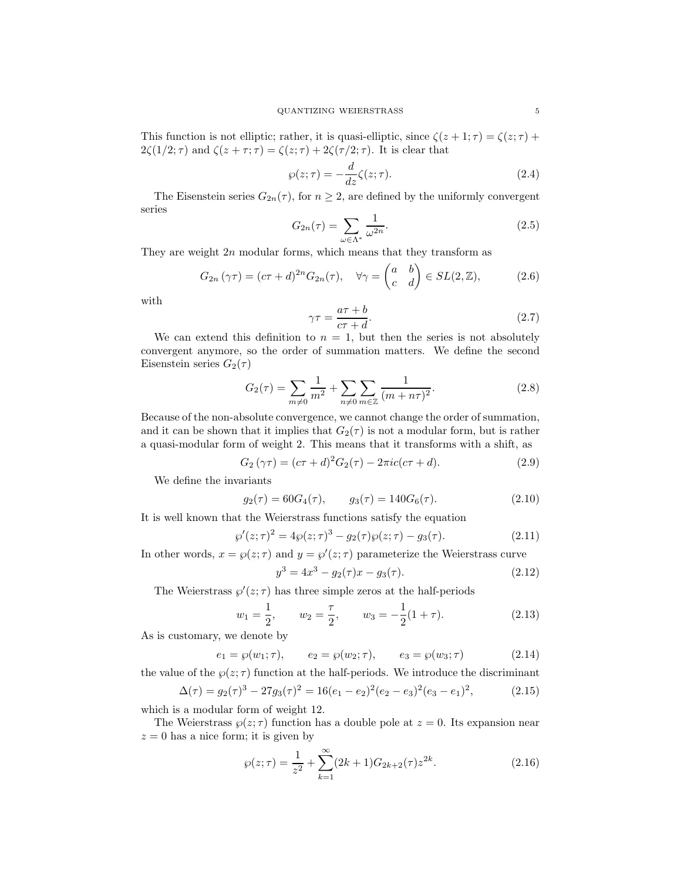This function is not elliptic; rather, it is quasi-elliptic, since $\zeta(z+1;\tau) = \zeta(z;\tau) + 2\zeta(1/2;\tau)$ and $\zeta(z+\tau;\tau) = \zeta(z;\tau) + 2\zeta(\tau/2;\tau)$. It is clear that

$$\wp(z;\tau) = -\frac{d}{dz}\zeta(z;\tau). \tag{2.4}$$

The Eisenstein series $G_{2n}(\tau)$, for $n \geq 2$, are defined by the uniformly convergent series

$$G_{2n}(\tau) = \sum_{\omega \in \Lambda^*} \frac{1}{\omega^{2n}}. \tag{2.5}$$

They are weight $2n$ modular forms, which means that they transform as

$$G_{2n}\left(\gamma\tau\right) = (c\tau + d)^{2n} G_{2n}(\tau), \quad \forall \gamma = \begin{pmatrix} a & b \\ c & d \end{pmatrix} \in SL(2,\mathbb{Z}), \tag{2.6}$$

with

$$\gamma\tau = \frac{a\tau + b}{c\tau + d}. \tag{2.7}$$

We can extend this definition to $n = 1$, but then the series is not absolutely convergent anymore, so the order of summation matters. We define the second Eisenstein series $G_2(\tau)$

$$G_2(\tau) = \sum_{m \neq 0} \frac{1}{m^2} + \sum_{n \neq 0} \sum_{m \in \mathbb{Z}} \frac{1}{(m + n\tau)^2}. \tag{2.8}$$

Because of the non-absolute convergence, we cannot change the order of summation, and it can be shown that it implies that $G_2(\tau)$ is not a modular form, but is rather a quasi-modular form of weight 2. This means that it transforms with a shift, as

$$G_2\left(\gamma\tau\right) = (c\tau + d)^2 G_2(\tau) - 2\pi i c(c\tau + d). \tag{2.9}$$

We define the invariants

$$g_2(\tau) = 60 G_4(\tau), \qquad g_3(\tau) = 140 G_6(\tau). \tag{2.10}$$

It is well known that the Weierstrass functions satisfy the equation

$$\wp'(z;\tau)^2 = 4\wp(z;\tau)^3 - g_2(\tau)\wp(z;\tau) - g_3(\tau). \tag{2.11}$$

In other words, $x = \wp(z;\tau)$ and $y = \wp'(z;\tau)$ parameterize the Weierstrass curve

$$y^3 = 4x^3 - g_2(\tau)x - g_3(\tau). \tag{2.12}$$

The Weierstrass $\wp'(z;\tau)$ has three simple zeros at the half-periods

$$w_1 = \frac{1}{2}, \qquad w_2 = \frac{\tau}{2}, \qquad w_3 = -\frac{1}{2}(1+\tau). \tag{2.13}$$

As is customary, we denote by

$$e_1 = \wp(w_1;\tau), \qquad e_2 = \wp(w_2;\tau), \qquad e_3 = \wp(w_3;\tau) \tag{2.14}$$

the value of the $\wp(z;\tau)$ function at the half-periods. We introduce the discriminant

$$\Delta(\tau) = g_2(\tau)^3 - 27 g_3(\tau)^2 = 16(e_1 - e_2)^2(e_2 - e_3)^2(e_3 - e_1)^2, \tag{2.15}$$

which is a modular form of weight 12.

The Weierstrass $\wp(z;\tau)$ function has a double pole at $z = 0$. Its expansion near $z = 0$ has a nice form; it is given by

$$\wp(z;\tau) = \frac{1}{z^2} + \sum_{k=1}^{\infty} (2k+1) G_{2k+2}(\tau) z^{2k}. \tag{2.16}$$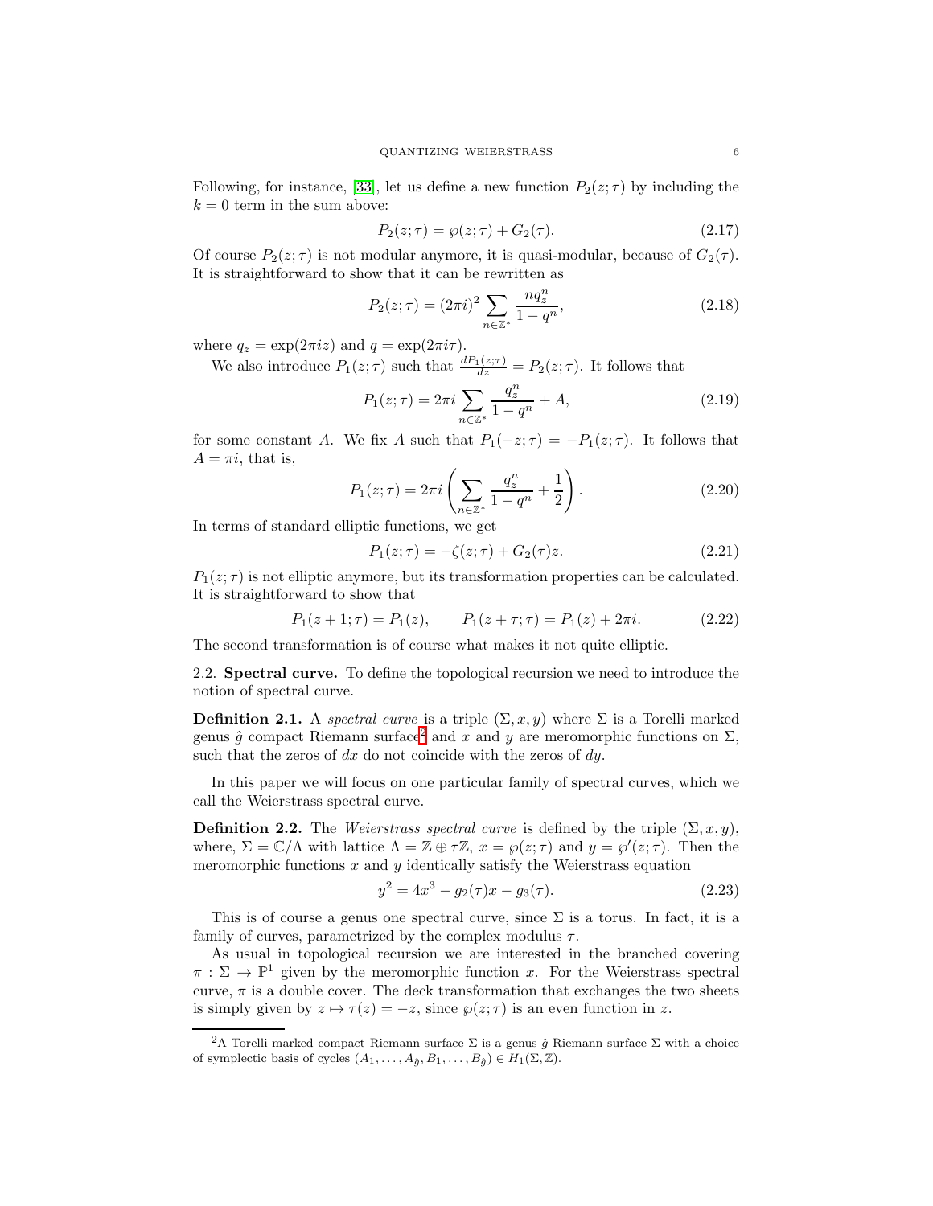Following, for instance, [33], let us define a new function $P_2(z;\tau)$ by including the $k=0$ term in the sum above:

$$P_2(z;\tau) = \wp(z;\tau) + G_2(\tau). \tag{2.17}$$

Of course $P_2(z;\tau)$ is not modular anymore, it is quasi-modular, because of $G_2(\tau)$. It is straightforward to show that it can be rewritten as

$$P_2(z;\tau) = (2\pi i)^2 \sum_{n\in\mathbb{Z}^*} \frac{n q_z^n}{1-q^n}, \tag{2.18}$$

where $q_z = \exp(2\pi i z)$ and $q = \exp(2\pi i \tau)$.

We also introduce $P_1(z;\tau)$ such that $\frac{dP_1(z;\tau)}{dz} = P_2(z;\tau)$. It follows that

$$P_1(z;\tau) = 2\pi i \sum_{n\in\mathbb{Z}^*} \frac{q_z^n}{1-q^n} + A, \tag{2.19}$$

for some constant $A$. We fix $A$ such that $P_1(-z;\tau) = -P_1(z;\tau)$. It follows that $A = \pi i$, that is,

$$P_1(z;\tau) = 2\pi i \left( \sum_{n\in\mathbb{Z}^*} \frac{q_z^n}{1-q^n} + \frac{1}{2} \right). \tag{2.20}$$

In terms of standard elliptic functions, we get

$$P_1(z;\tau) = -\zeta(z;\tau) + G_2(\tau) z. \tag{2.21}$$

$P_1(z;\tau)$ is not elliptic anymore, but its transformation properties can be calculated. It is straightforward to show that

$$P_1(z+1;\tau) = P_1(z), \qquad P_1(z+\tau;\tau) = P_1(z) + 2\pi i. \tag{2.22}$$

The second transformation is of course what makes it not quite elliptic.

## 2.2. Spectral curve.

To define the topological recursion we need to introduce the notion of spectral curve.

**Definition 2.1.** A *spectral curve* is a triple $(\Sigma, x, y)$ where $\Sigma$ is a Torelli marked genus $\hat{g}$ compact Riemann surface[2] and $x$ and $y$ are meromorphic functions on $\Sigma$, such that the zeros of $dx$ do not coincide with the zeros of $dy$.

In this paper we will focus on one particular family of spectral curves, which we call the Weierstrass spectral curve.

**Definition 2.2.** The *Weierstrass spectral curve* is defined by the triple $(\Sigma, x, y)$, where, $\Sigma = \mathbb{C}/\Lambda$ with lattice $\Lambda = \mathbb{Z} \oplus \tau\mathbb{Z}$, $x = \wp(z;\tau)$ and $y = \wp'(z;\tau)$. Then the meromorphic functions $x$ and $y$ identically satisfy the Weierstrass equation

$$y^2 = 4x^3 - g_2(\tau)x - g_3(\tau). \tag{2.23}$$

This is of course a genus one spectral curve, since $\Sigma$ is a torus. In fact, it is a family of curves, parametrized by the complex modulus $\tau$.

As usual in topological recursion we are interested in the branched covering $\pi : \Sigma \to \mathbb{P}^1$ given by the meromorphic function $x$. For the Weierstrass spectral curve, $\pi$ is a double cover. The deck transformation that exchanges the two sheets is simply given by $z \mapsto \tau(z) = -z$, since $\wp(z;\tau)$ is an even function in $z$.

[2] A Torelli marked compact Riemann surface $\Sigma$ is a genus $\hat{g}$ Riemann surface $\Sigma$ with a choice of symplectic basis of cycles $(A_1, \ldots, A_{\hat{g}}, B_1, \ldots, B_{\hat{g}}) \in H_1(\Sigma, \mathbb{Z})$.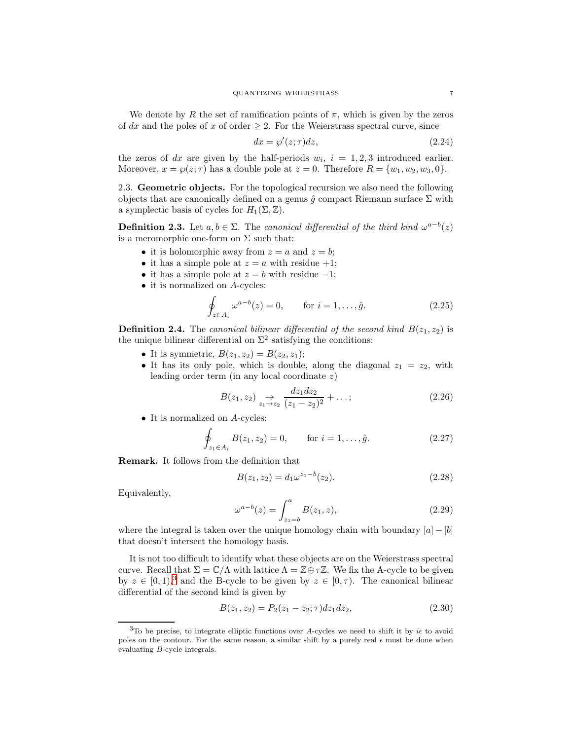We denote by $R$ the set of ramification points of $\pi$, which is given by the zeros of $dx$ and the poles of $x$ of order $\geq 2$. For the Weierstrass spectral curve, since

$$dx = \wp'(z;\tau)dz, \tag{2.24}$$

the zeros of $dx$ are given by the half-periods $w_i$, $i = 1, 2, 3$ introduced earlier. Moreover, $x = \wp(z;\tau)$ has a double pole at $z = 0$. Therefore $R = \{w_1, w_2, w_3, 0\}$.

## 2.3. Geometric objects.

For the topological recursion we also need the following objects that are canonically defined on a genus $\hat{g}$ compact Riemann surface $\Sigma$ with a symplectic basis of cycles for $H_1(\Sigma, \mathbb{Z})$.

**Definition 2.3.** Let $a, b \in \Sigma$. The *canonical differential of the third kind* $\omega^{a-b}(z)$ is a meromorphic one-form on $\Sigma$ such that:

- it is holomorphic away from $z = a$ and $z = b$;
- it has a simple pole at $z = a$ with residue $+1$;
- it has a simple pole at $z = b$ with residue $-1$;
- it is normalized on $A$-cycles:

$$\oint_{z \in A_i} \omega^{a-b}(z) = 0, \qquad \text{for } i = 1, \ldots, \hat{g}. \tag{2.25}$$

**Definition 2.4.** The *canonical bilinear differential of the second kind* $B(z_1, z_2)$ is the unique bilinear differential on $\Sigma^2$ satisfying the conditions:

- It is symmetric, $B(z_1, z_2) = B(z_2, z_1)$;
- It has its only pole, which is double, along the diagonal $z_1 = z_2$, with leading order term (in any local coordinate $z$)

$$B(z_1, z_2) \underset{z_1 \to z_2}{\to} \frac{dz_1 dz_2}{(z_1 - z_2)^2} + \ldots; \tag{2.26}$$

- It is normalized on $A$-cycles:

$$\oint_{z_1 \in A_i} B(z_1, z_2) = 0, \qquad \text{for } i = 1, \ldots, \hat{g}. \tag{2.27}$$

**Remark.** It follows from the definition that

$$B(z_1, z_2) = d_1 \omega^{z_1 - b}(z_2). \tag{2.28}$$

Equivalently,

$$\omega^{a-b}(z) = \int_{z_1 = b}^{a} B(z_1, z), \tag{2.29}$$

where the integral is taken over the unique homology chain with boundary $[a] - [b]$ that doesn't intersect the homology basis.

It is not too difficult to identify what these objects are on the Weierstrass spectral curve. Recall that $\Sigma = \mathbb{C}/\Lambda$ with lattice $\Lambda = \mathbb{Z} \oplus \tau\mathbb{Z}$. We fix the A-cycle to be given by $z \in [0, 1)$,[3] and the B-cycle to be given by $z \in [0, \tau)$. The canonical bilinear differential of the second kind is given by

$$B(z_1, z_2) = P_2(z_1 - z_2; \tau) dz_1 dz_2, \tag{2.30}$$

[3] To be precise, to integrate elliptic functions over $A$-cycles we need to shift it by $i\epsilon$ to avoid poles on the contour. For the same reason, a similar shift by a purely real $\epsilon$ must be done when evaluating $B$-cycle integrals.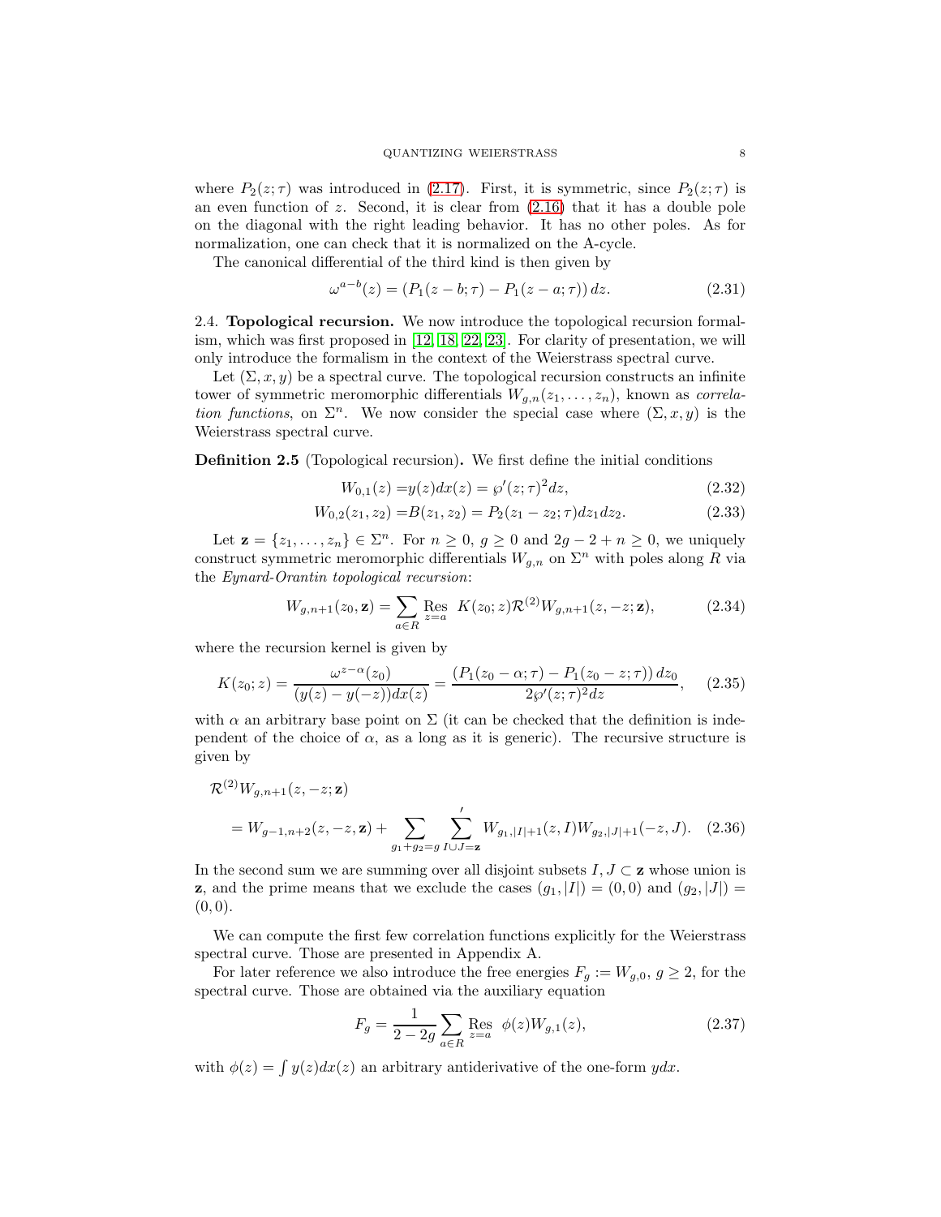where $P_2(z;\tau)$ was introduced in (2.17). First, it is symmetric, since $P_2(z;\tau)$ is an even function of $z$. Second, it is clear from (2.16) that it has a double pole on the diagonal with the right leading behavior. It has no other poles. As for normalization, one can check that it is normalized on the A-cycle.

The canonical differential of the third kind is then given by

$$\omega^{a-b}(z) = (P_1(z-b;\tau) - P_1(z-a;\tau))\, dz. \tag{2.31}$$

## 2.4. Topological recursion.

We now introduce the topological recursion formalism, which was first proposed in [12, 18, 22, 23]. For clarity of presentation, we will only introduce the formalism in the context of the Weierstrass spectral curve.

Let $(\Sigma, x, y)$ be a spectral curve. The topological recursion constructs an infinite tower of symmetric meromorphic differentials $W_{g,n}(z_1, \ldots, z_n)$, known as *correlation functions*, on $\Sigma^n$. We now consider the special case where $(\Sigma, x, y)$ is the Weierstrass spectral curve.

**Definition 2.5** (Topological recursion)**.** We first define the initial conditions

$$W_{0,1}(z) = y(z)dx(z) = \wp'(z;\tau)^2 dz, \tag{2.32}$$

$$W_{0,2}(z_1, z_2) = B(z_1, z_2) = P_2(z_1 - z_2;\tau) dz_1 dz_2. \tag{2.33}$$

Let $\mathbf{z} = \{z_1, \ldots, z_n\} \in \Sigma^n$. For $n \geq 0$, $g \geq 0$ and $2g - 2 + n \geq 0$, we uniquely construct symmetric meromorphic differentials $W_{g,n}$ on $\Sigma^n$ with poles along $R$ via the *Eynard-Orantin topological recursion*:

$$W_{g,n+1}(z_0, \mathbf{z}) = \sum_{a \in R} \operatorname*{Res}_{z=a} \; K(z_0; z) \mathcal{R}^{(2)} W_{g,n+1}(z, -z; \mathbf{z}), \tag{2.34}$$

where the recursion kernel is given by

$$K(z_0; z) = \frac{\omega^{z-\alpha}(z_0)}{(y(z) - y(-z))dx(z)} = \frac{(P_1(z_0 - \alpha;\tau) - P_1(z_0 - z;\tau))\, dz_0}{2\wp'(z;\tau)^2 dz}, \tag{2.35}$$

with $\alpha$ an arbitrary base point on $\Sigma$ (it can be checked that the definition is independent of the choice of $\alpha$, as a long as it is generic). The recursive structure is given by

$$\begin{aligned}
&\mathcal{R}^{(2)} W_{g,n+1}(z, -z; \mathbf{z}) \\
&\quad = W_{g-1,n+2}(z, -z, \mathbf{z}) + \sum_{g_1+g_2=g} \sideset{}{'}\sum_{I \cup J = \mathbf{z}} W_{g_1,|I|+1}(z, I) W_{g_2,|J|+1}(-z, J).
\end{aligned} \tag{2.36}$$

In the second sum we are summing over all disjoint subsets $I, J \subset \mathbf{z}$ whose union is $\mathbf{z}$, and the prime means that we exclude the cases $(g_1, |I|) = (0, 0)$ and $(g_2, |J|) = (0, 0)$.

We can compute the first few correlation functions explicitly for the Weierstrass spectral curve. Those are presented in Appendix A.

For later reference we also introduce the free energies $F_g := W_{g,0}$, $g \geq 2$, for the spectral curve. Those are obtained via the auxiliary equation

$$F_g = \frac{1}{2 - 2g} \sum_{a \in R} \operatorname*{Res}_{z=a} \; \phi(z) W_{g,1}(z), \tag{2.37}$$

with $\phi(z) = \int y(z)dx(z)$ an arbitrary antiderivative of the one-form $ydx$.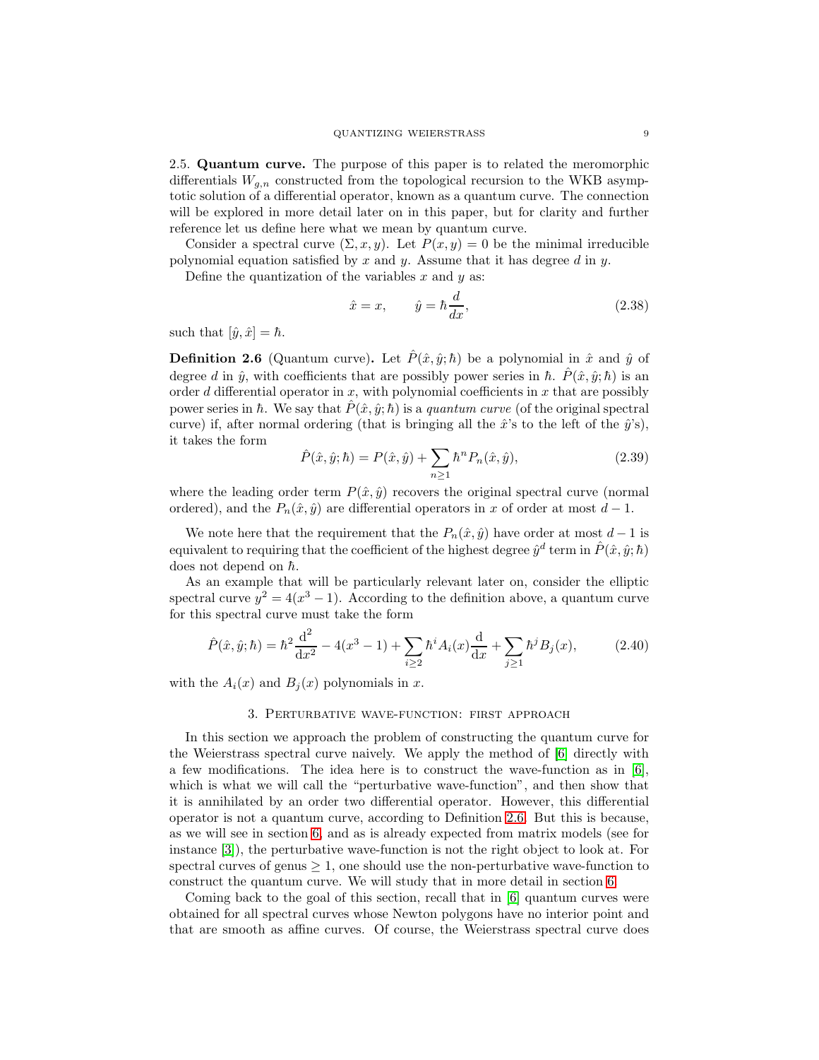2.5. **Quantum curve.** The purpose of this paper is to related the meromorphic differentials $W_{g,n}$ constructed from the topological recursion to the WKB asymptotic solution of a differential operator, known as a quantum curve. The connection will be explored in more detail later on in this paper, but for clarity and further reference let us define here what we mean by quantum curve.

Consider a spectral curve $(\Sigma, x, y)$. Let $P(x,y) = 0$ be the minimal irreducible polynomial equation satisfied by $x$ and $y$. Assume that it has degree $d$ in $y$.

Define the quantization of the variables $x$ and $y$ as:

$$\hat{x} = x, \qquad \hat{y} = \hbar \frac{d}{dx}, \tag{2.38}$$

such that $[\hat{y}, \hat{x}] = \hbar$.

**Definition 2.6** (Quantum curve)**.** Let $\hat{P}(\hat{x}, \hat{y}; \hbar)$ be a polynomial in $\hat{x}$ and $\hat{y}$ of degree $d$ in $\hat{y}$, with coefficients that are possibly power series in $\hbar$. $\hat{P}(\hat{x}, \hat{y}; \hbar)$ is an order $d$ differential operator in $x$, with polynomial coefficients in $x$ that are possibly power series in $\hbar$. We say that $\hat{P}(\hat{x}, \hat{y}; \hbar)$ is a *quantum curve* (of the original spectral curve) if, after normal ordering (that is bringing all the $\hat{x}$'s to the left of the $\hat{y}$'s), it takes the form

$$\hat{P}(\hat{x}, \hat{y}; \hbar) = P(\hat{x}, \hat{y}) + \sum_{n \geq 1} \hbar^n P_n(\hat{x}, \hat{y}), \tag{2.39}$$

where the leading order term $P(\hat{x}, \hat{y})$ recovers the original spectral curve (normal ordered), and the $P_n(\hat{x}, \hat{y})$ are differential operators in $x$ of order at most $d-1$.

We note here that the requirement that the $P_n(\hat{x}, \hat{y})$ have order at most $d-1$ is equivalent to requiring that the coefficient of the highest degree $\hat{y}^d$ term in $\hat{P}(\hat{x}, \hat{y}; \hbar)$ does not depend on $\hbar$.

As an example that will be particularly relevant later on, consider the elliptic spectral curve $y^2 = 4(x^3 - 1)$. According to the definition above, a quantum curve for this spectral curve must take the form

$$\hat{P}(\hat{x}, \hat{y}; \hbar) = \hbar^2 \frac{\mathrm{d}^2}{\mathrm{d}x^2} - 4(x^3 - 1) + \sum_{i \geq 2} \hbar^i A_i(x) \frac{\mathrm{d}}{\mathrm{d}x} + \sum_{j \geq 1} \hbar^j B_j(x), \tag{2.40}$$

with the $A_i(x)$ and $B_j(x)$ polynomials in $x$.

## 3. Perturbative wave-function: first approach

In this section we approach the problem of constructing the quantum curve for the Weierstrass spectral curve naively. We apply the method of [6] directly with a few modifications. The idea here is to construct the wave-function as in [6], which is what we will call the "perturbative wave-function", and then show that it is annihilated by an order two differential operator. However, this differential operator is not a quantum curve, according to Definition 2.6. But this is because, as we will see in section 6, and as is already expected from matrix models (see for instance [3]), the perturbative wave-function is not the right object to look at. For spectral curves of genus $\geq 1$, one should use the non-perturbative wave-function to construct the quantum curve. We will study that in more detail in section 6.

Coming back to the goal of this section, recall that in [6] quantum curves were obtained for all spectral curves whose Newton polygons have no interior point and that are smooth as affine curves. Of course, the Weierstrass spectral curve does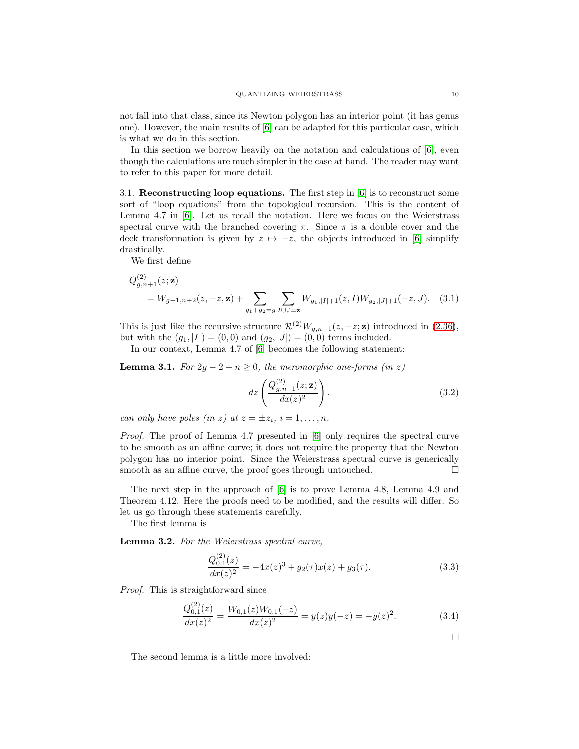not fall into that class, since its Newton polygon has an interior point (it has genus one). However, the main results of [6] can be adapted for this particular case, which is what we do in this section.

In this section we borrow heavily on the notation and calculations of [6], even though the calculations are much simpler in the case at hand. The reader may want to refer to this paper for more detail.

3.1. **Reconstructing loop equations.** The first step in [6] is to reconstruct some sort of "loop equations" from the topological recursion. This is the content of Lemma 4.7 in [6]. Let us recall the notation. Here we focus on the Weierstrass spectral curve with the branched covering $\pi$. Since $\pi$ is a double cover and the deck transformation is given by $z \mapsto -z$, the objects introduced in [6] simplify drastically.

We first define

$$
\begin{aligned}
&Q^{(2)}_{g,n+1}(z;\mathbf{z}) \\
&\quad = W_{g-1,n+2}(z,-z,\mathbf{z}) + \sum_{g_1+g_2=g} \sum_{I\cup J=\mathbf{z}} W_{g_1,|I|+1}(z,I) W_{g_2,|J|+1}(-z,J). \quad (3.1)
\end{aligned}
$$

This is just like the recursive structure $\mathcal{R}^{(2)} W_{g,n+1}(z,-z;\mathbf{z})$ introduced in (2.36), but with the $(g_1,|I|)=(0,0)$ and $(g_2,|J|)=(0,0)$ terms included.

In our context, Lemma 4.7 of [6] becomes the following statement:

**Lemma 3.1.** *For $2g-2+n \geq 0$, the meromorphic one-forms (in $z$)*

$$
dz \left( \frac{Q^{(2)}_{g,n+1}(z;\mathbf{z})}{dx(z)^2} \right). \quad (3.2)
$$

*can only have poles (in $z$) at $z = \pm z_i$, $i=1,\ldots,n$.*

*Proof.* The proof of Lemma 4.7 presented in [6] only requires the spectral curve to be smooth as an affine curve; it does not require the property that the Newton polygon has no interior point. Since the Weierstrass spectral curve is generically smooth as an affine curve, the proof goes through untouched. □

The next step in the approach of [6] is to prove Lemma 4.8, Lemma 4.9 and Theorem 4.12. Here the proofs need to be modified, and the results will differ. So let us go through these statements carefully.

The first lemma is

**Lemma 3.2.** *For the Weierstrass spectral curve,*

$$
\frac{Q^{(2)}_{0,1}(z)}{dx(z)^2} = -4x(z)^3 + g_2(\tau)x(z) + g_3(\tau). \quad (3.3)
$$

*Proof.* This is straightforward since

$$
\frac{Q^{(2)}_{0,1}(z)}{dx(z)^2} = \frac{W_{0,1}(z)W_{0,1}(-z)}{dx(z)^2} = y(z)y(-z) = -y(z)^2. \quad (3.4)
$$

□

The second lemma is a little more involved: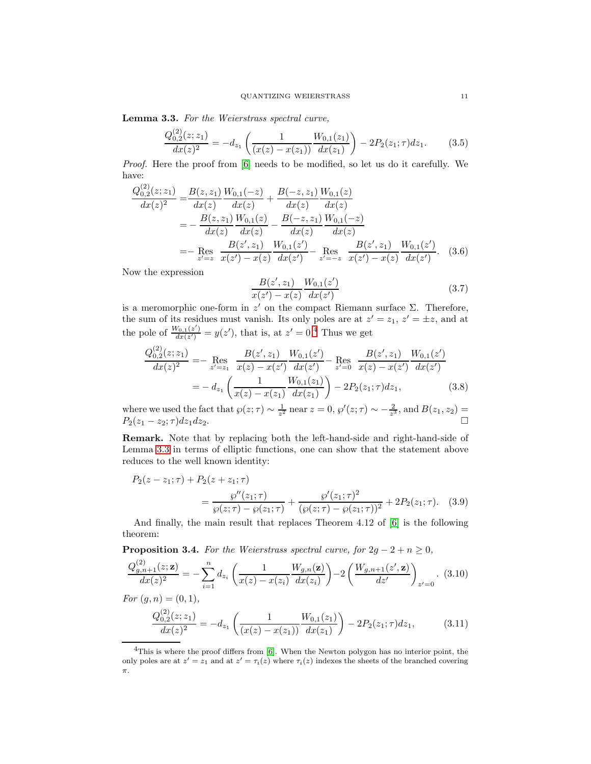**Lemma 3.3.** *For the Weierstrass spectral curve,*

$$\frac{Q_{0,2}^{(2)}(z;z_1)}{dx(z)^2} = -d_{z_1}\left(\frac{1}{(x(z)-x(z_1))}\frac{W_{0,1}(z_1)}{dx(z_1)}\right) - 2P_2(z_1;\tau)dz_1. \tag{3.5}$$

*Proof.* Here the proof from [6] needs to be modified, so let us do it carefully. We have:

$$\begin{aligned}
\frac{Q_{0,2}^{(2)}(z;z_1)}{dx(z)^2} =& \frac{B(z,z_1)}{dx(z)}\frac{W_{0,1}(-z)}{dx(z)} + \frac{B(-z,z_1)}{dx(z)}\frac{W_{0,1}(z)}{dx(z)} \\
=& -\frac{B(z,z_1)}{dx(z)}\frac{W_{0,1}(z)}{dx(z)} - \frac{B(-z,z_1)}{dx(z)}\frac{W_{0,1}(-z)}{dx(z)} \\
=& -\operatorname*{Res}_{z'=z}\frac{B(z',z_1)}{x(z')-x(z)}\frac{W_{0,1}(z')}{dx(z')} - \operatorname*{Res}_{z'=-z}\frac{B(z',z_1)}{x(z')-x(z)}\frac{W_{0,1}(z')}{dx(z')}.
\end{aligned} \tag{3.6}$$

Now the expression

$$\frac{B(z',z_1)}{x(z')-x(z)}\frac{W_{0,1}(z')}{dx(z')} \tag{3.7}$$

is a meromorphic one-form in $z'$ on the compact Riemann surface $\Sigma$. Therefore, the sum of its residues must vanish. Its only poles are at $z'=z_1$, $z'=\pm z$, and at the pole of $\frac{W_{0,1}(z')}{dx(z')} = y(z')$, that is, at $z'=0$.[4] Thus we get

$$\begin{aligned}
\frac{Q_{0,2}^{(2)}(z;z_1)}{dx(z)^2} =& -\operatorname*{Res}_{z'=z_1}\frac{B(z',z_1)}{x(z)-x(z')}\frac{W_{0,1}(z')}{dx(z')} - \operatorname*{Res}_{z'=0}\frac{B(z',z_1)}{x(z)-x(z')}\frac{W_{0,1}(z')}{dx(z')} \\
=& -d_{z_1}\left(\frac{1}{x(z)-x(z_1)}\frac{W_{0,1}(z_1)}{dx(z_1)}\right) - 2P_2(z_1;\tau)dz_1,
\end{aligned} \tag{3.8}$$

where we used the fact that $\wp(z;\tau)\sim\frac{1}{z^2}$ near $z=0$, $\wp'(z;\tau)\sim-\frac{2}{z^3}$, and $B(z_1,z_2) = P_2(z_1-z_2;\tau)dz_1dz_2$. $\square$

**Remark.** Note that by replacing both the left-hand-side and right-hand-side of Lemma 3.3 in terms of elliptic functions, one can show that the statement above reduces to the well known identity:

$$\begin{aligned}
P_2&(z-z_1;\tau) + P_2(z+z_1;\tau) \\
&= \frac{\wp''(z_1;\tau)}{\wp(z;\tau)-\wp(z_1;\tau)} + \frac{\wp'(z_1;\tau)^2}{(\wp(z;\tau)-\wp(z_1;\tau))^2} + 2P_2(z_1;\tau).
\end{aligned} \tag{3.9}$$

And finally, the main result that replaces Theorem 4.12 of [6] is the following theorem:

**Proposition 3.4.** *For the Weierstrass spectral curve, for $2g-2+n\geq 0$,*

$$\frac{Q_{g,n+1}^{(2)}(z;\mathbf{z})}{dx(z)^2} = -\sum_{i=1}^{n} d_{z_i}\left(\frac{1}{x(z)-x(z_i)}\frac{W_{g,n}(\mathbf{z})}{dx(z_i)}\right) - 2\left(\frac{W_{g,n+1}(z',\mathbf{z})}{dz'}\right)_{z'=0}. \tag{3.10}$$

*For $(g,n)=(0,1)$,*

$$\frac{Q_{0,2}^{(2)}(z;z_1)}{dx(z)^2} = -d_{z_1}\left(\frac{1}{(x(z)-x(z_1))}\frac{W_{0,1}(z_1)}{dx(z_1)}\right) - 2P_2(z_1;\tau)dz_1, \tag{3.11}$$

---

[4] This is where the proof differs from [6]. When the Newton polygon has no interior point, the only poles are at $z'=z_1$ and at $z'=\tau_i(z)$ where $\tau_i(z)$ indexes the sheets of the branched covering $\pi$.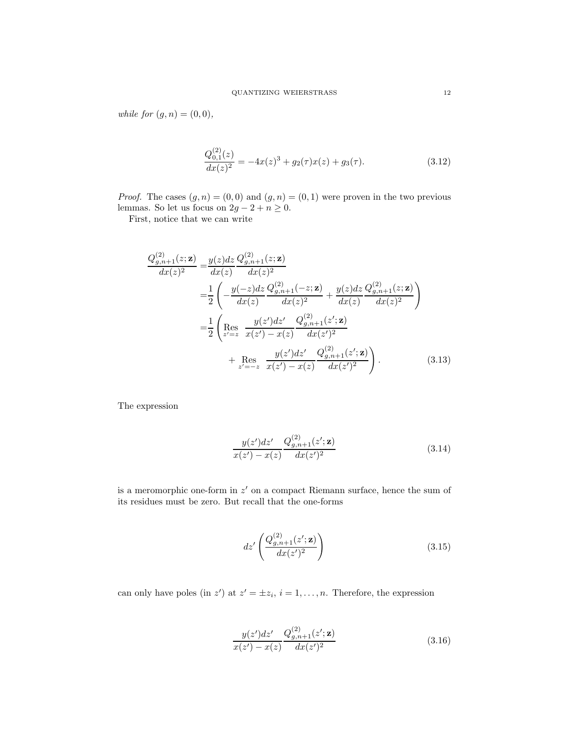*while for* $(g,n) = (0,0)$,

$$\frac{Q^{(2)}_{0,1}(z)}{dx(z)^2} = -4x(z)^3 + g_2(\tau)x(z) + g_3(\tau). \tag{3.12}$$

*Proof.* The cases $(g,n) = (0,0)$ and $(g,n) = (0,1)$ were proven in the two previous lemmas. So let us focus on $2g - 2 + n \geq 0$.

First, notice that we can write

$$\begin{aligned}
\frac{Q^{(2)}_{g,n+1}(z;\mathbf{z})}{dx(z)^2} =& \frac{y(z)dz}{dx(z)}\frac{Q^{(2)}_{g,n+1}(z;\mathbf{z})}{dx(z)^2} \\
=& \frac{1}{2}\left( -\frac{y(-z)dz}{dx(z)}\frac{Q^{(2)}_{g,n+1}(-z;\mathbf{z})}{dx(z)^2} + \frac{y(z)dz}{dx(z)}\frac{Q^{(2)}_{g,n+1}(z;\mathbf{z})}{dx(z)^2}\right) \\
=& \frac{1}{2}\left( \operatorname*{Res}_{z'=z} \frac{y(z')dz'}{x(z')-x(z)}\frac{Q^{(2)}_{g,n+1}(z';\mathbf{z})}{dx(z')^2} \right.\\
& \left. + \operatorname*{Res}_{z'=-z} \frac{y(z')dz'}{x(z')-x(z)}\frac{Q^{(2)}_{g,n+1}(z';\mathbf{z})}{dx(z')^2}\right).
\end{aligned} \tag{3.13}$$

The expression

$$\frac{y(z')dz'}{x(z')-x(z)}\frac{Q^{(2)}_{g,n+1}(z';\mathbf{z})}{dx(z')^2} \tag{3.14}$$

is a meromorphic one-form in $z'$ on a compact Riemann surface, hence the sum of its residues must be zero. But recall that the one-forms

$$dz'\left(\frac{Q^{(2)}_{g,n+1}(z';\mathbf{z})}{dx(z')^2}\right) \tag{3.15}$$

can only have poles (in $z'$) at $z' = \pm z_i$, $i = 1, \ldots, n$. Therefore, the expression

$$\frac{y(z')dz'}{x(z')-x(z)}\frac{Q^{(2)}_{g,n+1}(z';\mathbf{z})}{dx(z')^2} \tag{3.16}$$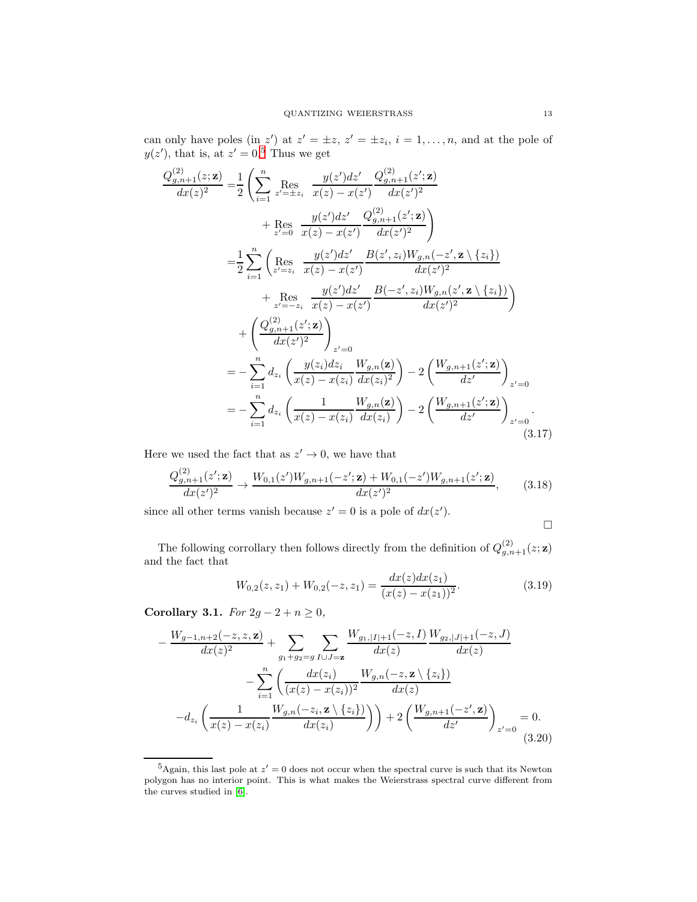can only have poles (in $z'$) at $z' = \pm z$, $z' = \pm z_i$, $i = 1, \ldots, n$, and at the pole of $y(z')$, that is, at $z' = 0$.[5] Thus we get

$$
\begin{aligned}
\frac{Q^{(2)}_{g,n+1}(z;\mathbf{z})}{dx(z)^2} =& \frac{1}{2}\left(\sum_{i=1}^{n} \operatorname*{Res}_{z'=\pm z_i} \frac{y(z')dz'}{x(z)-x(z')}\frac{Q^{(2)}_{g,n+1}(z';\mathbf{z})}{dx(z')^2}\right. \\
&\left. + \operatorname*{Res}_{z'=0} \frac{y(z')dz'}{x(z)-x(z')}\frac{Q^{(2)}_{g,n+1}(z';\mathbf{z})}{dx(z')^2}\right) \\
=& \frac{1}{2}\sum_{i=1}^{n}\left(\operatorname*{Res}_{z'=z_i} \frac{y(z')dz'}{x(z)-x(z')}\frac{B(z',z_i)W_{g,n}(-z',\mathbf{z}\setminus\{z_i\})}{dx(z')^2}\right. \\
&\left. + \operatorname*{Res}_{z'=-z_i} \frac{y(z')dz'}{x(z)-x(z')}\frac{B(-z',z_i)W_{g,n}(z',\mathbf{z}\setminus\{z_i\})}{dx(z')^2}\right) \\
&+ \left(\frac{Q^{(2)}_{g,n+1}(z';\mathbf{z})}{dx(z')^2}\right)_{z'=0} \\
=& -\sum_{i=1}^{n} d_{z_i}\left(\frac{y(z_i)dz_i}{x(z)-x(z_i)}\frac{W_{g,n}(\mathbf{z})}{dx(z_i)^2}\right) - 2\left(\frac{W_{g,n+1}(z';\mathbf{z})}{dz'}\right)_{z'=0} \\
=& -\sum_{i=1}^{n} d_{z_i}\left(\frac{1}{x(z)-x(z_i)}\frac{W_{g,n}(\mathbf{z})}{dx(z_i)}\right) - 2\left(\frac{W_{g,n+1}(z';\mathbf{z})}{dz'}\right)_{z'=0}.
\end{aligned}
\tag{3.17}
$$

Here we used the fact that as $z' \to 0$, we have that

$$
\frac{Q^{(2)}_{g,n+1}(z';\mathbf{z})}{dx(z')^2} \to \frac{W_{0,1}(z')W_{g,n+1}(-z';\mathbf{z}) + W_{0,1}(-z')W_{g,n+1}(z';\mathbf{z})}{dx(z')^2}, \tag{3.18}
$$

since all other terms vanish because $z' = 0$ is a pole of $dx(z')$.

∎

The following corrollary then follows directly from the definition of $Q^{(2)}_{g,n+1}(z;\mathbf{z})$ and the fact that

$$
W_{0,2}(z,z_1) + W_{0,2}(-z,z_1) = \frac{dx(z)dx(z_1)}{(x(z)-x(z_1))^2}. \tag{3.19}
$$

**Corollary 3.1.** *For $2g-2+n \geq 0$,*

$$
\begin{aligned}
-\frac{W_{g-1,n+2}(-z,z,\mathbf{z})}{dx(z)^2} &+ \sum_{g_1+g_2=g}\sum_{I\cup J=\mathbf{z}} \frac{W_{g_1,|I|+1}(-z,I)}{dx(z)}\frac{W_{g_2,|J|+1}(-z,J)}{dx(z)} \\
&- \sum_{i=1}^{n}\left(\frac{dx(z_i)}{(x(z)-x(z_i))^2}\frac{W_{g,n}(-z,\mathbf{z}\setminus\{z_i\})}{dx(z)}\right. \\
-d_{z_i}&\left.\left(\frac{1}{x(z)-x(z_i)}\frac{W_{g,n}(-z_i,\mathbf{z}\setminus\{z_i\})}{dx(z_i)}\right)\right) + 2\left(\frac{W_{g,n+1}(-z',\mathbf{z})}{dz'}\right)_{z'=0} = 0.
\end{aligned}
\tag{3.20}
$$

---

[5] Again, this last pole at $z' = 0$ does not occur when the spectral curve is such that its Newton polygon has no interior point. This is what makes the Weierstrass spectral curve different from the curves studied in [6].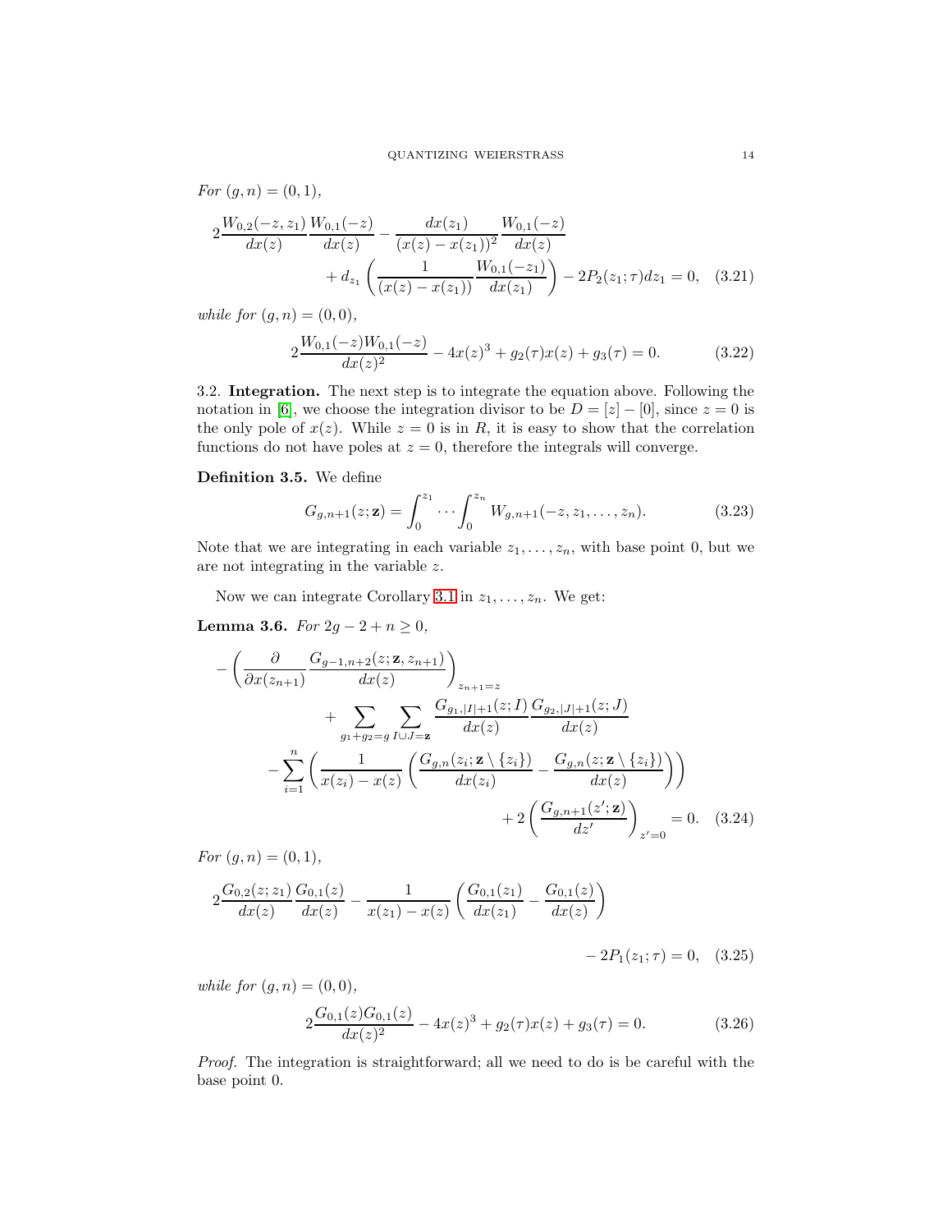*For* $(g,n) = (0,1)$,

$$2\frac{W_{0,2}(-z,z_1)}{dx(z)}\frac{W_{0,1}(-z)}{dx(z)} - \frac{dx(z_1)}{(x(z)-x(z_1))^2}\frac{W_{0,1}(-z)}{dx(z)} \\ + d_{z_1}\left(\frac{1}{(x(z)-x(z_1))}\frac{W_{0,1}(-z_1)}{dx(z_1)}\right) - 2P_2(z_1;\tau)dz_1 = 0, \quad (3.21)$$

*while for* $(g,n) = (0,0)$,

$$2\frac{W_{0,1}(-z)W_{0,1}(-z)}{dx(z)^2} - 4x(z)^3 + g_2(\tau)x(z) + g_3(\tau) = 0. \quad (3.22)$$

3.2. **Integration.** The next step is to integrate the equation above. Following the notation in [6], we choose the integration divisor to be $D = [z] - [0]$, since $z = 0$ is the only pole of $x(z)$. While $z = 0$ is in $R$, it is easy to show that the correlation functions do not have poles at $z = 0$, therefore the integrals will converge.

**Definition 3.5.** We define

$$G_{g,n+1}(z;\mathbf{z}) = \int_0^{z_1}\cdots\int_0^{z_n} W_{g,n+1}(-z,z_1,\ldots,z_n). \quad (3.23)$$

Note that we are integrating in each variable $z_1,\ldots,z_n$, with base point 0, but we are not integrating in the variable $z$.

Now we can integrate Corollary 3.1 in $z_1,\ldots,z_n$. We get:

**Lemma 3.6.** *For* $2g-2+n \geq 0$,

$$-\left(\frac{\partial}{\partial x(z_{n+1})}\frac{G_{g-1,n+2}(z;\mathbf{z},z_{n+1})}{dx(z)}\right)_{z_{n+1}=z} \\ + \sum_{g_1+g_2=g}\sum_{I\cup J=\mathbf{z}}\frac{G_{g_1,|I|+1}(z;I)}{dx(z)}\frac{G_{g_2,|J|+1}(z;J)}{dx(z)} \\ -\sum_{i=1}^n\left(\frac{1}{x(z_i)-x(z)}\left(\frac{G_{g,n}(z_i;\mathbf{z}\setminus\{z_i\})}{dx(z_i)} - \frac{G_{g,n}(z;\mathbf{z}\setminus\{z_i\})}{dx(z)}\right)\right) \\ + 2\left(\frac{G_{g,n+1}(z';\mathbf{z})}{dz'}\right)_{z'=0} = 0. \quad (3.24)$$

*For* $(g,n) = (0,1)$,

$$2\frac{G_{0,2}(z;z_1)}{dx(z)}\frac{G_{0,1}(z)}{dx(z)} - \frac{1}{x(z_1)-x(z)}\left(\frac{G_{0,1}(z_1)}{dx(z_1)} - \frac{G_{0,1}(z)}{dx(z)}\right) \\ - 2P_1(z_1;\tau) = 0, \quad (3.25)$$

*while for* $(g,n) = (0,0)$,

$$2\frac{G_{0,1}(z)G_{0,1}(z)}{dx(z)^2} - 4x(z)^3 + g_2(\tau)x(z) + g_3(\tau) = 0. \quad (3.26)$$

*Proof.* The integration is straightforward; all we need to do is be careful with the base point 0.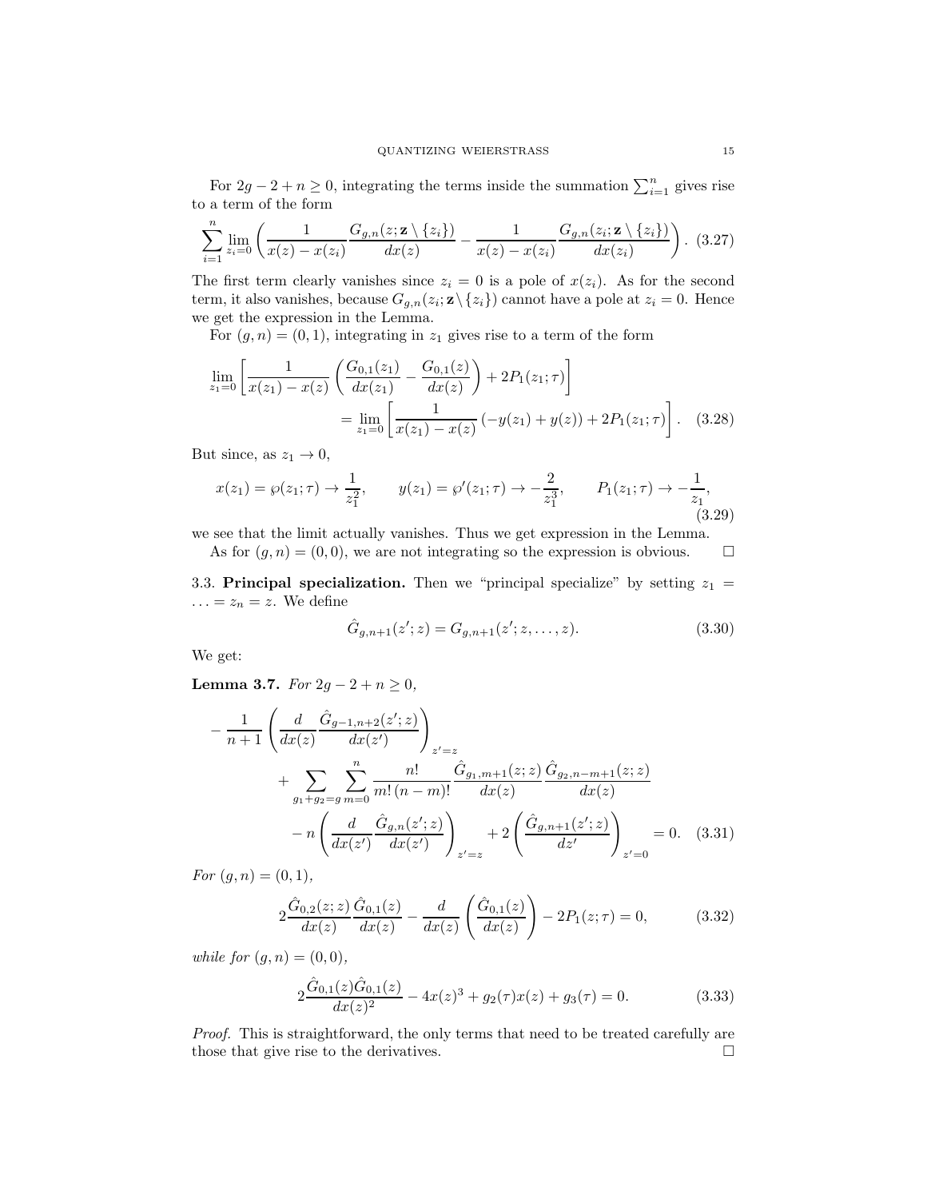For $2g-2+n \geq 0$, integrating the terms inside the summation $\sum_{i=1}^n$ gives rise to a term of the form

$$\sum_{i=1}^n \lim_{z_i=0} \left( \frac{1}{x(z)-x(z_i)} \frac{G_{g,n}(z;\mathbf{z}\setminus\{z_i\})}{dx(z)} - \frac{1}{x(z)-x(z_i)} \frac{G_{g,n}(z_i;\mathbf{z}\setminus\{z_i\})}{dx(z_i)} \right). \quad (3.27)$$

The first term clearly vanishes since $z_i = 0$ is a pole of $x(z_i)$. As for the second term, it also vanishes, because $G_{g,n}(z_i;\mathbf{z}\setminus\{z_i\})$ cannot have a pole at $z_i = 0$. Hence we get the expression in the Lemma.

For $(g,n) = (0,1)$, integrating in $z_1$ gives rise to a term of the form

$$\begin{aligned}
\lim_{z_1=0} &\left[ \frac{1}{x(z_1)-x(z)} \left( \frac{G_{0,1}(z_1)}{dx(z_1)} - \frac{G_{0,1}(z)}{dx(z)} \right) + 2P_1(z_1;\tau) \right] \\
&= \lim_{z_1=0} \left[ \frac{1}{x(z_1)-x(z)} \left( -y(z_1) + y(z) \right) + 2P_1(z_1;\tau) \right]. \quad (3.28)
\end{aligned}$$

But since, as $z_1 \to 0$,

$$x(z_1) = \wp(z_1;\tau) \to \frac{1}{z_1^2}, \qquad y(z_1) = \wp'(z_1;\tau) \to -\frac{2}{z_1^3}, \qquad P_1(z_1;\tau) \to -\frac{1}{z_1}, \quad (3.29)$$

we see that the limit actually vanishes. Thus we get expression in the Lemma.

As for $(g,n) = (0,0)$, we are not integrating so the expression is obvious. $\square$

### 3.3. Principal specialization.

Then we "principal specialize" by setting $z_1 = \ldots = z_n = z$. We define

$$\hat{G}_{g,n+1}(z';z) = G_{g,n+1}(z';z,\ldots,z). \quad (3.30)$$

We get:

**Lemma 3.7.** *For $2g-2+n \geq 0$,*

$$\begin{aligned}
-\frac{1}{n+1} &\left( \frac{d}{dx(z)} \frac{\hat{G}_{g-1,n+2}(z';z)}{dx(z')} \right)_{z'=z} \\
&+ \sum_{g_1+g_2=g} \sum_{m=0}^{n} \frac{n!}{m!\,(n-m)!} \frac{\hat{G}_{g_1,m+1}(z;z)}{dx(z)} \frac{\hat{G}_{g_2,n-m+1}(z;z)}{dx(z)} \\
&- n \left( \frac{d}{dx(z')} \frac{\hat{G}_{g,n}(z';z)}{dx(z')} \right)_{z'=z} + 2 \left( \frac{\hat{G}_{g,n+1}(z';z)}{dz'} \right)_{z'=0} = 0. \quad (3.31)
\end{aligned}$$

*For $(g,n) = (0,1)$,*

$$2\frac{\hat{G}_{0,2}(z;z)}{dx(z)} \frac{\hat{G}_{0,1}(z)}{dx(z)} - \frac{d}{dx(z)} \left( \frac{\hat{G}_{0,1}(z)}{dx(z)} \right) - 2P_1(z;\tau) = 0, \quad (3.32)$$

*while for $(g,n) = (0,0)$,*

$$2\frac{\hat{G}_{0,1}(z)\hat{G}_{0,1}(z)}{dx(z)^2} - 4x(z)^3 + g_2(\tau)x(z) + g_3(\tau) = 0. \quad (3.33)$$

*Proof.* This is straightforward, the only terms that need to be treated carefully are those that give rise to the derivatives. $\square$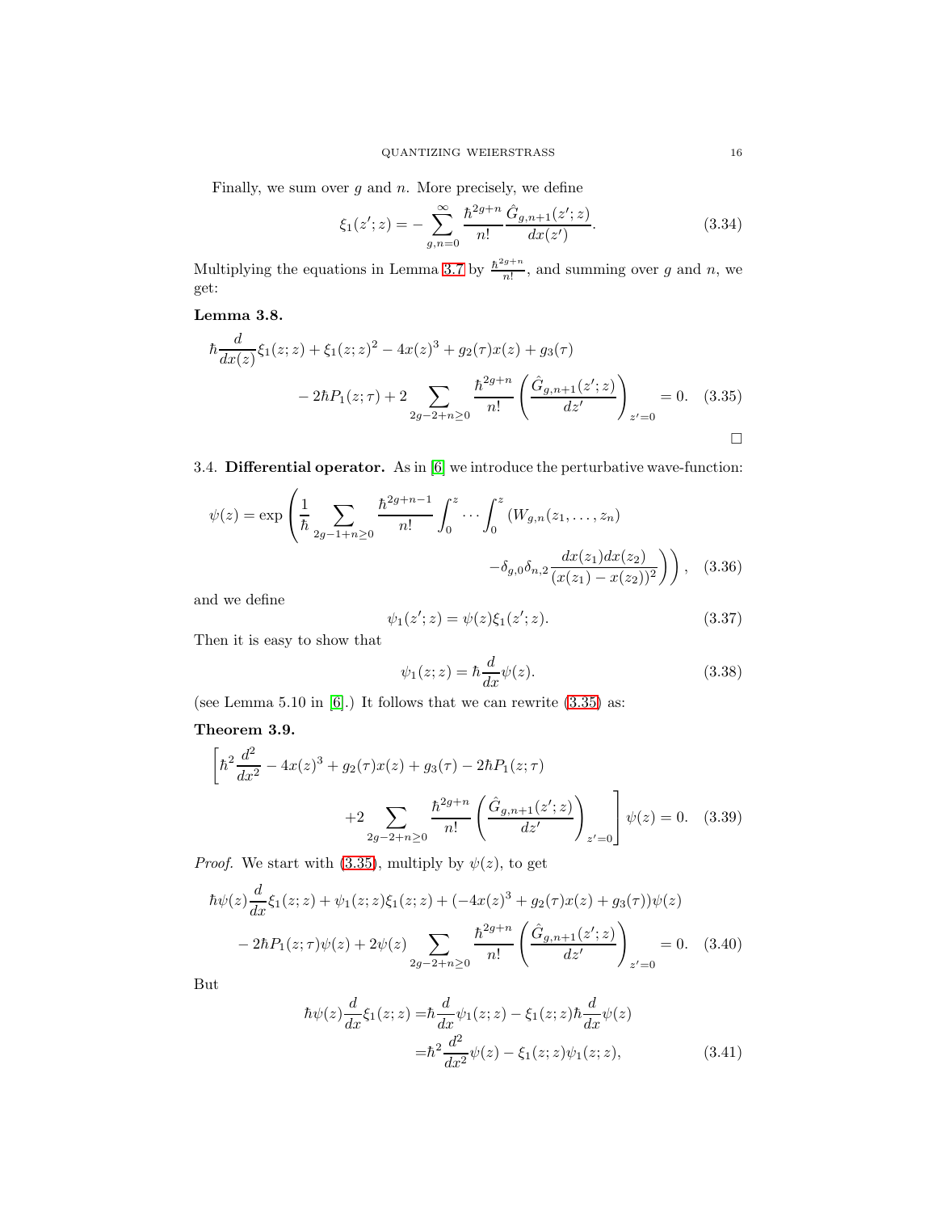Finally, we sum over $g$ and $n$. More precisely, we define

$$\xi_1(z';z) = -\sum_{g,n=0}^{\infty} \frac{\hbar^{2g+n}}{n!} \frac{\hat{G}_{g,n+1}(z';z)}{dx(z')}. \tag{3.34}$$

Multiplying the equations in Lemma 3.7 by $\frac{\hbar^{2g+n}}{n!}$, and summing over $g$ and $n$, we get:

**Lemma 3.8.**

$$\hbar \frac{d}{dx(z)} \xi_1(z;z) + \xi_1(z;z)^2 - 4x(z)^3 + g_2(\tau)x(z) + g_3(\tau) \\ - 2\hbar P_1(z;\tau) + 2\sum_{2g-2+n\geq 0} \frac{\hbar^{2g+n}}{n!} \left(\frac{\hat{G}_{g,n+1}(z';z)}{dz'}\right)_{z'=0} = 0. \tag{3.35}$$

□

### 3.4. Differential operator.

As in [6] we introduce the perturbative wave-function:

$$\psi(z) = \exp\left(\frac{1}{\hbar}\sum_{2g-1+n\geq 0} \frac{\hbar^{2g+n-1}}{n!}\int_0^z \cdots \int_0^z \left(W_{g,n}(z_1,\ldots,z_n) \right.\right. \\ \left.\left. -\delta_{g,0}\delta_{n,2}\frac{dx(z_1)dx(z_2)}{(x(z_1)-x(z_2))^2}\right)\right), \tag{3.36}$$

and we define

$$\psi_1(z';z) = \psi(z)\xi_1(z';z). \tag{3.37}$$

Then it is easy to show that

$$\psi_1(z;z) = \hbar\frac{d}{dx}\psi(z). \tag{3.38}$$

(see Lemma 5.10 in [6].) It follows that we can rewrite (3.35) as:

**Theorem 3.9.**

$$\left[\hbar^2\frac{d^2}{dx^2} - 4x(z)^3 + g_2(\tau)x(z) + g_3(\tau) - 2\hbar P_1(z;\tau) \right. \\ \left. +2\sum_{2g-2+n\geq 0}\frac{\hbar^{2g+n}}{n!}\left(\frac{\hat{G}_{g,n+1}(z';z)}{dz'}\right)_{z'=0}\right]\psi(z) = 0. \tag{3.39}$$

*Proof.* We start with (3.35), multiply by $\psi(z)$, to get

$$\hbar\psi(z)\frac{d}{dx}\xi_1(z;z) + \psi_1(z;z)\xi_1(z;z) + (-4x(z)^3 + g_2(\tau)x(z) + g_3(\tau))\psi(z) \\ - 2\hbar P_1(z;\tau)\psi(z) + 2\psi(z)\sum_{2g-2+n\geq 0}\frac{\hbar^{2g+n}}{n!}\left(\frac{\hat{G}_{g,n+1}(z';z)}{dz'}\right)_{z'=0} = 0. \tag{3.40}$$

But

$$\begin{aligned} \hbar\psi(z)\frac{d}{dx}\xi_1(z;z) =& \hbar\frac{d}{dx}\psi_1(z;z) - \xi_1(z;z)\hbar\frac{d}{dx}\psi(z) \\ =& \hbar^2\frac{d^2}{dx^2}\psi(z) - \xi_1(z;z)\psi_1(z;z), \end{aligned} \tag{3.41}$$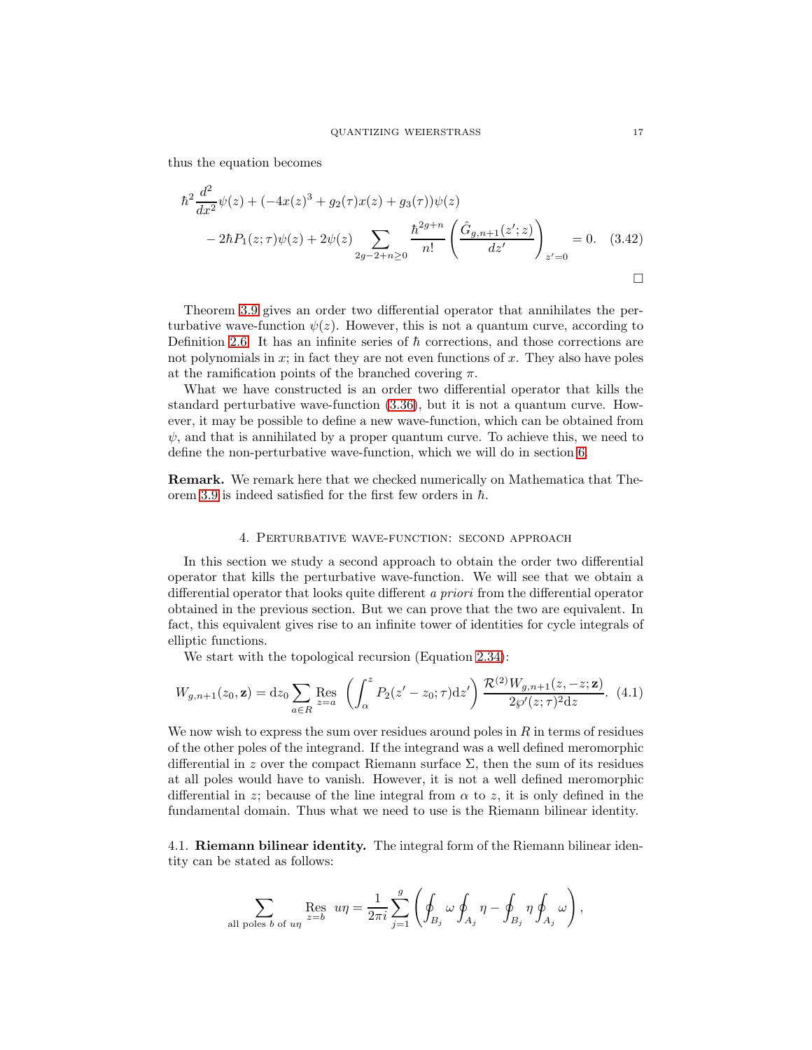thus the equation becomes

$$\hbar^2 \frac{d^2}{dx^2}\psi(z) + (-4x(z)^3 + g_2(\tau)x(z) + g_3(\tau))\psi(z)$$
$$- 2\hbar P_1(z;\tau)\psi(z) + 2\psi(z) \sum_{2g-2+n\geq 0} \frac{\hbar^{2g+n}}{n!} \left( \frac{\hat{G}_{g,n+1}(z';z)}{dz'} \right)_{z'=0} = 0. \quad (3.42)$$

□

Theorem 3.9 gives an order two differential operator that annihilates the perturbative wave-function $\psi(z)$. However, this is not a quantum curve, according to Definition 2.6. It has an infinite series of $\hbar$ corrections, and those corrections are not polynomials in $x$; in fact they are not even functions of $x$. They also have poles at the ramification points of the branched covering $\pi$.

What we have constructed is an order two differential operator that kills the standard perturbative wave-function (3.36), but it is not a quantum curve. However, it may be possible to define a new wave-function, which can be obtained from $\psi$, and that is annihilated by a proper quantum curve. To achieve this, we need to define the non-perturbative wave-function, which we will do in section 6.

**Remark.** We remark here that we checked numerically on Mathematica that Theorem 3.9 is indeed satisfied for the first few orders in $\hbar$.

## 4. Perturbative wave-function: second approach

In this section we study a second approach to obtain the order two differential operator that kills the perturbative wave-function. We will see that we obtain a differential operator that looks quite different *a priori* from the differential operator obtained in the previous section. But we can prove that the two are equivalent. In fact, this equivalent gives rise to an infinite tower of identities for cycle integrals of elliptic functions.

We start with the topological recursion (Equation 2.34):

$$W_{g,n+1}(z_0, \mathbf{z}) = \mathrm{d}z_0 \sum_{a\in R} \operatorname*{Res}_{z=a} \left( \int_\alpha^z P_2(z'-z_0;\tau)\mathrm{d}z' \right) \frac{\mathcal{R}^{(2)} W_{g,n+1}(z,-z;\mathbf{z})}{2\wp'(z;\tau)^2 \mathrm{d}z}. \quad (4.1)$$

We now wish to express the sum over residues around poles in $R$ in terms of residues of the other poles of the integrand. If the integrand was a well defined meromorphic differential in $z$ over the compact Riemann surface $\Sigma$, then the sum of its residues at all poles would have to vanish. However, it is not a well defined meromorphic differential in $z$; because of the line integral from $\alpha$ to $z$, it is only defined in the fundamental domain. Thus what we need to use is the Riemann bilinear identity.

### 4.1. Riemann bilinear identity.

The integral form of the Riemann bilinear identity can be stated as follows:

$$\sum_{\text{all poles } b \text{ of } u\eta} \operatorname*{Res}_{z=b} u\eta = \frac{1}{2\pi i} \sum_{j=1}^{g} \left( \oint_{B_j} \omega \oint_{A_j} \eta - \oint_{B_j} \eta \oint_{A_j} \omega \right),$$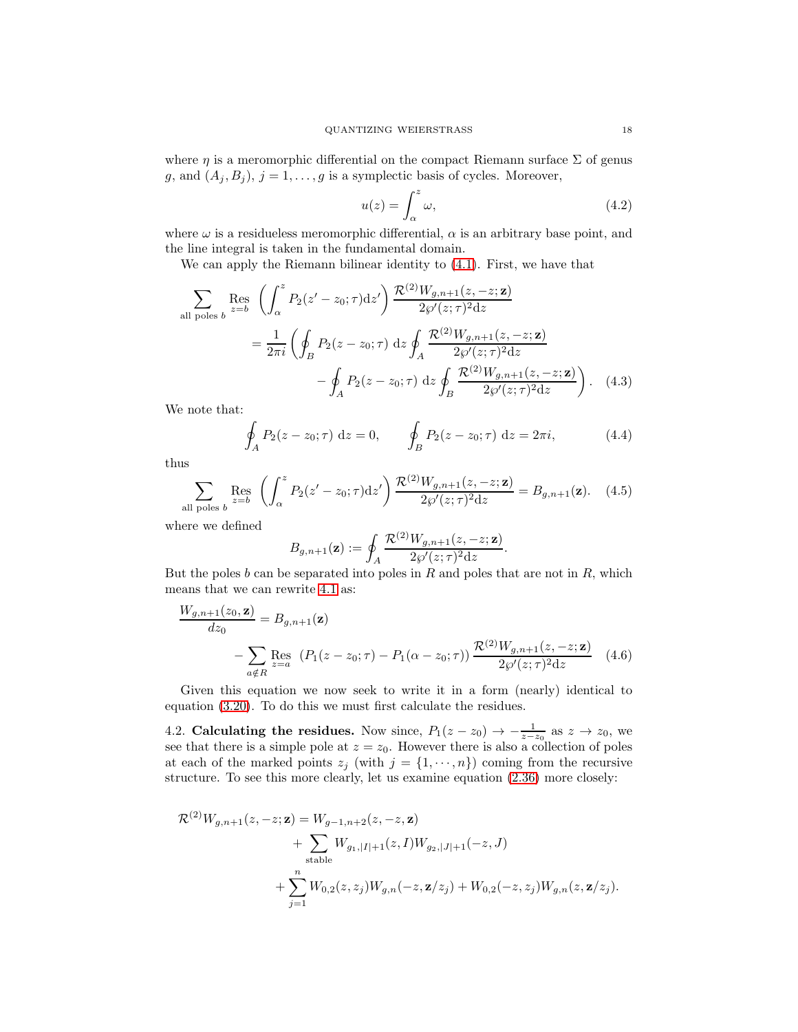where $\eta$ is a meromorphic differential on the compact Riemann surface $\Sigma$ of genus $g$, and $(A_j, B_j)$, $j = 1, \ldots, g$ is a symplectic basis of cycles. Moreover,

$$u(z) = \int_\alpha^z \omega, \tag{4.2}$$

where $\omega$ is a residueless meromorphic differential, $\alpha$ is an arbitrary base point, and the line integral is taken in the fundamental domain.

We can apply the Riemann bilinear identity to (4.1). First, we have that

$$\begin{aligned}\sum_{\text{all poles } b} \operatorname*{Res}_{z=b} \left( \int_\alpha^z P_2(z' - z_0; \tau) \mathrm{d}z' \right) \frac{\mathcal{R}^{(2)} W_{g,n+1}(z, -z; \mathbf{z})}{2\wp'(z;\tau)^2 \mathrm{d}z} \\ = \frac{1}{2\pi i} \left( \oint_B P_2(z - z_0; \tau) \ \mathrm{d}z \oint_A \frac{\mathcal{R}^{(2)} W_{g,n+1}(z, -z; \mathbf{z})}{2\wp'(z;\tau)^2 \mathrm{d}z} \right. \\ \left. - \oint_A P_2(z - z_0; \tau) \ \mathrm{d}z \oint_B \frac{\mathcal{R}^{(2)} W_{g,n+1}(z, -z; \mathbf{z})}{2\wp'(z;\tau)^2 \mathrm{d}z} \right). \end{aligned} \tag{4.3}$$

We note that:

$$\oint_A P_2(z - z_0; \tau) \ \mathrm{d}z = 0, \qquad \oint_B P_2(z - z_0; \tau) \ \mathrm{d}z = 2\pi i, \tag{4.4}$$

thus

$$\sum_{\text{all poles } b} \operatorname*{Res}_{z=b} \left( \int_\alpha^z P_2(z' - z_0; \tau) \mathrm{d}z' \right) \frac{\mathcal{R}^{(2)} W_{g,n+1}(z, -z; \mathbf{z})}{2\wp'(z;\tau)^2 \mathrm{d}z} = B_{g,n+1}(\mathbf{z}). \tag{4.5}$$

where we defined

$$B_{g,n+1}(\mathbf{z}) := \oint_A \frac{\mathcal{R}^{(2)} W_{g,n+1}(z, -z; \mathbf{z})}{2\wp'(z;\tau)^2 \mathrm{d}z}.$$

But the poles $b$ can be separated into poles in $R$ and poles that are not in $R$, which means that we can rewrite 4.1 as:

$$\begin{aligned}\frac{W_{g,n+1}(z_0, \mathbf{z})}{dz_0} = B_{g,n+1}(\mathbf{z}) \\ - \sum_{a \notin R} \operatorname*{Res}_{z=a} \left( P_1(z - z_0; \tau) - P_1(\alpha - z_0; \tau) \right) \frac{\mathcal{R}^{(2)} W_{g,n+1}(z, -z; \mathbf{z})}{2\wp'(z;\tau)^2 \mathrm{d}z} \end{aligned} \tag{4.6}$$

Given this equation we now seek to write it in a form (nearly) identical to equation (3.20). To do this we must first calculate the residues.

4.2. **Calculating the residues.** Now since, $P_1(z - z_0) \to -\frac{1}{z - z_0}$ as $z \to z_0$, we see that there is a simple pole at $z = z_0$. However there is also a collection of poles at each of the marked points $z_j$ (with $j = \{1, \cdots, n\}$) coming from the recursive structure. To see this more clearly, let us examine equation (2.36) more closely:

$$\begin{aligned}\mathcal{R}^{(2)} W_{g,n+1}(z, -z; \mathbf{z}) = W_{g-1,n+2}(z, -z, \mathbf{z}) \\ + \sum_{\text{stable}} W_{g_1,|I|+1}(z, I) W_{g_2,|J|+1}(-z, J) \\ + \sum_{j=1}^{n} W_{0,2}(z, z_j) W_{g,n}(-z, \mathbf{z}/z_j) + W_{0,2}(-z, z_j) W_{g,n}(z, \mathbf{z}/z_j).\end{aligned}$$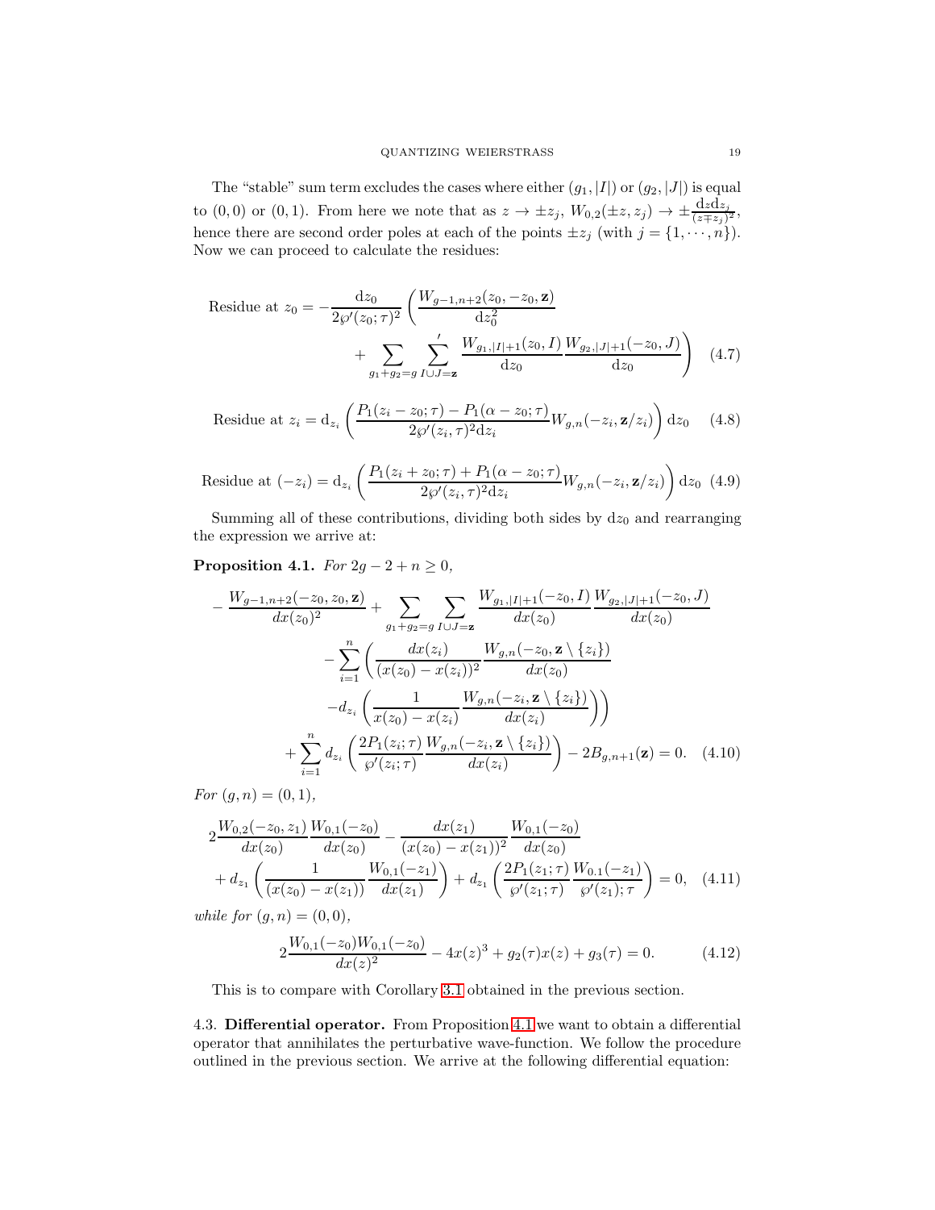The "stable" sum term excludes the cases where either $(g_1, |I|)$ or $(g_2, |J|)$ is equal to $(0,0)$ or $(0,1)$. From here we note that as $z \to \pm z_j$, $W_{0,2}(\pm z, z_j) \to \pm \frac{\mathrm{d}z \mathrm{d}z_j}{(z \mp z_j)^2}$, hence there are second order poles at each of the points $\pm z_j$ (with $j = \{1, \cdots, n\}$). Now we can proceed to calculate the residues:

$$\text{Residue at } z_0 = -\frac{\mathrm{d}z_0}{2\wp'(z_0;\tau)^2}\left(\frac{W_{g-1,n+2}(z_0,-z_0,\mathbf{z})}{\mathrm{d}z_0^2} + \sum_{g_1+g_2=g}\sum_{I\cup J=\mathbf{z}}' \frac{W_{g_1,|I|+1}(z_0,I)}{\mathrm{d}z_0}\frac{W_{g_2,|J|+1}(-z_0,J)}{\mathrm{d}z_0}\right) \quad (4.7)$$

$$\text{Residue at } z_i = \mathrm{d}_{z_i}\left(\frac{P_1(z_i-z_0;\tau)-P_1(\alpha-z_0;\tau)}{2\wp'(z_i,\tau)^2\mathrm{d}z_i}W_{g,n}(-z_i,\mathbf{z}/z_i)\right)\mathrm{d}z_0 \quad (4.8)$$

$$\text{Residue at } (-z_i) = \mathrm{d}_{z_i}\left(\frac{P_1(z_i+z_0;\tau)+P_1(\alpha-z_0;\tau)}{2\wp'(z_i,\tau)^2\mathrm{d}z_i}W_{g,n}(-z_i,\mathbf{z}/z_i)\right)\mathrm{d}z_0 \quad (4.9)$$

Summing all of these contributions, dividing both sides by $\mathrm{d}z_0$ and rearranging the expression we arrive at:

**Proposition 4.1.** *For $2g-2+n \geq 0$,*

$$\begin{aligned}
&-\frac{W_{g-1,n+2}(-z_0,z_0,\mathbf{z})}{dx(z_0)^2} + \sum_{g_1+g_2=g}\sum_{I\cup J=\mathbf{z}}\frac{W_{g_1,|I|+1}(-z_0,I)}{dx(z_0)}\frac{W_{g_2,|J|+1}(-z_0,J)}{dx(z_0)} \\
&\quad -\sum_{i=1}^{n}\left(\frac{dx(z_i)}{(x(z_0)-x(z_i))^2}\frac{W_{g,n}(-z_0,\mathbf{z}\setminus\{z_i\})}{dx(z_0)} - d_{z_i}\left(\frac{1}{x(z_0)-x(z_i)}\frac{W_{g,n}(-z_i,\mathbf{z}\setminus\{z_i\})}{dx(z_i)}\right)\right) \\
&\quad +\sum_{i=1}^{n} d_{z_i}\left(\frac{2P_1(z_i;\tau)}{\wp'(z_i;\tau)}\frac{W_{g,n}(-z_i,\mathbf{z}\setminus\{z_i\})}{dx(z_i)}\right) - 2B_{g,n+1}(\mathbf{z}) = 0. \quad (4.10)
\end{aligned}$$

*For $(g,n) = (0,1)$,*

$$\begin{aligned}
&2\frac{W_{0,2}(-z_0,z_1)}{dx(z_0)}\frac{W_{0,1}(-z_0)}{dx(z_0)} - \frac{dx(z_1)}{(x(z_0)-x(z_1))^2}\frac{W_{0,1}(-z_0)}{dx(z_0)} \\
&\quad + d_{z_1}\left(\frac{1}{(x(z_0)-x(z_1))}\frac{W_{0,1}(-z_1)}{dx(z_1)}\right) + d_{z_1}\left(\frac{2P_1(z_1;\tau)}{\wp'(z_1;\tau)}\frac{W_{0.1}(-z_1)}{\wp'(z_1);\tau}\right) = 0, \quad (4.11)
\end{aligned}$$

*while for $(g,n) = (0,0)$,*

$$2\frac{W_{0,1}(-z_0)W_{0,1}(-z_0)}{dx(z)^2} - 4x(z)^3 + g_2(\tau)x(z) + g_3(\tau) = 0. \quad (4.12)$$

This is to compare with Corollary 3.1 obtained in the previous section.

4.3. **Differential operator.** From Proposition 4.1 we want to obtain a differential operator that annihilates the perturbative wave-function. We follow the procedure outlined in the previous section. We arrive at the following differential equation: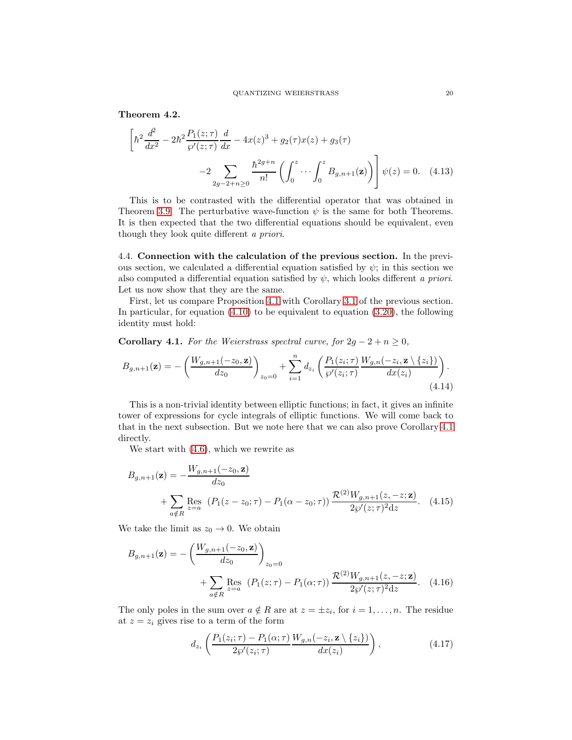**Theorem 4.2.**

$$\left[\hbar^2 \frac{d^2}{dx^2} - 2\hbar^2 \frac{P_1(z;\tau)}{\wp'(z;\tau)}\frac{d}{dx} - 4x(z)^3 + g_2(\tau)x(z) + g_3(\tau) \right.$$
$$\left. -2\sum_{2g-2+n\geq 0} \frac{\hbar^{2g+n}}{n!}\left(\int_0^z \cdots \int_0^z B_{g,n+1}(\mathbf{z})\right)\right]\psi(z) = 0. \quad (4.13)$$

This is to be contrasted with the differential operator that was obtained in Theorem 3.9. The perturbative wave-function $\psi$ is the same for both Theorems. It is then expected that the two differential equations should be equivalent, even though they look quite different *a priori*.

4.4. **Connection with the calculation of the previous section.** In the previous section, we calculated a differential equation satisfied by $\psi$; in this section we also computed a differential equation satisfied by $\psi$, which looks different *a priori*. Let us now show that they are the same.

First, let us compare Proposition 4.1 with Corollary 3.1 of the previous section. In particular, for equation (4.10) to be equivalent to equation (3.20), the following identity must hold:

**Corollary 4.1.** *For the Weierstrass spectral curve, for $2g-2+n \geq 0$,*

$$B_{g,n+1}(\mathbf{z}) = -\left(\frac{W_{g,n+1}(-z_0,\mathbf{z})}{dz_0}\right)_{z_0=0} + \sum_{i=1}^n d_{z_i}\left(\frac{P_1(z_i;\tau)}{\wp'(z_i;\tau)}\frac{W_{g,n}(-z_i,\mathbf{z}\setminus\{z_i\})}{dx(z_i)}\right). \quad (4.14)$$

This is a non-trivial identity between elliptic functions; in fact, it gives an infinite tower of expressions for cycle integrals of elliptic functions. We will come back to that in the next subsection. But we note here that we can also prove Corollary 4.1 directly.

We start with (4.6), which we rewrite as

$$B_{g,n+1}(\mathbf{z}) = -\frac{W_{g,n+1}(-z_0,\mathbf{z})}{dz_0} + \sum_{a\notin R} \operatorname*{Res}_{z=a} \left(P_1(z-z_0;\tau) - P_1(\alpha - z_0;\tau)\right)\frac{\mathcal{R}^{(2)}W_{g,n+1}(z,-z;\mathbf{z})}{2\wp'(z;\tau)^2 \mathrm{d}z}. \quad (4.15)$$

We take the limit as $z_0 \to 0$. We obtain

$$B_{g,n+1}(\mathbf{z}) = -\left(\frac{W_{g,n+1}(-z_0,\mathbf{z})}{dz_0}\right)_{z_0=0} + \sum_{a\notin R} \operatorname*{Res}_{z=a} \left(P_1(z;\tau) - P_1(\alpha;\tau)\right)\frac{\mathcal{R}^{(2)}W_{g,n+1}(z,-z;\mathbf{z})}{2\wp'(z;\tau)^2 \mathrm{d}z}. \quad (4.16)$$

The only poles in the sum over $a \notin R$ are at $z = \pm z_i$, for $i = 1,\ldots,n$. The residue at $z = z_i$ gives rise to a term of the form

$$d_{z_i}\left(\frac{P_1(z_i;\tau) - P_1(\alpha;\tau)}{2\wp'(z_i;\tau)}\frac{W_{g,n}(-z_i,\mathbf{z}\setminus\{z_i\})}{dx(z_i)}\right), \quad (4.17)$$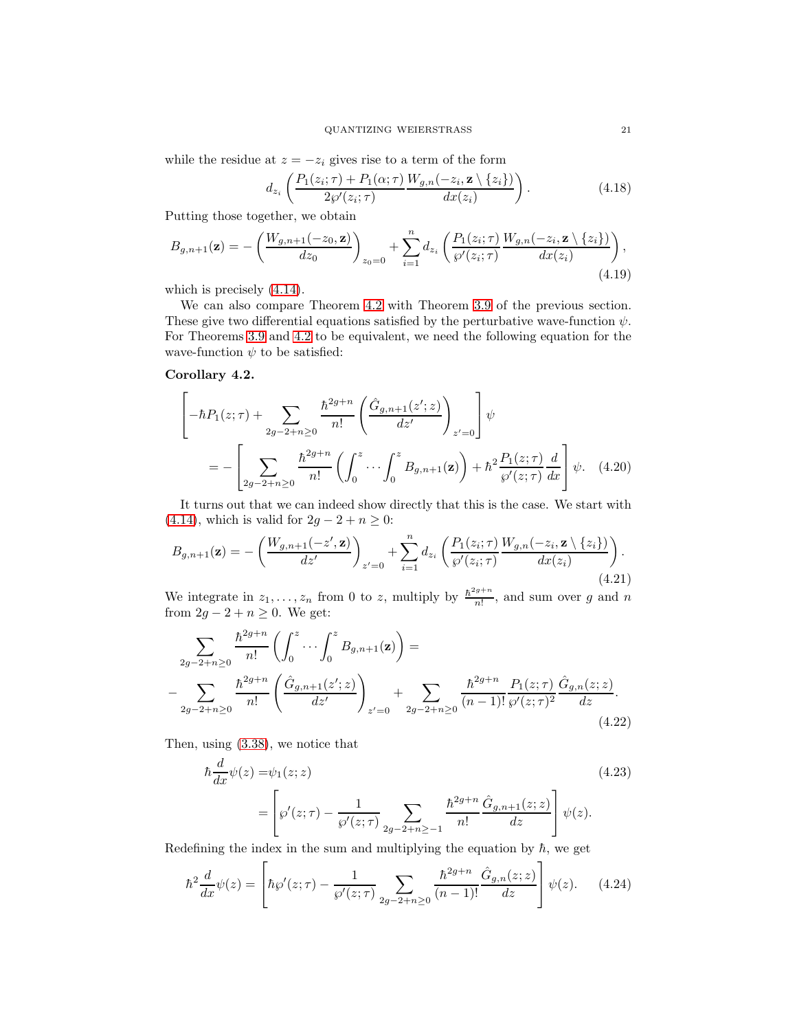while the residue at $z = -z_i$ gives rise to a term of the form

$$d_{z_i}\left(\frac{P_1(z_i;\tau)+P_1(\alpha;\tau)}{2\wp'(z_i;\tau)}\frac{W_{g,n}(-z_i,\mathbf{z}\setminus\{z_i\})}{dx(z_i)}\right). \tag{4.18}$$

Putting those together, we obtain

$$B_{g,n+1}(\mathbf{z}) = -\left(\frac{W_{g,n+1}(-z_0,\mathbf{z})}{dz_0}\right)_{z_0=0} + \sum_{i=1}^{n} d_{z_i}\left(\frac{P_1(z_i;\tau)}{\wp'(z_i;\tau)}\frac{W_{g,n}(-z_i,\mathbf{z}\setminus\{z_i\})}{dx(z_i)}\right), \tag{4.19}$$

which is precisely (4.14).

We can also compare Theorem 4.2 with Theorem 3.9 of the previous section. These give two differential equations satisfied by the perturbative wave-function $\psi$. For Theorems 3.9 and 4.2 to be equivalent, we need the following equation for the wave-function $\psi$ to be satisfied:

**Corollary 4.2.**

$$\begin{aligned}\left[-\hbar P_1(z;\tau) + \sum_{2g-2+n\geq 0}\frac{\hbar^{2g+n}}{n!}\left(\frac{\hat{G}_{g,n+1}(z';z)}{dz'}\right)_{z'=0}\right]\psi \\ = -\left[\sum_{2g-2+n\geq 0}\frac{\hbar^{2g+n}}{n!}\left(\int_0^z\cdots\int_0^z B_{g,n+1}(\mathbf{z})\right) + \hbar^2\frac{P_1(z;\tau)}{\wp'(z;\tau)}\frac{d}{dx}\right]\psi.\end{aligned} \tag{4.20}$$

It turns out that we can indeed show directly that this is the case. We start with (4.14), which is valid for $2g-2+n\geq 0$:

$$B_{g,n+1}(\mathbf{z}) = -\left(\frac{W_{g,n+1}(-z',\mathbf{z})}{dz'}\right)_{z'=0} + \sum_{i=1}^{n} d_{z_i}\left(\frac{P_1(z_i;\tau)}{\wp'(z_i;\tau)}\frac{W_{g,n}(-z_i,\mathbf{z}\setminus\{z_i\})}{dx(z_i)}\right). \tag{4.21}$$

We integrate in $z_1,\ldots,z_n$ from 0 to $z$, multiply by $\frac{\hbar^{2g+n}}{n!}$, and sum over $g$ and $n$ from $2g-2+n\geq 0$. We get:

$$\begin{aligned}&\sum_{2g-2+n\geq 0}\frac{\hbar^{2g+n}}{n!}\left(\int_0^z\cdots\int_0^z B_{g,n+1}(\mathbf{z})\right) = \\ &-\sum_{2g-2+n\geq 0}\frac{\hbar^{2g+n}}{n!}\left(\frac{\hat{G}_{g,n+1}(z';z)}{dz'}\right)_{z'=0} + \sum_{2g-2+n\geq 0}\frac{\hbar^{2g+n}}{(n-1)!}\frac{P_1(z;\tau)}{\wp'(z;\tau)^2}\frac{\hat{G}_{g,n}(z;z)}{dz}.\end{aligned} \tag{4.22}$$

Then, using (3.38), we notice that

$$\begin{aligned}\hbar\frac{d}{dx}\psi(z) =& \psi_1(z;z) \\ =& \left[\wp'(z;\tau) - \frac{1}{\wp'(z;\tau)}\sum_{2g-2+n\geq -1}\frac{\hbar^{2g+n}}{n!}\frac{\hat{G}_{g,n+1}(z;z)}{dz}\right]\psi(z).\end{aligned} \tag{4.23}$$

Redefining the index in the sum and multiplying the equation by $\hbar$, we get

$$\hbar^2\frac{d}{dx}\psi(z) = \left[\hbar\wp'(z;\tau) - \frac{1}{\wp'(z;\tau)}\sum_{2g-2+n\geq 0}\frac{\hbar^{2g+n}}{(n-1)!}\frac{\hat{G}_{g,n}(z;z)}{dz}\right]\psi(z). \tag{4.24}$$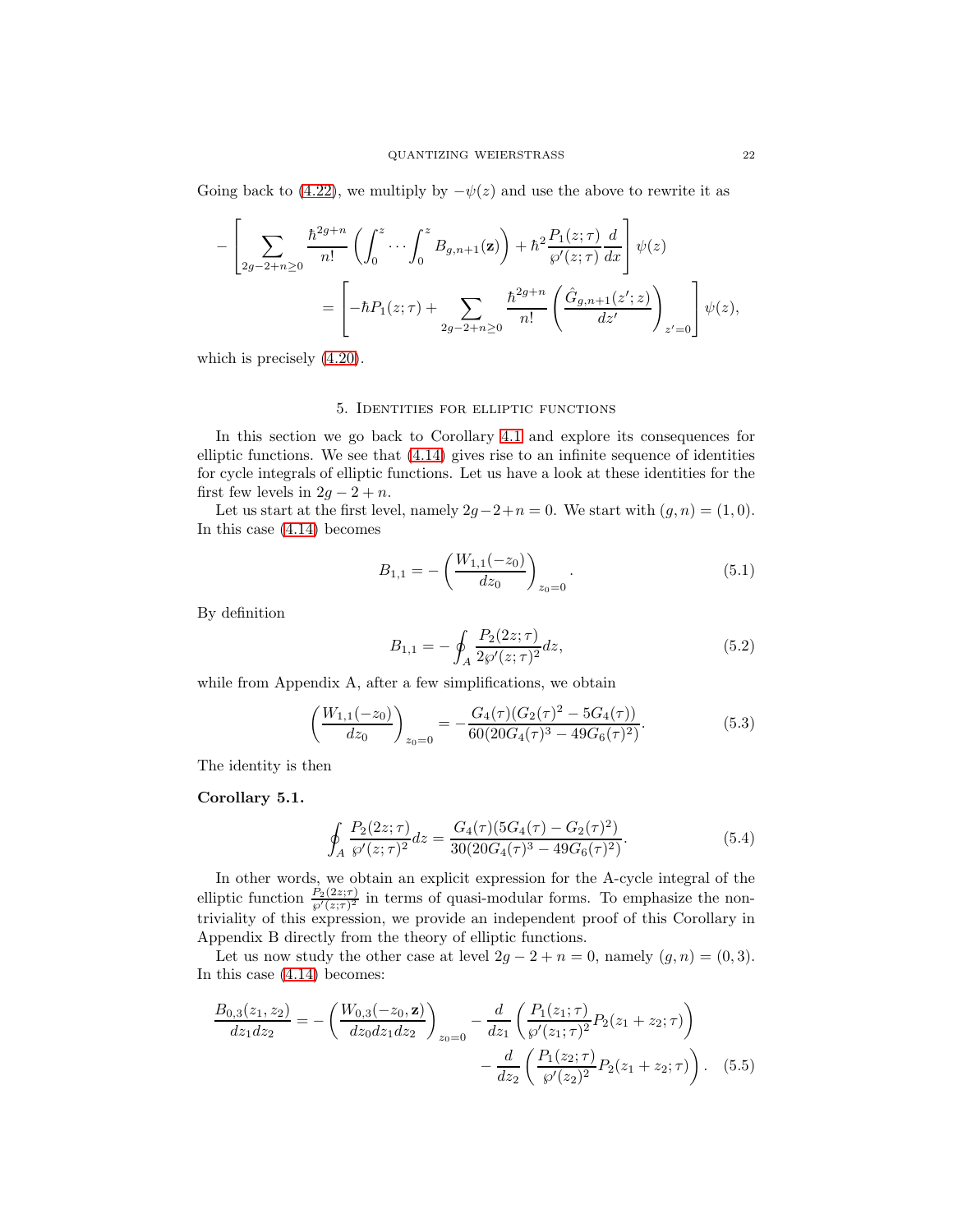Going back to (4.22), we multiply by $-\psi(z)$ and use the above to rewrite it as

$$
\begin{aligned}
-\left[\sum_{2g-2+n\geq 0} \frac{\hbar^{2g+n}}{n!}\left(\int_0^z \cdots \int_0^z B_{g,n+1}(\mathbf{z})\right) + \hbar^2 \frac{P_1(z;\tau)}{\wp'(z;\tau)}\frac{d}{dx}\right]\psi(z) \\
= \left[-\hbar P_1(z;\tau) + \sum_{2g-2+n\geq 0} \frac{\hbar^{2g+n}}{n!}\left(\frac{\hat{G}_{g,n+1}(z';z)}{dz'}\right)_{z'=0}\right]\psi(z),
\end{aligned}
$$

which is precisely (4.20).

## 5. Identities for elliptic functions

In this section we go back to Corollary 4.1 and explore its consequences for elliptic functions. We see that (4.14) gives rise to an infinite sequence of identities for cycle integrals of elliptic functions. Let us have a look at these identities for the first few levels in $2g-2+n$.

Let us start at the first level, namely $2g-2+n=0$. We start with $(g,n)=(1,0)$. In this case (4.14) becomes

$$
B_{1,1} = -\left(\frac{W_{1,1}(-z_0)}{dz_0}\right)_{z_0=0}. \tag{5.1}
$$

By definition

$$
B_{1,1} = -\oint_A \frac{P_2(2z;\tau)}{2\wp'(z;\tau)^2}dz, \tag{5.2}
$$

while from Appendix A, after a few simplifications, we obtain

$$
\left(\frac{W_{1,1}(-z_0)}{dz_0}\right)_{z_0=0} = -\frac{G_4(\tau)(G_2(\tau)^2 - 5G_4(\tau))}{60(20G_4(\tau)^3 - 49G_6(\tau)^2)}. \tag{5.3}
$$

The identity is then

**Corollary 5.1.**

$$
\oint_A \frac{P_2(2z;\tau)}{\wp'(z;\tau)^2}dz = \frac{G_4(\tau)(5G_4(\tau) - G_2(\tau)^2)}{30(20G_4(\tau)^3 - 49G_6(\tau)^2)}. \tag{5.4}
$$

In other words, we obtain an explicit expression for the A-cycle integral of the elliptic function $\frac{P_2(2z;\tau)}{\wp'(z;\tau)^2}$ in terms of quasi-modular forms. To emphasize the non-triviality of this expression, we provide an independent proof of this Corollary in Appendix B directly from the theory of elliptic functions.

Let us now study the other case at level $2g-2+n=0$, namely $(g,n)=(0,3)$. In this case (4.14) becomes:

$$
\begin{aligned}
\frac{B_{0,3}(z_1,z_2)}{dz_1 dz_2} = -\left(\frac{W_{0,3}(-z_0,\mathbf{z})}{dz_0 dz_1 dz_2}\right)_{z_0=0} - \frac{d}{dz_1}\left(\frac{P_1(z_1;\tau)}{\wp'(z_1;\tau)^2}P_2(z_1+z_2;\tau)\right) \\
- \frac{d}{dz_2}\left(\frac{P_1(z_2;\tau)}{\wp'(z_2)^2}P_2(z_1+z_2;\tau)\right).
\end{aligned} \tag{5.5}
$$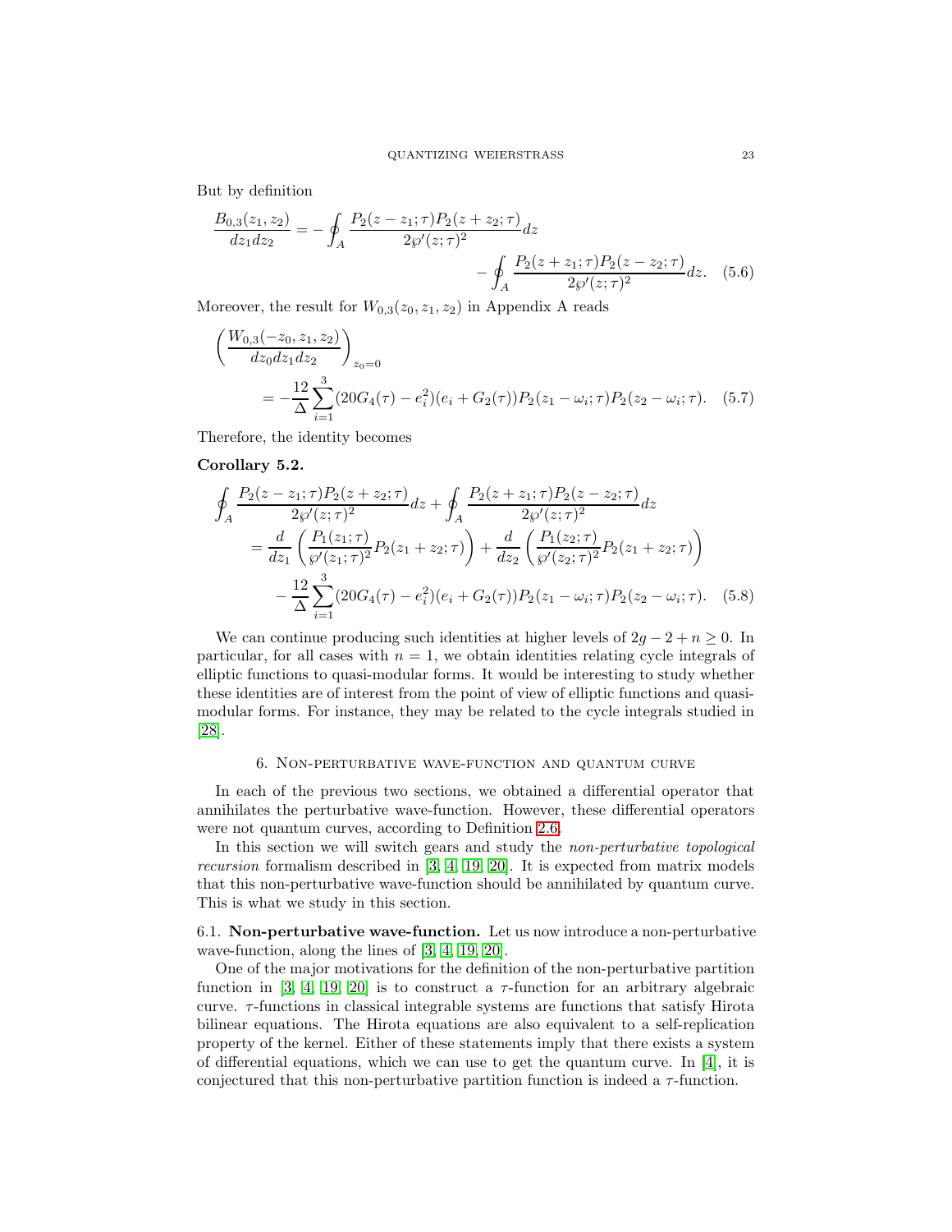But by definition

$$\frac{B_{0,3}(z_1,z_2)}{dz_1 dz_2} = -\oint_A \frac{P_2(z-z_1;\tau)P_2(z+z_2;\tau)}{2\wp'(z;\tau)^2}dz - \oint_A \frac{P_2(z+z_1;\tau)P_2(z-z_2;\tau)}{2\wp'(z;\tau)^2}dz. \quad (5.6)$$

Moreover, the result for $W_{0,3}(z_0,z_1,z_2)$ in Appendix A reads

$$\left(\frac{W_{0,3}(-z_0,z_1,z_2)}{dz_0 dz_1 dz_2}\right)_{z_0=0} = -\frac{12}{\Delta}\sum_{i=1}^{3}(20G_4(\tau)-e_i^2)(e_i+G_2(\tau))P_2(z_1-\omega_i;\tau)P_2(z_2-\omega_i;\tau). \quad (5.7)$$

Therefore, the identity becomes

**Corollary 5.2.**

$$\begin{aligned}\oint_A \frac{P_2(z-z_1;\tau)P_2(z+z_2;\tau)}{2\wp'(z;\tau)^2}dz + \oint_A \frac{P_2(z+z_1;\tau)P_2(z-z_2;\tau)}{2\wp'(z;\tau)^2}dz \\ = \frac{d}{dz_1}\left(\frac{P_1(z_1;\tau)}{\wp'(z_1;\tau)^2}P_2(z_1+z_2;\tau)\right) + \frac{d}{dz_2}\left(\frac{P_1(z_2;\tau)}{\wp'(z_2;\tau)^2}P_2(z_1+z_2;\tau)\right) \\ - \frac{12}{\Delta}\sum_{i=1}^{3}(20G_4(\tau)-e_i^2)(e_i+G_2(\tau))P_2(z_1-\omega_i;\tau)P_2(z_2-\omega_i;\tau). \quad (5.8)\end{aligned}$$

We can continue producing such identities at higher levels of $2g-2+n \geq 0$. In particular, for all cases with $n=1$, we obtain identities relating cycle integrals of elliptic functions to quasi-modular forms. It would be interesting to study whether these identities are of interest from the point of view of elliptic functions and quasi-modular forms. For instance, they may be related to the cycle integrals studied in [28].

## 6. Non-perturbative wave-function and quantum curve

In each of the previous two sections, we obtained a differential operator that annihilates the perturbative wave-function. However, these differential operators were not quantum curves, according to Definition 2.6.

In this section we will switch gears and study the *non-perturbative topological recursion* formalism described in [3, 4, 19, 20]. It is expected from matrix models that this non-perturbative wave-function should be annihilated by quantum curve. This is what we study in this section.

### 6.1. Non-perturbative wave-function.

Let us now introduce a non-perturbative wave-function, along the lines of [3, 4, 19, 20].

One of the major motivations for the definition of the non-perturbative partition function in [3, 4, 19, 20] is to construct a $\tau$-function for an arbitrary algebraic curve. $\tau$-functions in classical integrable systems are functions that satisfy Hirota bilinear equations. The Hirota equations are also equivalent to a self-replication property of the kernel. Either of these statements imply that there exists a system of differential equations, which we can use to get the quantum curve. In [4], it is conjectured that this non-perturbative partition function is indeed a $\tau$-function.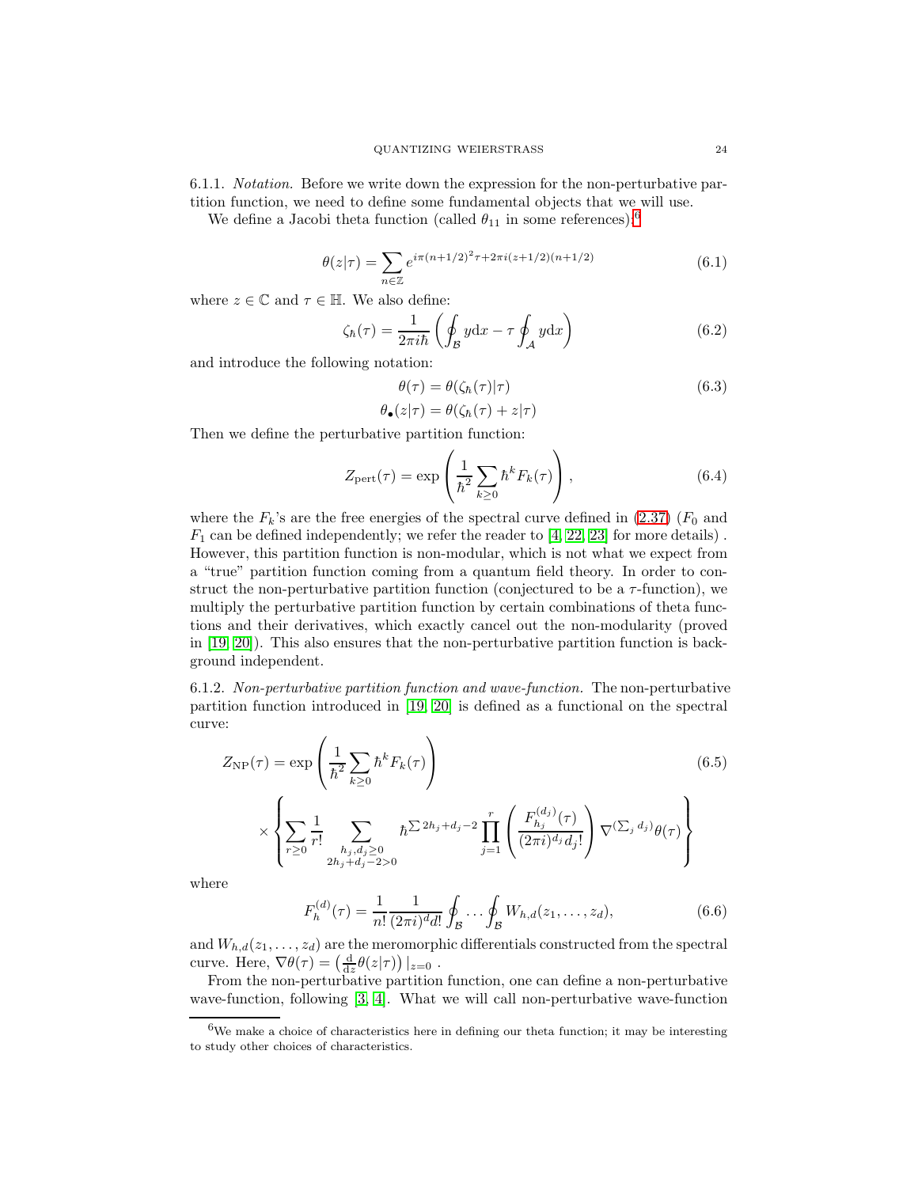6.1.1. *Notation.* Before we write down the expression for the non-perturbative partition function, we need to define some fundamental objects that we will use.

We define a Jacobi theta function (called $\theta_{11}$ in some references):[6]

$$\theta(z|\tau) = \sum_{n\in\mathbb{Z}} e^{i\pi(n+1/2)^2\tau + 2\pi i(z+1/2)(n+1/2)} \tag{6.1}$$

where $z \in \mathbb{C}$ and $\tau \in \mathbb{H}$. We also define:

$$\zeta_\hbar(\tau) = \frac{1}{2\pi i\hbar}\left(\oint_{\mathcal{B}} y\mathrm{d}x - \tau\oint_{\mathcal{A}} y\mathrm{d}x\right) \tag{6.2}$$

and introduce the following notation:

$$\begin{aligned} \theta(\tau) &= \theta(\zeta_\hbar(\tau)|\tau) \\ \theta_\bullet(z|\tau) &= \theta(\zeta_\hbar(\tau) + z|\tau) \end{aligned} \tag{6.3}$$

Then we define the perturbative partition function:

$$Z_{\text{pert}}(\tau) = \exp\left(\frac{1}{\hbar^2}\sum_{k\geq 0}\hbar^k F_k(\tau)\right), \tag{6.4}$$

where the $F_k$'s are the free energies of the spectral curve defined in (2.37) ($F_0$ and $F_1$ can be defined independently; we refer the reader to [4, 22, 23] for more details). However, this partition function is non-modular, which is not what we expect from a "true" partition function coming from a quantum field theory. In order to construct the non-perturbative partition function (conjectured to be a $\tau$-function), we multiply the perturbative partition function by certain combinations of theta functions and their derivatives, which exactly cancel out the non-modularity (proved in [19, 20]). This also ensures that the non-perturbative partition function is background independent.

6.1.2. *Non-perturbative partition function and wave-function.* The non-perturbative partition function introduced in [19, 20] is defined as a functional on the spectral curve:

$$\begin{aligned} Z_{\text{NP}}(\tau) = &\exp\left(\frac{1}{\hbar^2}\sum_{k\geq 0}\hbar^k F_k(\tau)\right) \\ &\times\left\{\sum_{r\geq 0}\frac{1}{r!}\sum_{\substack{h_j,d_j\geq 0\\ 2h_j+d_j-2>0}}\hbar^{\sum 2h_j+d_j-2}\prod_{j=1}^{r}\left(\frac{F_{h_j}^{(d_j)}(\tau)}{(2\pi i)^{d_j}d_j!}\right)\nabla^{(\sum_j d_j)}\theta(\tau)\right\} \end{aligned} \tag{6.5}$$

where

$$F_h^{(d)}(\tau) = \frac{1}{n!}\frac{1}{(2\pi i)^d d!}\oint_{\mathcal{B}}\dots\oint_{\mathcal{B}} W_{h,d}(z_1,\dots,z_d), \tag{6.6}$$

and $W_{h,d}(z_1,\dots,z_d)$ are the meromorphic differentials constructed from the spectral curve. Here, $\nabla\theta(\tau) = \left(\frac{\mathrm{d}}{\mathrm{d}z}\theta(z|\tau)\right)|_{z=0}$.

From the non-perturbative partition function, one can define a non-perturbative wave-function, following [3, 4]. What we will call non-perturbative wave-function

[6] We make a choice of characteristics here in defining our theta function; it may be interesting to study other choices of characteristics.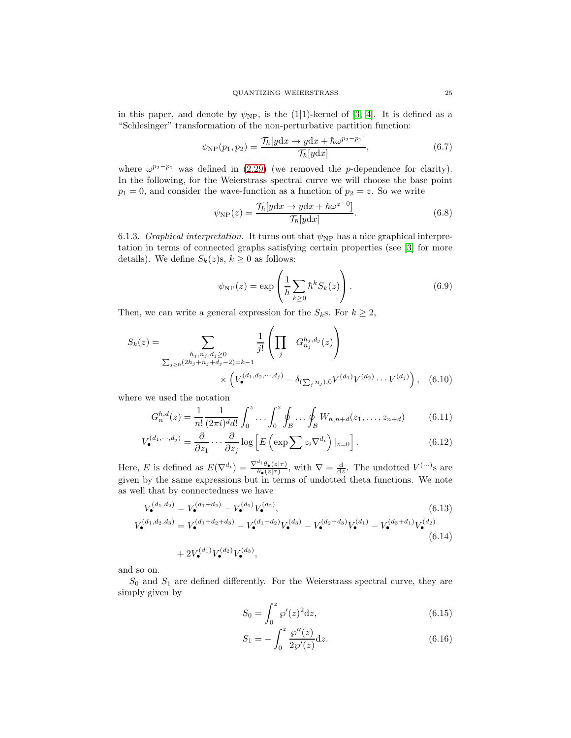in this paper, and denote by $\psi_{\rm NP}$, is the (1|1)-kernel of [3, 4]. It is defined as a "Schlesinger" transformation of the non-perturbative partition function:

$$\psi_{\rm NP}(p_1,p_2) = \frac{\mathcal{T}_\hbar[y\mathrm{d}x \to y\mathrm{d}x + \hbar\omega^{p_2-p_1}]}{\mathcal{T}_\hbar[y\mathrm{d}x]}, \tag{6.7}$$

where $\omega^{p_2-p_1}$ was defined in (2.29) (we removed the $p$-dependence for clarity). In the following, for the Weierstrass spectral curve we will choose the base point $p_1 = 0$, and consider the wave-function as a function of $p_2 = z$. So we write

$$\psi_{\rm NP}(z) = \frac{\mathcal{T}_\hbar[y\mathrm{d}x \to y\mathrm{d}x + \hbar\omega^{z-0}]}{\mathcal{T}_\hbar[y\mathrm{d}x]}. \tag{6.8}$$

6.1.3. *Graphical interpretation.* It turns out that $\psi_{\rm NP}$ has a nice graphical interpretation in terms of connected graphs satisfying certain properties (see [3] for more details). We define $S_k(z)$s, $k \geq 0$ as follows:

$$\psi_{\rm NP}(z) = \exp\left(\frac{1}{\hbar}\sum_{k\geq 0}\hbar^k S_k(z)\right). \tag{6.9}$$

Then, we can write a general expression for the $S_k$s. For $k \geq 2$,

$$S_k(z) = \sum_{\substack{h_j,n_j,d_j\geq 0\\ \sum_{j\geq 0}(2h_j+n_j+d_j-2)=k-1}} \frac{1}{j!}\left(\prod_j \; G^{h_j,d_j}_{n_j}(z)\right) \times \left(V_\bullet^{(d_1,d_2,\cdots,d_j)} - \delta_{(\sum_j n_j),0}V^{(d_1)}V^{(d_2)}\cdots V^{(d_j)}\right), \tag{6.10}$$

where we used the notation

$$G^{h,d}_n(z) = \frac{1}{n!}\frac{1}{(2\pi i)^d d!}\int_0^z\cdots\int_0^z\oint_{\mathcal{B}}\cdots\oint_{\mathcal{B}} W_{h,n+d}(z_1,\ldots,z_{n+d}) \tag{6.11}$$

$$V_\bullet^{(d_1,\cdots,d_j)} = \frac{\partial}{\partial z_1}\cdots\frac{\partial}{\partial z_j}\log\left[E\left(\exp\sum z_i\nabla^{d_i}\right)|_{z=0}\right]. \tag{6.12}$$

Here, $E$ is defined as $E(\nabla^{d_i}) = \frac{\nabla^{d_i}\theta_\bullet(z|\tau)}{\theta_\bullet(z|\tau)}$, with $\nabla = \frac{\mathrm{d}}{\mathrm{d}z}$. The undotted $V^{(\cdots)}$s are given by the same expressions but in terms of undotted theta functions. We note as well that by connectedness we have

$$V_\bullet^{(d_1,d_2)} = V_\bullet^{(d_1+d_2)} - V_\bullet^{(d_1)}V_\bullet^{(d_2)}, \tag{6.13}$$

$$V_\bullet^{(d_1,d_2,d_3)} = V_\bullet^{(d_1+d_2+d_3)} - V_\bullet^{(d_1+d_2)}V_\bullet^{(d_3)} - V_\bullet^{(d_2+d_3)}V_\bullet^{(d_1)} - V_\bullet^{(d_3+d_1)}V_\bullet^{(d_2)} + 2V_\bullet^{(d_1)}V_\bullet^{(d_2)}V_\bullet^{(d_3)}, \tag{6.14}$$

and so on.

$S_0$ and $S_1$ are defined differently. For the Weierstrass spectral curve, they are simply given by

$$S_0 = \int_0^z \wp'(z)^2\mathrm{d}z, \tag{6.15}$$

$$S_1 = -\int_0^z \frac{\wp''(z)}{2\wp'(z)}\mathrm{d}z. \tag{6.16}$$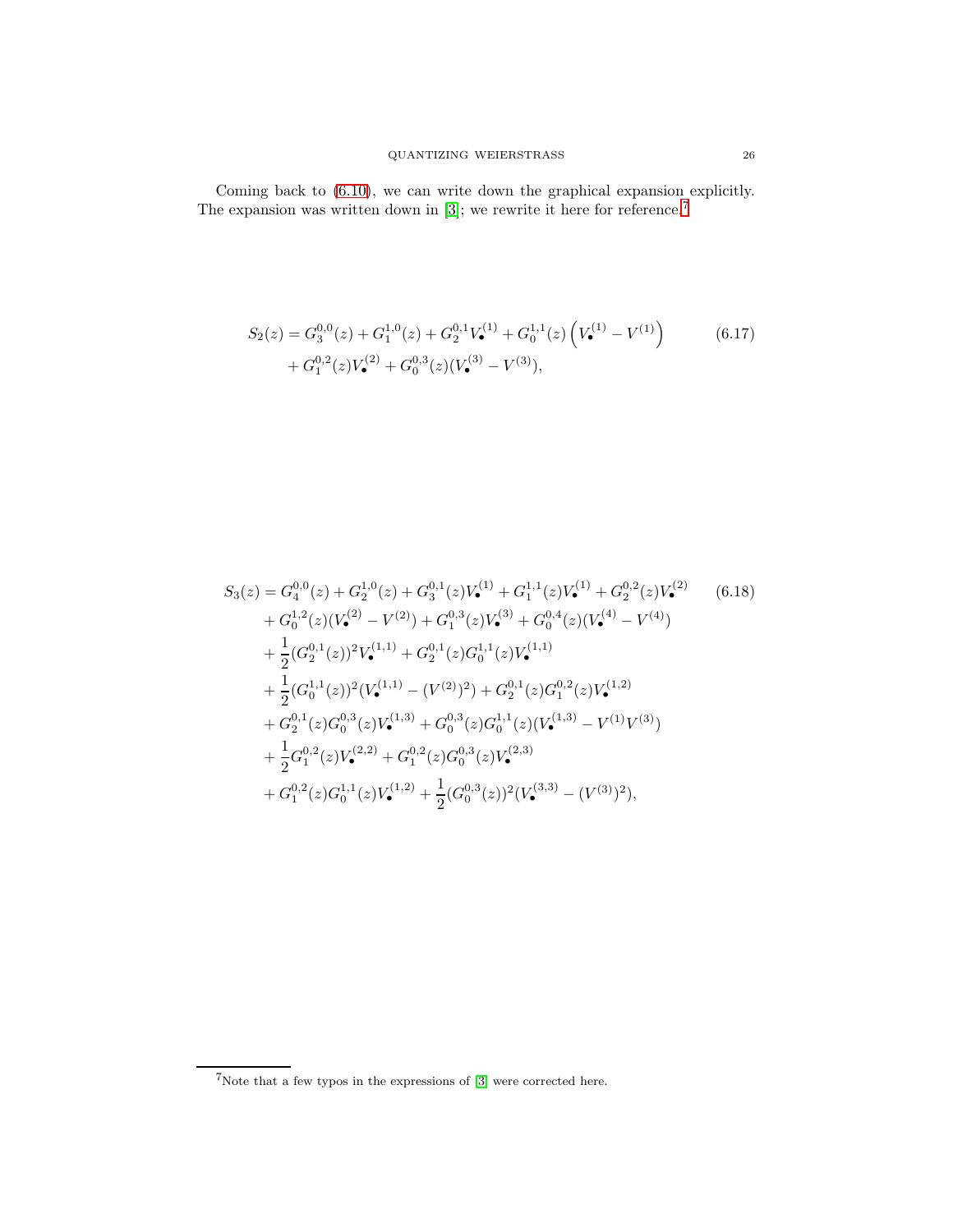Coming back to (6.10), we can write down the graphical expansion explicitly. The expansion was written down in [3]; we rewrite it here for reference.[7]

$$
\begin{aligned}
S_2(z) = {} & G_3^{0,0}(z) + G_1^{1,0}(z) + G_2^{0,1} V_\bullet^{(1)} + G_0^{1,1}(z) \left( V_\bullet^{(1)} - V^{(1)} \right) \\
& + G_1^{0,2}(z) V_\bullet^{(2)} + G_0^{0,3}(z)(V_\bullet^{(3)} - V^{(3)}),
\end{aligned}
\tag{6.17}
$$

$$
\begin{aligned}
S_3(z) = {} & G_4^{0,0}(z) + G_2^{1,0}(z) + G_3^{0,1}(z) V_\bullet^{(1)} + G_1^{1,1}(z) V_\bullet^{(1)} + G_2^{0,2}(z) V_\bullet^{(2)} \\
& + G_0^{1,2}(z)(V_\bullet^{(2)} - V^{(2)}) + G_1^{0,3}(z) V_\bullet^{(3)} + G_0^{0,4}(z)(V_\bullet^{(4)} - V^{(4)}) \\
& + \frac{1}{2}(G_2^{0,1}(z))^2 V_\bullet^{(1,1)} + G_2^{0,1}(z) G_0^{1,1}(z) V_\bullet^{(1,1)} \\
& + \frac{1}{2}(G_0^{1,1}(z))^2 (V_\bullet^{(1,1)} - (V^{(2)})^2) + G_2^{0,1}(z) G_1^{0,2}(z) V_\bullet^{(1,2)} \\
& + G_2^{0,1}(z) G_0^{0,3}(z) V_\bullet^{(1,3)} + G_0^{0,3}(z) G_0^{1,1}(z)(V_\bullet^{(1,3)} - V^{(1)} V^{(3)}) \\
& + \frac{1}{2} G_1^{0,2}(z) V_\bullet^{(2,2)} + G_1^{0,2}(z) G_0^{0,3}(z) V_\bullet^{(2,3)} \\
& + G_1^{0,2}(z) G_0^{1,1}(z) V_\bullet^{(1,2)} + \frac{1}{2}(G_0^{0,3}(z))^2 (V_\bullet^{(3,3)} - (V^{(3)})^2),
\end{aligned}
\tag{6.18}
$$

[7] Note that a few typos in the expressions of [3] were corrected here.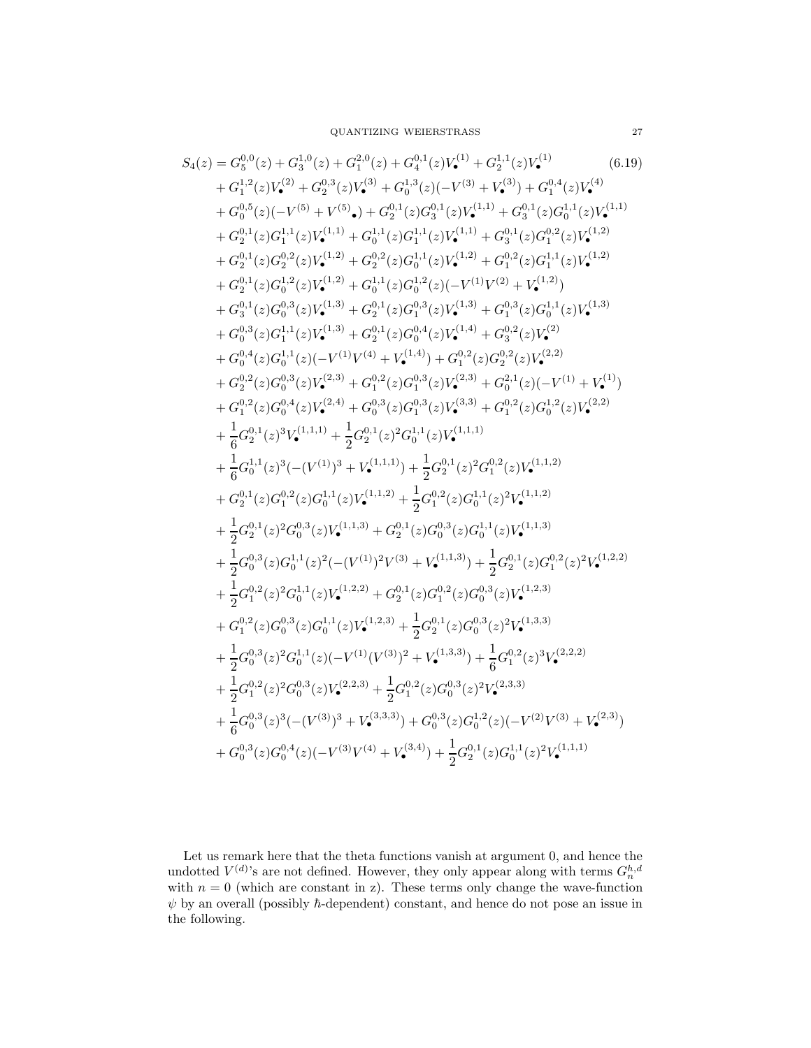$$
\begin{aligned}
S_4(z) = {} & G^{0,0}_5(z) + G^{1,0}_3(z) + G^{2,0}_1(z) + G^{0,1}_4(z)V^{(1)}_\bullet + G^{1,1}_2(z)V^{(1)}_\bullet \\
& + G^{1,2}_1(z)V^{(2)}_\bullet + G^{0,3}_2(z)V^{(3)}_\bullet + G^{1,3}_0(z)(-V^{(3)} + V^{(3)}_\bullet) + G^{0,4}_1(z)V^{(4)}_\bullet \\
& + G^{0,5}_0(z)(-V^{(5)} + V^{(5)}{}_\bullet) + G^{0,1}_2(z)G^{0,1}_3(z)V^{(1,1)}_\bullet + G^{0,1}_3(z)G^{1,1}_0(z)V^{(1,1)}_\bullet \\
& + G^{0,1}_2(z)G^{1,1}_1(z)V^{(1,1)}_\bullet + G^{1,1}_0(z)G^{1,1}_1(z)V^{(1,1)}_\bullet + G^{0,1}_3(z)G^{0,2}_1(z)V^{(1,2)}_\bullet \\
& + G^{0,1}_2(z)G^{0,2}_2(z)V^{(1,2)}_\bullet + G^{0,2}_2(z)G^{1,1}_0(z)V^{(1,2)}_\bullet + G^{0,2}_1(z)G^{1,1}_1(z)V^{(1,2)}_\bullet \\
& + G^{0,1}_2(z)G^{1,2}_0(z)V^{(1,2)}_\bullet + G^{1,1}_0(z)G^{1,2}_0(z)(-V^{(1)}V^{(2)} + V^{(1,2)}_\bullet) \\
& + G^{0,1}_3(z)G^{0,3}_0(z)V^{(1,3)}_\bullet + G^{0,1}_2(z)G^{0,3}_1(z)V^{(1,3)}_\bullet + G^{0,3}_1(z)G^{1,1}_0(z)V^{(1,3)}_\bullet \\
& + G^{0,3}_0(z)G^{1,1}_1(z)V^{(1,3)}_\bullet + G^{0,1}_2(z)G^{0,4}_0(z)V^{(1,4)}_\bullet + G^{0,2}_3(z)V^{(2)}_\bullet \\
& + G^{0,4}_0(z)G^{1,1}_0(z)(-V^{(1)}V^{(4)} + V^{(1,4)}_\bullet) + G^{0,2}_1(z)G^{0,2}_2(z)V^{(2,2)}_\bullet \\
& + G^{0,2}_2(z)G^{0,3}_0(z)V^{(2,3)}_\bullet + G^{0,2}_1(z)G^{0,3}_1(z)V^{(2,3)}_\bullet + G^{2,1}_0(z)(-V^{(1)} + V^{(1)}_\bullet) \\
& + G^{0,2}_1(z)G^{0,4}_0(z)V^{(2,4)}_\bullet + G^{0,3}_0(z)G^{0,3}_1(z)V^{(3,3)}_\bullet + G^{0,2}_1(z)G^{1,2}_0(z)V^{(2,2)}_\bullet \\
& + \frac{1}{6}G^{0,1}_2(z)^3V^{(1,1,1)}_\bullet + \frac{1}{2}G^{0,1}_2(z)^2G^{1,1}_0(z)V^{(1,1,1)}_\bullet \\
& + \frac{1}{6}G^{1,1}_0(z)^3(-(V^{(1)})^3 + V^{(1,1,1)}_\bullet) + \frac{1}{2}G^{0,1}_2(z)^2G^{0,2}_1(z)V^{(1,1,2)}_\bullet \\
& + G^{0,1}_2(z)G^{0,2}_1(z)G^{1,1}_0(z)V^{(1,1,2)}_\bullet + \frac{1}{2}G^{0,2}_1(z)G^{1,1}_0(z)^2V^{(1,1,2)}_\bullet \\
& + \frac{1}{2}G^{0,1}_2(z)^2G^{0,3}_0(z)V^{(1,1,3)}_\bullet + G^{0,1}_2(z)G^{0,3}_0(z)G^{1,1}_0(z)V^{(1,1,3)}_\bullet \\
& + \frac{1}{2}G^{0,3}_0(z)G^{1,1}_0(z)^2(-(V^{(1)})^2V^{(3)} + V^{(1,1,3)}_\bullet) + \frac{1}{2}G^{0,1}_2(z)G^{0,2}_1(z)^2V^{(1,2,2)}_\bullet \\
& + \frac{1}{2}G^{0,2}_1(z)^2G^{1,1}_0(z)V^{(1,2,2)}_\bullet + G^{0,1}_2(z)G^{0,2}_1(z)G^{0,3}_0(z)V^{(1,2,3)}_\bullet \\
& + G^{0,2}_1(z)G^{0,3}_0(z)G^{1,1}_0(z)V^{(1,2,3)}_\bullet + \frac{1}{2}G^{0,1}_2(z)G^{0,3}_0(z)^2V^{(1,3,3)}_\bullet \\
& + \frac{1}{2}G^{0,3}_0(z)^2G^{1,1}_0(z)(-V^{(1)}(V^{(3)})^2 + V^{(1,3,3)}_\bullet) + \frac{1}{6}G^{0,2}_1(z)^3V^{(2,2,2)}_\bullet \\
& + \frac{1}{2}G^{0,2}_1(z)^2G^{0,3}_0(z)V^{(2,2,3)}_\bullet + \frac{1}{2}G^{0,2}_1(z)G^{0,3}_0(z)^2V^{(2,3,3)}_\bullet \\
& + \frac{1}{6}G^{0,3}_0(z)^3(-(V^{(3)})^3 + V^{(3,3,3)}_\bullet) + G^{0,3}_0(z)G^{1,2}_0(z)(-V^{(2)}V^{(3)} + V^{(2,3)}_\bullet) \\
& + G^{0,3}_0(z)G^{0,4}_0(z)(-V^{(3)}V^{(4)} + V^{(3,4)}_\bullet) + \frac{1}{2}G^{0,1}_2(z)G^{1,1}_0(z)^2V^{(1,1,1)}_\bullet
\end{aligned}
\tag{6.19}
$$

Let us remark here that the theta functions vanish at argument 0, and hence the undotted $V^{(d)}$'s are not defined. However, they only appear along with terms $G^{h,d}_n$ with $n = 0$ (which are constant in z). These terms only change the wave-function $\psi$ by an overall (possibly $\hbar$-dependent) constant, and hence do not pose an issue in the following.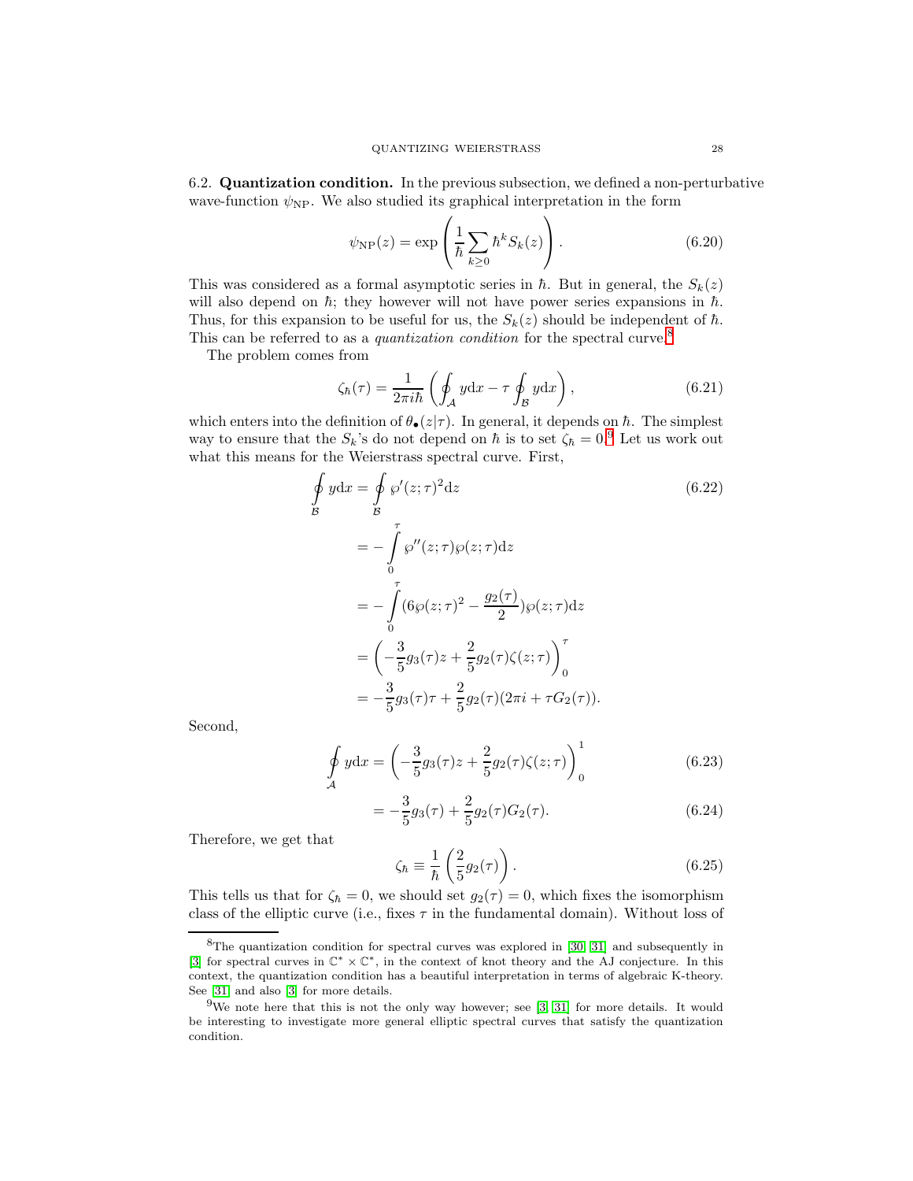**6.2. Quantization condition.** In the previous subsection, we defined a non-perturbative wave-function $\psi_{\text{NP}}$. We also studied its graphical interpretation in the form

$$\psi_{\text{NP}}(z) = \exp\left(\frac{1}{\hbar}\sum_{k\geq 0}\hbar^k S_k(z)\right). \tag{6.20}$$

This was considered as a formal asymptotic series in $\hbar$. But in general, the $S_k(z)$ will also depend on $\hbar$; they however will not have power series expansions in $\hbar$. Thus, for this expansion to be useful for us, the $S_k(z)$ should be independent of $\hbar$. This can be referred to as a *quantization condition* for the spectral curve.[8]

The problem comes from

$$\zeta_\hbar(\tau) = \frac{1}{2\pi i\hbar}\left(\oint_{\mathcal{A}} y\mathrm{d}x - \tau\oint_{\mathcal{B}} y\mathrm{d}x\right), \tag{6.21}$$

which enters into the definition of $\theta_\bullet(z|\tau)$. In general, it depends on $\hbar$. The simplest way to ensure that the $S_k$'s do not depend on $\hbar$ is to set $\zeta_\hbar = 0$.[9] Let us work out what this means for the Weierstrass spectral curve. First,

$$\begin{aligned}
\oint_{\mathcal{B}} y\mathrm{d}x &= \oint_{\mathcal{B}} \wp'(z;\tau)^2\mathrm{d}z \qquad (6.22)\\
&= -\int_0^\tau \wp''(z;\tau)\wp(z;\tau)\mathrm{d}z\\
&= -\int_0^\tau (6\wp(z;\tau)^2 - \frac{g_2(\tau)}{2})\wp(z;\tau)\mathrm{d}z\\
&= \left(-\frac{3}{5}g_3(\tau)z + \frac{2}{5}g_2(\tau)\zeta(z;\tau)\right)_0^\tau\\
&= -\frac{3}{5}g_3(\tau)\tau + \frac{2}{5}g_2(\tau)(2\pi i + \tau G_2(\tau)).
\end{aligned}$$

Second,

$$\begin{aligned}
\oint_{\mathcal{A}} y\mathrm{d}x &= \left(-\frac{3}{5}g_3(\tau)z + \frac{2}{5}g_2(\tau)\zeta(z;\tau)\right)_0^1 \qquad (6.23)\\
&= -\frac{3}{5}g_3(\tau) + \frac{2}{5}g_2(\tau)G_2(\tau). \qquad (6.24)
\end{aligned}$$

Therefore, we get that

$$\zeta_\hbar \equiv \frac{1}{\hbar}\left(\frac{2}{5}g_2(\tau)\right). \tag{6.25}$$

This tells us that for $\zeta_\hbar = 0$, we should set $g_2(\tau) = 0$, which fixes the isomorphism class of the elliptic curve (i.e., fixes $\tau$ in the fundamental domain). Without loss of

---

[8] The quantization condition for spectral curves was explored in [30, 31] and subsequently in [3] for spectral curves in $\mathbb{C}^* \times \mathbb{C}^*$, in the context of knot theory and the AJ conjecture. In this context, the quantization condition has a beautiful interpretation in terms of algebraic K-theory. See [31] and also [3] for more details.

[9] We note here that this is not the only way however; see [3, 31] for more details. It would be interesting to investigate more general elliptic spectral curves that satisfy the quantization condition.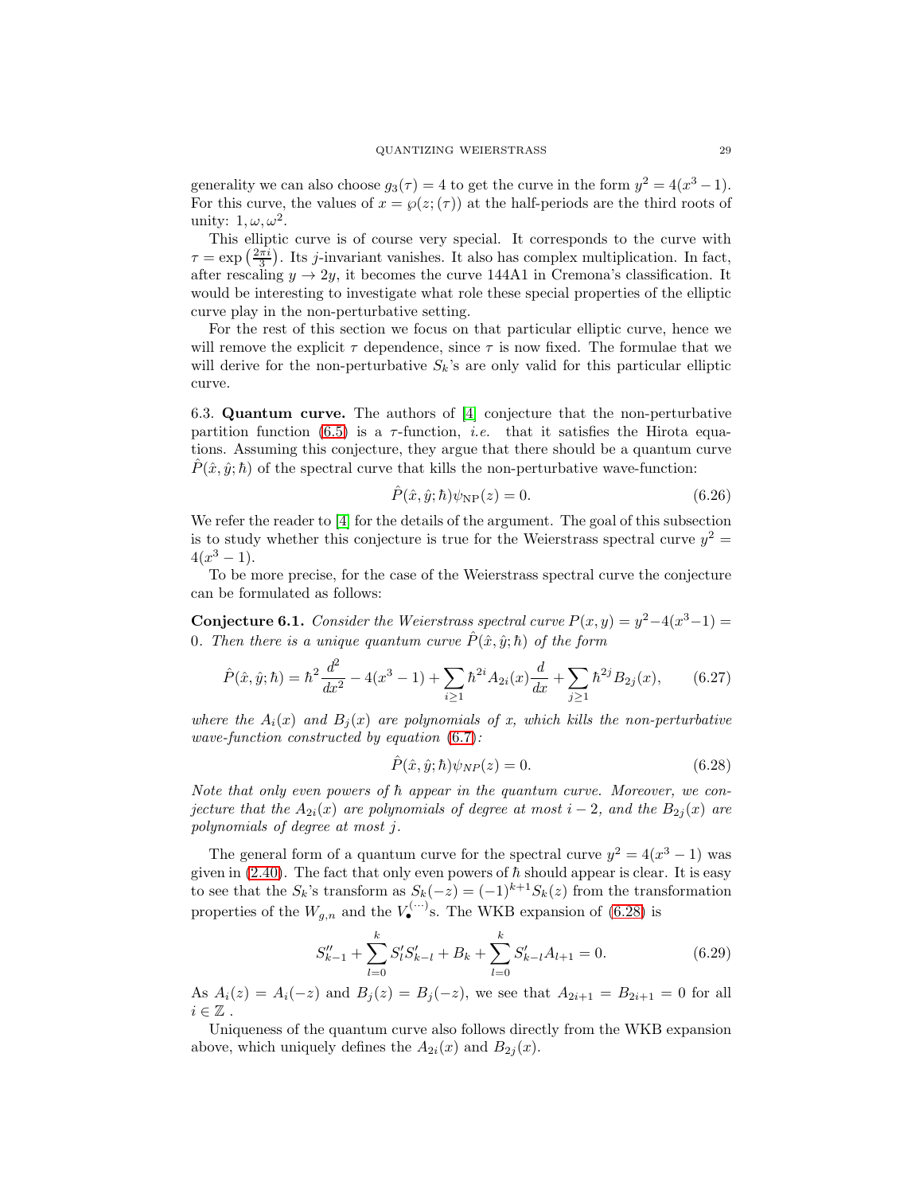generality we can also choose $g_3(\tau) = 4$ to get the curve in the form $y^2 = 4(x^3 - 1)$. For this curve, the values of $x = \wp(z;(\tau))$ at the half-periods are the third roots of unity: $1, \omega, \omega^2$.

This elliptic curve is of course very special. It corresponds to the curve with $\tau = \exp\left(\frac{2\pi i}{3}\right)$. Its $j$-invariant vanishes. It also has complex multiplication. In fact, after rescaling $y \to 2y$, it becomes the curve 144A1 in Cremona's classification. It would be interesting to investigate what role these special properties of the elliptic curve play in the non-perturbative setting.

For the rest of this section we focus on that particular elliptic curve, hence we will remove the explicit $\tau$ dependence, since $\tau$ is now fixed. The formulae that we will derive for the non-perturbative $S_k$'s are only valid for this particular elliptic curve.

6.3. **Quantum curve.** The authors of [4] conjecture that the non-perturbative partition function (6.5) is a $\tau$-function, *i.e.* that it satisfies the Hirota equations. Assuming this conjecture, they argue that there should be a quantum curve $\hat{P}(\hat{x}, \hat{y}; \hbar)$ of the spectral curve that kills the non-perturbative wave-function:

$$\hat{P}(\hat{x}, \hat{y}; \hbar)\psi_{\mathrm{NP}}(z) = 0. \tag{6.26}$$

We refer the reader to [4] for the details of the argument. The goal of this subsection is to study whether this conjecture is true for the Weierstrass spectral curve $y^2 = 4(x^3 - 1)$.

To be more precise, for the case of the Weierstrass spectral curve the conjecture can be formulated as follows:

**Conjecture 6.1.** *Consider the Weierstrass spectral curve $P(x, y) = y^2 - 4(x^3 - 1) = 0$. Then there is a unique quantum curve $\hat{P}(\hat{x}, \hat{y}; \hbar)$ of the form*

$$\hat{P}(\hat{x}, \hat{y}; \hbar) = \hbar^2 \frac{d^2}{dx^2} - 4(x^3 - 1) + \sum_{i \geq 1} \hbar^{2i} A_{2i}(x) \frac{d}{dx} + \sum_{j \geq 1} \hbar^{2j} B_{2j}(x), \tag{6.27}$$

*where the $A_i(x)$ and $B_j(x)$ are polynomials of $x$, which kills the non-perturbative wave-function constructed by equation (6.7):*

$$\hat{P}(\hat{x}, \hat{y}; \hbar)\psi_{NP}(z) = 0. \tag{6.28}$$

*Note that only even powers of $\hbar$ appear in the quantum curve. Moreover, we conjecture that the $A_{2i}(x)$ are polynomials of degree at most $i - 2$, and the $B_{2j}(x)$ are polynomials of degree at most $j$.*

The general form of a quantum curve for the spectral curve $y^2 = 4(x^3 - 1)$ was given in (2.40). The fact that only even powers of $\hbar$ should appear is clear. It is easy to see that the $S_k$'s transform as $S_k(-z) = (-1)^{k+1} S_k(z)$ from the transformation properties of the $W_{g,n}$ and the $V_\bullet^{(\cdots)}$s. The WKB expansion of (6.28) is

$$S''_{k-1} + \sum_{l=0}^{k} S'_l S'_{k-l} + B_k + \sum_{l=0}^{k} S'_{k-l} A_{l+1} = 0. \tag{6.29}$$

As $A_i(z) = A_i(-z)$ and $B_j(z) = B_j(-z)$, we see that $A_{2i+1} = B_{2i+1} = 0$ for all $i \in \mathbb{Z}$ .

Uniqueness of the quantum curve also follows directly from the WKB expansion above, which uniquely defines the $A_{2i}(x)$ and $B_{2j}(x)$.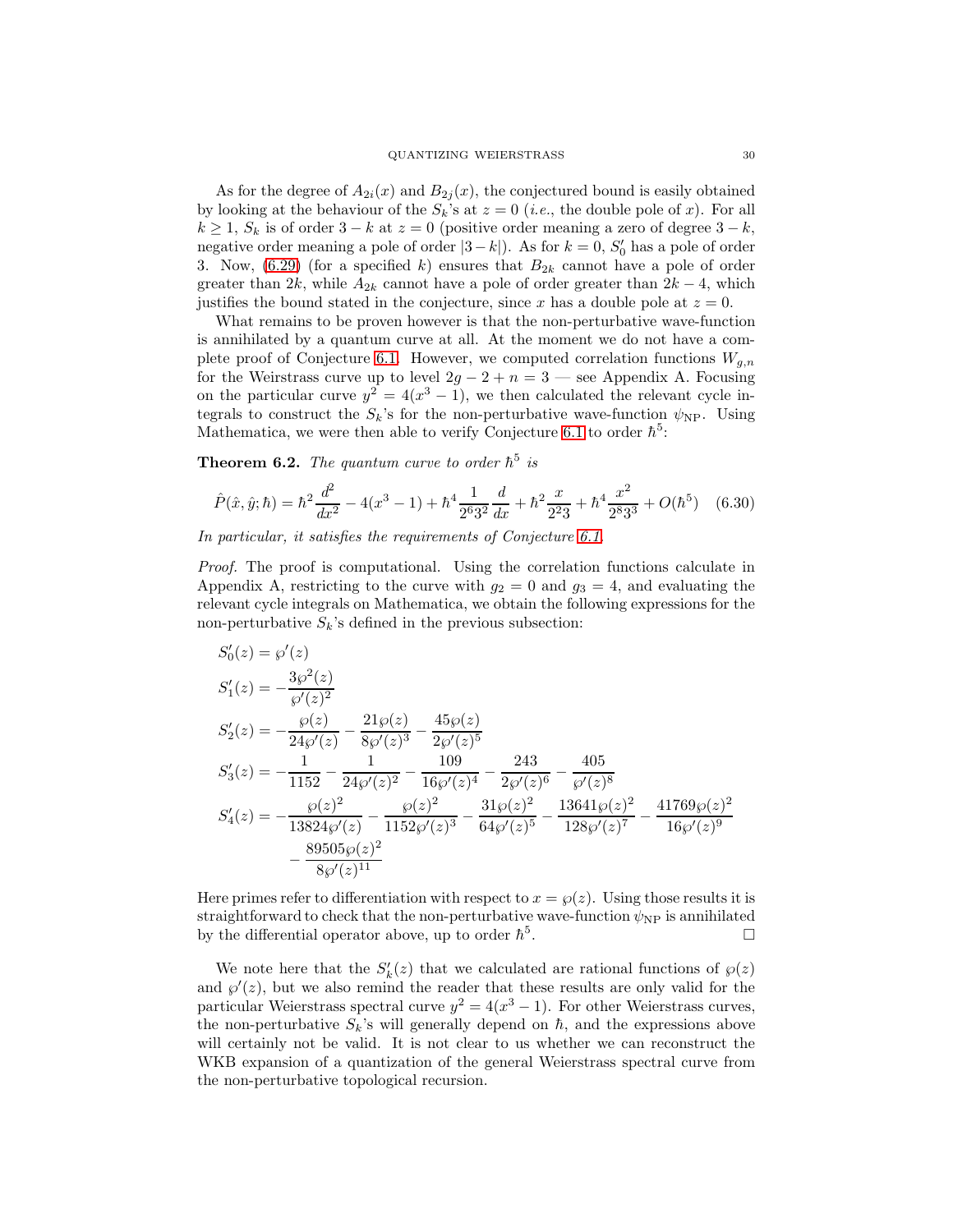As for the degree of $A_{2i}(x)$ and $B_{2j}(x)$, the conjectured bound is easily obtained by looking at the behaviour of the $S_k$'s at $z = 0$ (*i.e.*, the double pole of $x$). For all $k \geq 1$, $S_k$ is of order $3 - k$ at $z = 0$ (positive order meaning a zero of degree $3 - k$, negative order meaning a pole of order $|3 - k|$). As for $k = 0$, $S_0'$ has a pole of order 3. Now, (6.29) (for a specified $k$) ensures that $B_{2k}$ cannot have a pole of order greater than $2k$, while $A_{2k}$ cannot have a pole of order greater than $2k - 4$, which justifies the bound stated in the conjecture, since $x$ has a double pole at $z = 0$.

What remains to be proven however is that the non-perturbative wave-function is annihilated by a quantum curve at all. At the moment we do not have a complete proof of Conjecture 6.1. However, we computed correlation functions $W_{g,n}$ for the Weirstrass curve up to level $2g - 2 + n = 3$ — see Appendix A. Focusing on the particular curve $y^2 = 4(x^3 - 1)$, we then calculated the relevant cycle integrals to construct the $S_k$'s for the non-perturbative wave-function $\psi_{\text{NP}}$. Using Mathematica, we were then able to verify Conjecture 6.1 to order $\hbar^5$:

**Theorem 6.2.** *The quantum curve to order $\hbar^5$ is*

$$\hat{P}(\hat{x}, \hat{y}; \hbar) = \hbar^2 \frac{d^2}{dx^2} - 4(x^3 - 1) + \hbar^4 \frac{1}{2^6 3^2} \frac{d}{dx} + \hbar^2 \frac{x}{2^2 3} + \hbar^4 \frac{x^2}{2^8 3^3} + O(\hbar^5) \quad (6.30)$$

*In particular, it satisfies the requirements of Conjecture 6.1.*

*Proof.* The proof is computational. Using the correlation functions calculate in Appendix A, restricting to the curve with $g_2 = 0$ and $g_3 = 4$, and evaluating the relevant cycle integrals on Mathematica, we obtain the following expressions for the non-perturbative $S_k$'s defined in the previous subsection:

$$\begin{aligned}
S_0'(z) &= \wp'(z) \\
S_1'(z) &= -\frac{3\wp^2(z)}{\wp'(z)^2} \\
S_2'(z) &= -\frac{\wp(z)}{24\wp'(z)} - \frac{21\wp(z)}{8\wp'(z)^3} - \frac{45\wp(z)}{2\wp'(z)^5} \\
S_3'(z) &= -\frac{1}{1152} - \frac{1}{24\wp'(z)^2} - \frac{109}{16\wp'(z)^4} - \frac{243}{2\wp'(z)^6} - \frac{405}{\wp'(z)^8} \\
S_4'(z) &= -\frac{\wp(z)^2}{13824\wp'(z)} - \frac{\wp(z)^2}{1152\wp'(z)^3} - \frac{31\wp(z)^2}{64\wp'(z)^5} - \frac{13641\wp(z)^2}{128\wp'(z)^7} - \frac{41769\wp(z)^2}{16\wp'(z)^9} \\
&\quad - \frac{89505\wp(z)^2}{8\wp'(z)^{11}}
\end{aligned}$$

Here primes refer to differentiation with respect to $x = \wp(z)$. Using those results it is straightforward to check that the non-perturbative wave-function $\psi_{\text{NP}}$ is annihilated by the differential operator above, up to order $\hbar^5$. $\square$

We note here that the $S_k'(z)$ that we calculated are rational functions of $\wp(z)$ and $\wp'(z)$, but we also remind the reader that these results are only valid for the particular Weierstrass spectral curve $y^2 = 4(x^3 - 1)$. For other Weierstrass curves, the non-perturbative $S_k$'s will generally depend on $\hbar$, and the expressions above will certainly not be valid. It is not clear to us whether we can reconstruct the WKB expansion of a quantization of the general Weierstrass spectral curve from the non-perturbative topological recursion.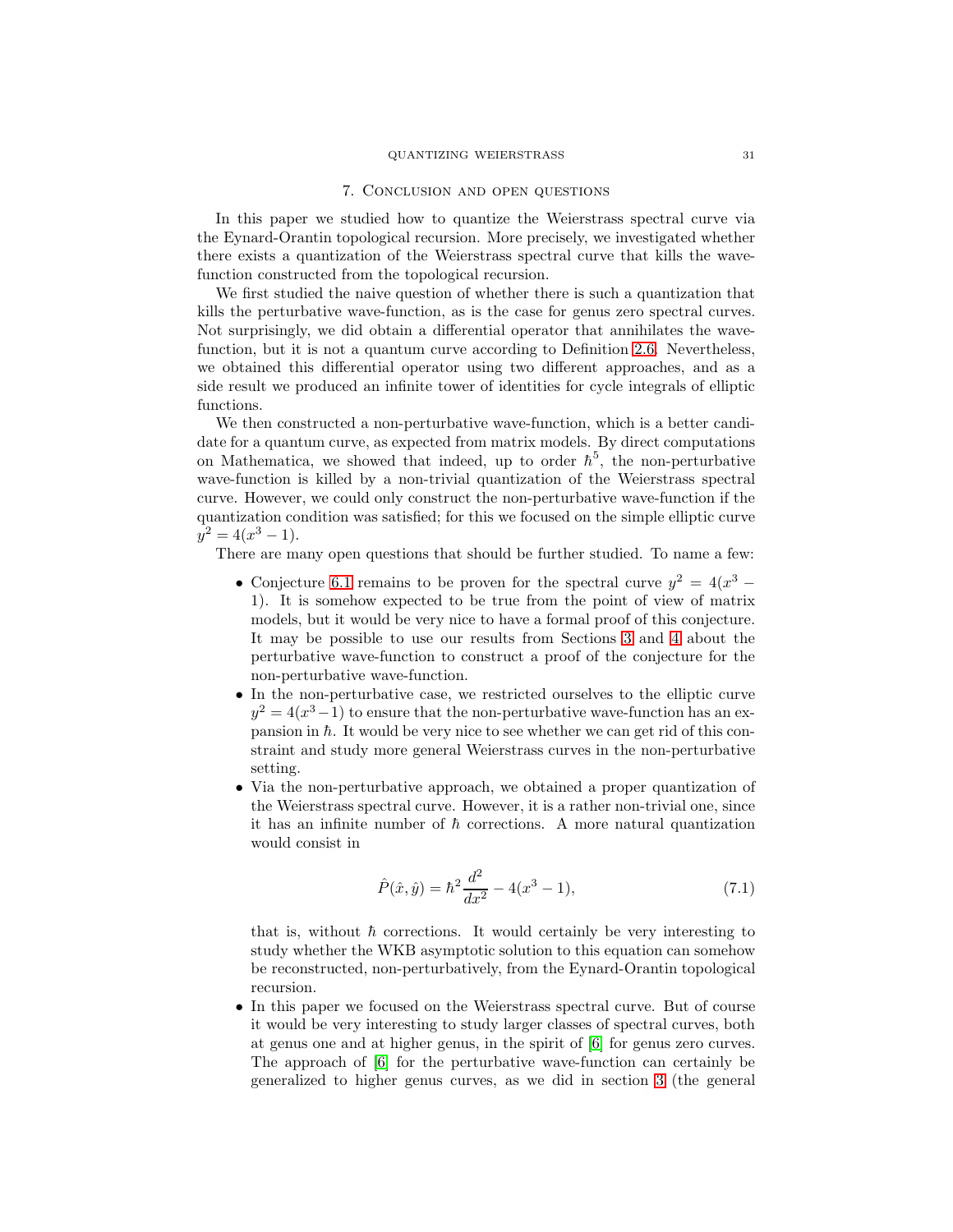## 7. Conclusion and open questions

In this paper we studied how to quantize the Weierstrass spectral curve via the Eynard-Orantin topological recursion. More precisely, we investigated whether there exists a quantization of the Weierstrass spectral curve that kills the wave-function constructed from the topological recursion.

We first studied the naive question of whether there is such a quantization that kills the perturbative wave-function, as is the case for genus zero spectral curves. Not surprisingly, we did obtain a differential operator that annihilates the wave-function, but it is not a quantum curve according to Definition 2.6. Nevertheless, we obtained this differential operator using two different approaches, and as a side result we produced an infinite tower of identities for cycle integrals of elliptic functions.

We then constructed a non-perturbative wave-function, which is a better candidate for a quantum curve, as expected from matrix models. By direct computations on Mathematica, we showed that indeed, up to order $\hbar^5$, the non-perturbative wave-function is killed by a non-trivial quantization of the Weierstrass spectral curve. However, we could only construct the non-perturbative wave-function if the quantization condition was satisfied; for this we focused on the simple elliptic curve $y^2 = 4(x^3 - 1)$.

There are many open questions that should be further studied. To name a few:

- Conjecture 6.1 remains to be proven for the spectral curve $y^2 = 4(x^3 - 1)$. It is somehow expected to be true from the point of view of matrix models, but it would be very nice to have a formal proof of this conjecture. It may be possible to use our results from Sections 3 and 4 about the perturbative wave-function to construct a proof of the conjecture for the non-perturbative wave-function.
- In the non-perturbative case, we restricted ourselves to the elliptic curve $y^2 = 4(x^3-1)$ to ensure that the non-perturbative wave-function has an expansion in $\hbar$. It would be very nice to see whether we can get rid of this constraint and study more general Weierstrass curves in the non-perturbative setting.
- Via the non-perturbative approach, we obtained a proper quantization of the Weierstrass spectral curve. However, it is a rather non-trivial one, since it has an infinite number of $\hbar$ corrections. A more natural quantization would consist in

$$\hat{P}(\hat{x}, \hat{y}) = \hbar^2 \frac{d^2}{dx^2} - 4(x^3 - 1), \tag{7.1}$$

  that is, without $\hbar$ corrections. It would certainly be very interesting to study whether the WKB asymptotic solution to this equation can somehow be reconstructed, non-perturbatively, from the Eynard-Orantin topological recursion.
- In this paper we focused on the Weierstrass spectral curve. But of course it would be very interesting to study larger classes of spectral curves, both at genus one and at higher genus, in the spirit of [6] for genus zero curves. The approach of [6] for the perturbative wave-function can certainly be generalized to higher genus curves, as we did in section 3 (the general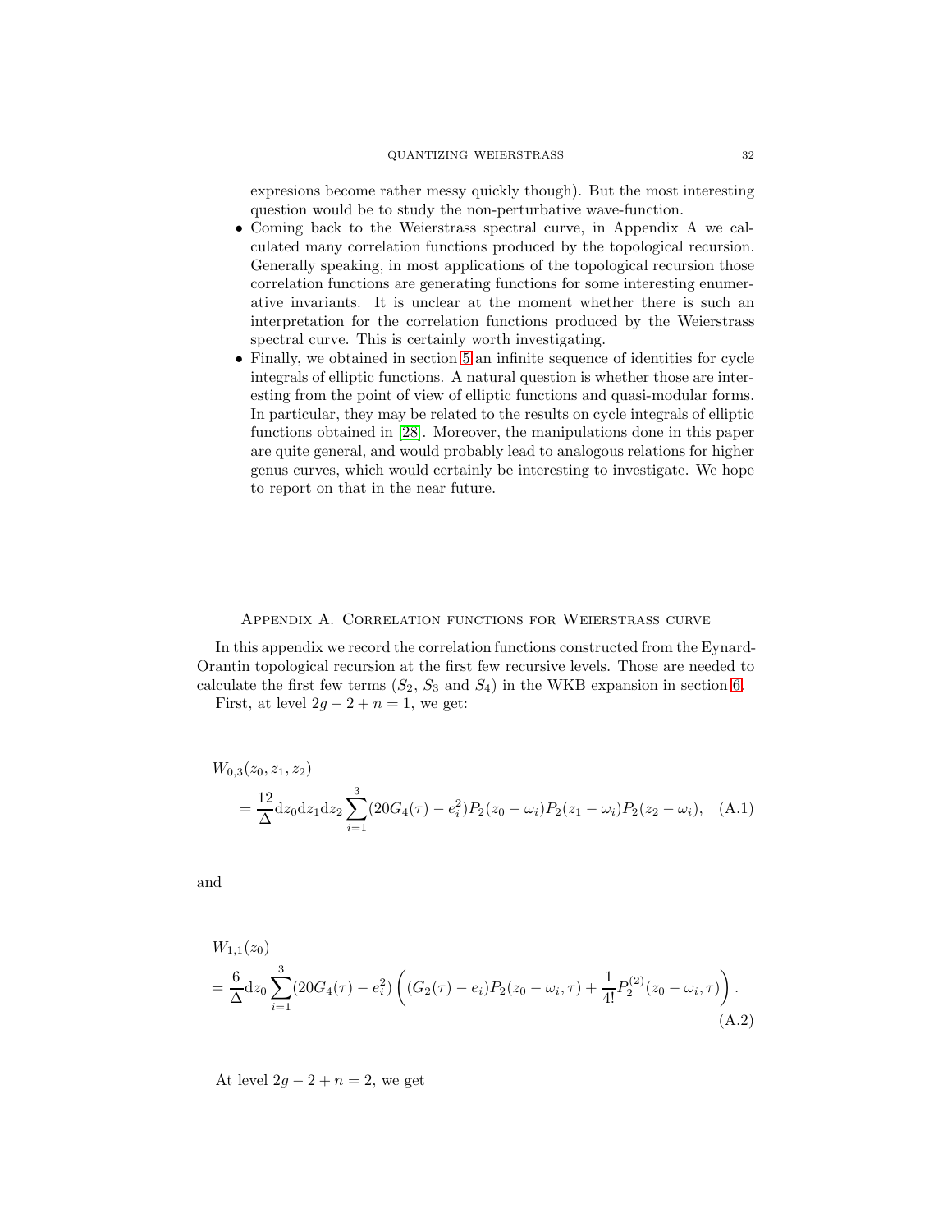expresions become rather messy quickly though). But the most interesting question would be to study the non-perturbative wave-function.

- Coming back to the Weierstrass spectral curve, in Appendix A we calculated many correlation functions produced by the topological recursion. Generally speaking, in most applications of the topological recursion those correlation functions are generating functions for some interesting enumerative invariants. It is unclear at the moment whether there is such an interpretation for the correlation functions produced by the Weierstrass spectral curve. This is certainly worth investigating.
- Finally, we obtained in section 5 an infinite sequence of identities for cycle integrals of elliptic functions. A natural question is whether those are interesting from the point of view of elliptic functions and quasi-modular forms. In particular, they may be related to the results on cycle integrals of elliptic functions obtained in [28]. Moreover, the manipulations done in this paper are quite general, and would probably lead to analogous relations for higher genus curves, which would certainly be interesting to investigate. We hope to report on that in the near future.

## Appendix A. Correlation functions for Weierstrass curve

In this appendix we record the correlation functions constructed from the Eynard-Orantin topological recursion at the first few recursive levels. Those are needed to calculate the first few terms ($S_2$, $S_3$ and $S_4$) in the WKB expansion in section 6.

First, at level $2g-2+n=1$, we get:

$$
\begin{aligned}
&W_{0,3}(z_0,z_1,z_2)\\
&\quad = \frac{12}{\Delta}\mathrm{d}z_0\mathrm{d}z_1\mathrm{d}z_2\sum_{i=1}^{3}(20G_4(\tau)-e_i^2)P_2(z_0-\omega_i)P_2(z_1-\omega_i)P_2(z_2-\omega_i),
\end{aligned}
\tag{A.1}
$$

and

$$
\begin{aligned}
&W_{1,1}(z_0)\\
&= \frac{6}{\Delta}\mathrm{d}z_0\sum_{i=1}^{3}(20G_4(\tau)-e_i^2)\left((G_2(\tau)-e_i)P_2(z_0-\omega_i,\tau)+\frac{1}{4!}P_2^{(2)}(z_0-\omega_i,\tau)\right).
\end{aligned}
\tag{A.2}
$$

At level $2g-2+n=2$, we get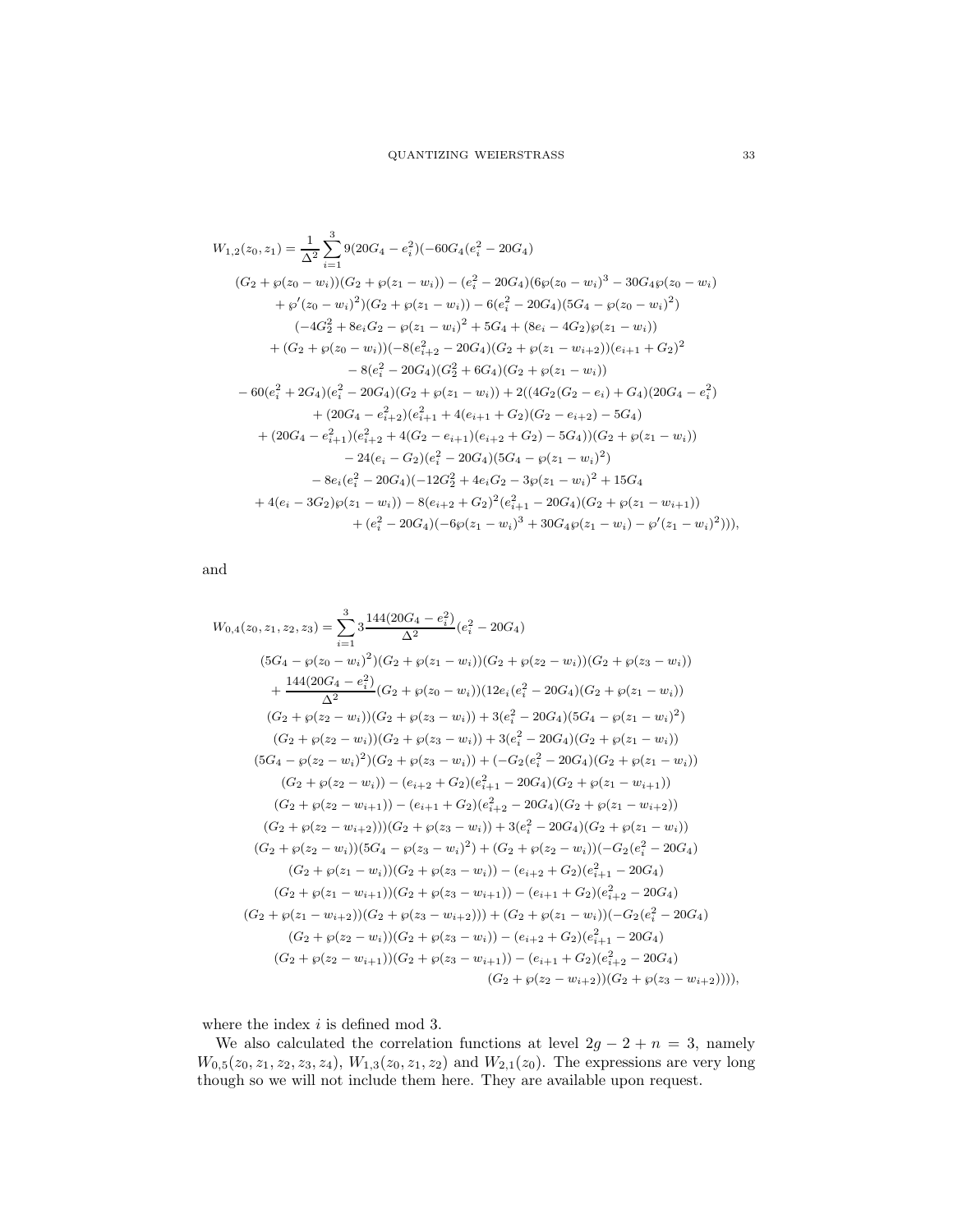$$
\begin{aligned}
W_{1,2}(z_0,z_1) = \frac{1}{\Delta^2}\sum_{i=1}^{3} & 9(20G_4 - e_i^2)(-60G_4(e_i^2 - 20G_4) \\
& (G_2 + \wp(z_0 - w_i))(G_2 + \wp(z_1 - w_i)) - (e_i^2 - 20G_4)(6\wp(z_0 - w_i)^3 - 30G_4\wp(z_0 - w_i) \\
& + \wp'(z_0 - w_i)^2)(G_2 + \wp(z_1 - w_i)) - 6(e_i^2 - 20G_4)(5G_4 - \wp(z_0 - w_i)^2) \\
& (-4G_2^2 + 8e_iG_2 - \wp(z_1 - w_i)^2 + 5G_4 + (8e_i - 4G_2)\wp(z_1 - w_i)) \\
& + (G_2 + \wp(z_0 - w_i))(-8(e_{i+2}^2 - 20G_4)(G_2 + \wp(z_1 - w_{i+2}))(e_{i+1} + G_2)^2 \\
& - 8(e_i^2 - 20G_4)(G_2^2 + 6G_4)(G_2 + \wp(z_1 - w_i)) \\
& - 60(e_i^2 + 2G_4)(e_i^2 - 20G_4)(G_2 + \wp(z_1 - w_i)) + 2((4G_2(G_2 - e_i) + G_4)(20G_4 - e_i^2) \\
& + (20G_4 - e_{i+2}^2)(e_{i+1}^2 + 4(e_{i+1} + G_2)(G_2 - e_{i+2}) - 5G_4) \\
& + (20G_4 - e_{i+1}^2)(e_{i+2}^2 + 4(G_2 - e_{i+1})(e_{i+2} + G_2) - 5G_4))(G_2 + \wp(z_1 - w_i)) \\
& - 24(e_i - G_2)(e_i^2 - 20G_4)(5G_4 - \wp(z_1 - w_i)^2) \\
& - 8e_i(e_i^2 - 20G_4)(-12G_2^2 + 4e_iG_2 - 3\wp(z_1 - w_i)^2 + 15G_4 \\
& + 4(e_i - 3G_2)\wp(z_1 - w_i)) - 8(e_{i+2} + G_2)^2(e_{i+1}^2 - 20G_4)(G_2 + \wp(z_1 - w_{i+1})) \\
& + (e_i^2 - 20G_4)(-6\wp(z_1 - w_i)^3 + 30G_4\wp(z_1 - w_i) - \wp'(z_1 - w_i)^2))),
\end{aligned}
$$

and

$$
\begin{aligned}
W_{0,4}(z_0,z_1,z_2,z_3) = \sum_{i=1}^{3} & 3\frac{144(20G_4 - e_i^2)}{\Delta^2}(e_i^2 - 20G_4) \\
& (5G_4 - \wp(z_0 - w_i)^2)(G_2 + \wp(z_1 - w_i))(G_2 + \wp(z_2 - w_i))(G_2 + \wp(z_3 - w_i)) \\
& + \frac{144(20G_4 - e_i^2)}{\Delta^2}(G_2 + \wp(z_0 - w_i))(12e_i(e_i^2 - 20G_4)(G_2 + \wp(z_1 - w_i)) \\
& (G_2 + \wp(z_2 - w_i))(G_2 + \wp(z_3 - w_i)) + 3(e_i^2 - 20G_4)(5G_4 - \wp(z_1 - w_i)^2) \\
& (G_2 + \wp(z_2 - w_i))(G_2 + \wp(z_3 - w_i)) + 3(e_i^2 - 20G_4)(G_2 + \wp(z_1 - w_i)) \\
& (5G_4 - \wp(z_2 - w_i)^2)(G_2 + \wp(z_3 - w_i)) + (-G_2(e_i^2 - 20G_4)(G_2 + \wp(z_1 - w_i)) \\
& (G_2 + \wp(z_2 - w_i)) - (e_{i+2} + G_2)(e_{i+1}^2 - 20G_4)(G_2 + \wp(z_1 - w_{i+1})) \\
& (G_2 + \wp(z_2 - w_{i+1})) - (e_{i+1} + G_2)(e_{i+2}^2 - 20G_4)(G_2 + \wp(z_1 - w_{i+2})) \\
& (G_2 + \wp(z_2 - w_{i+2})))(G_2 + \wp(z_3 - w_i)) + 3(e_i^2 - 20G_4)(G_2 + \wp(z_1 - w_i)) \\
& (G_2 + \wp(z_2 - w_i))(5G_4 - \wp(z_3 - w_i)^2) + (G_2 + \wp(z_2 - w_i))(-G_2(e_i^2 - 20G_4) \\
& (G_2 + \wp(z_1 - w_i))(G_2 + \wp(z_3 - w_i)) - (e_{i+2} + G_2)(e_{i+1}^2 - 20G_4) \\
& (G_2 + \wp(z_1 - w_{i+1}))(G_2 + \wp(z_3 - w_{i+1})) - (e_{i+1} + G_2)(e_{i+2}^2 - 20G_4) \\
& (G_2 + \wp(z_1 - w_{i+2}))(G_2 + \wp(z_3 - w_{i+2}))) + (G_2 + \wp(z_1 - w_i))(-G_2(e_i^2 - 20G_4) \\
& (G_2 + \wp(z_2 - w_i))(G_2 + \wp(z_3 - w_i)) - (e_{i+2} + G_2)(e_{i+1}^2 - 20G_4) \\
& (G_2 + \wp(z_2 - w_{i+1}))(G_2 + \wp(z_3 - w_{i+1})) - (e_{i+1} + G_2)(e_{i+2}^2 - 20G_4) \\
& (G_2 + \wp(z_2 - w_{i+2}))(G_2 + \wp(z_3 - w_{i+2})))),
\end{aligned}
$$

where the index $i$ is defined mod 3.

We also calculated the correlation functions at level $2g - 2 + n = 3$, namely $W_{0,5}(z_0, z_1, z_2, z_3, z_4)$, $W_{1,3}(z_0, z_1, z_2)$ and $W_{2,1}(z_0)$. The expressions are very long though so we will not include them here. They are available upon request.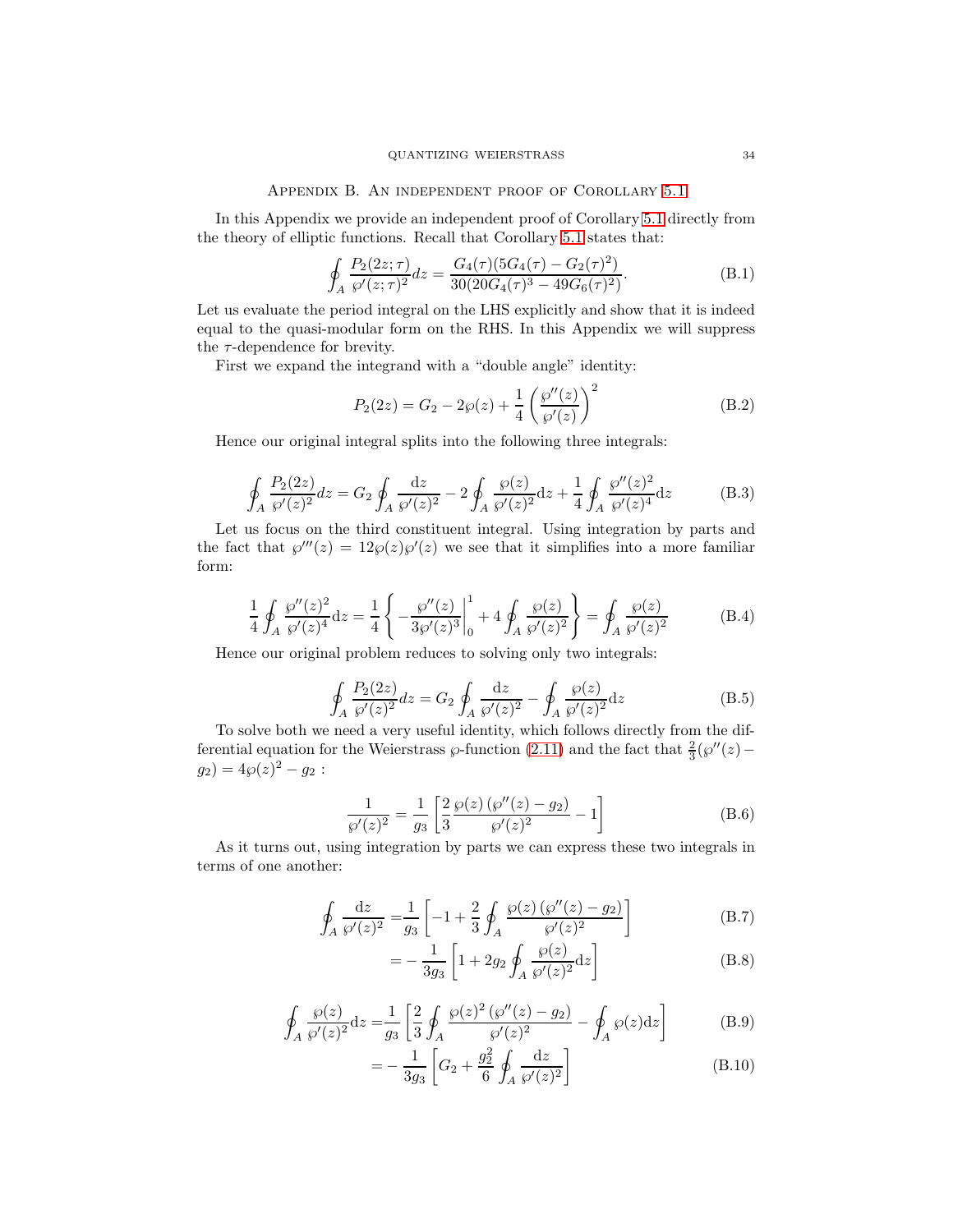## Appendix B. An independent proof of Corollary 5.1

In this Appendix we provide an independent proof of Corollary 5.1 directly from the theory of elliptic functions. Recall that Corollary 5.1 states that:

$$\oint_A \frac{P_2(2z;\tau)}{\wp'(z;\tau)^2}dz = \frac{G_4(\tau)(5G_4(\tau)-G_2(\tau)^2)}{30(20G_4(\tau)^3-49G_6(\tau)^2)}. \tag{B.1}$$

Let us evaluate the period integral on the LHS explicitly and show that it is indeed equal to the quasi-modular form on the RHS. In this Appendix we will suppress the $\tau$-dependence for brevity.

First we expand the integrand with a "double angle" identity:

$$P_2(2z) = G_2 - 2\wp(z) + \frac{1}{4}\left(\frac{\wp''(z)}{\wp'(z)}\right)^2 \tag{B.2}$$

Hence our original integral splits into the following three integrals:

$$\oint_A \frac{P_2(2z)}{\wp'(z)^2}dz = G_2\oint_A \frac{\mathrm{d}z}{\wp'(z)^2} - 2\oint_A \frac{\wp(z)}{\wp'(z)^2}\mathrm{d}z + \frac{1}{4}\oint_A \frac{\wp''(z)^2}{\wp'(z)^4}\mathrm{d}z \tag{B.3}$$

Let us focus on the third constituent integral. Using integration by parts and the fact that $\wp'''(z) = 12\wp(z)\wp'(z)$ we see that it simplifies into a more familiar form:

$$\frac{1}{4}\oint_A \frac{\wp''(z)^2}{\wp'(z)^4}\mathrm{d}z = \frac{1}{4}\left\{ -\frac{\wp''(z)}{3\wp'(z)^3}\bigg|_0^1 + 4\oint_A \frac{\wp(z)}{\wp'(z)^2}\right\} = \oint_A \frac{\wp(z)}{\wp'(z)^2} \tag{B.4}$$

Hence our original problem reduces to solving only two integrals:

$$\oint_A \frac{P_2(2z)}{\wp'(z)^2}dz = G_2\oint_A \frac{\mathrm{d}z}{\wp'(z)^2} - \oint_A \frac{\wp(z)}{\wp'(z)^2}\mathrm{d}z \tag{B.5}$$

To solve both we need a very useful identity, which follows directly from the differential equation for the Weierstrass $\wp$-function (2.11) and the fact that $\frac{2}{3}(\wp''(z)-g_2) = 4\wp(z)^2 - g_2$ :

$$\frac{1}{\wp'(z)^2} = \frac{1}{g_3}\left[\frac{2}{3}\frac{\wp(z)\left(\wp''(z)-g_2\right)}{\wp'(z)^2} - 1\right] \tag{B.6}$$

As it turns out, using integration by parts we can express these two integrals in terms of one another:

$$\begin{aligned}\oint_A \frac{\mathrm{d}z}{\wp'(z)^2} &= \frac{1}{g_3}\left[-1 + \frac{2}{3}\oint_A \frac{\wp(z)\left(\wp''(z)-g_2\right)}{\wp'(z)^2}\right] &\text{(B.7)}\\ &= -\frac{1}{3g_3}\left[1 + 2g_2\oint_A \frac{\wp(z)}{\wp'(z)^2}\mathrm{d}z\right] &\text{(B.8)}\end{aligned}$$

$$\begin{aligned}\oint_A \frac{\wp(z)}{\wp'(z)^2}\mathrm{d}z &= \frac{1}{g_3}\left[\frac{2}{3}\oint_A \frac{\wp(z)^2\left(\wp''(z)-g_2\right)}{\wp'(z)^2} - \oint_A \wp(z)\mathrm{d}z\right] &\text{(B.9)}\\ &= -\frac{1}{3g_3}\left[G_2 + \frac{g_2^2}{6}\oint_A \frac{\mathrm{d}z}{\wp'(z)^2}\right] &\text{(B.10)}\end{aligned}$$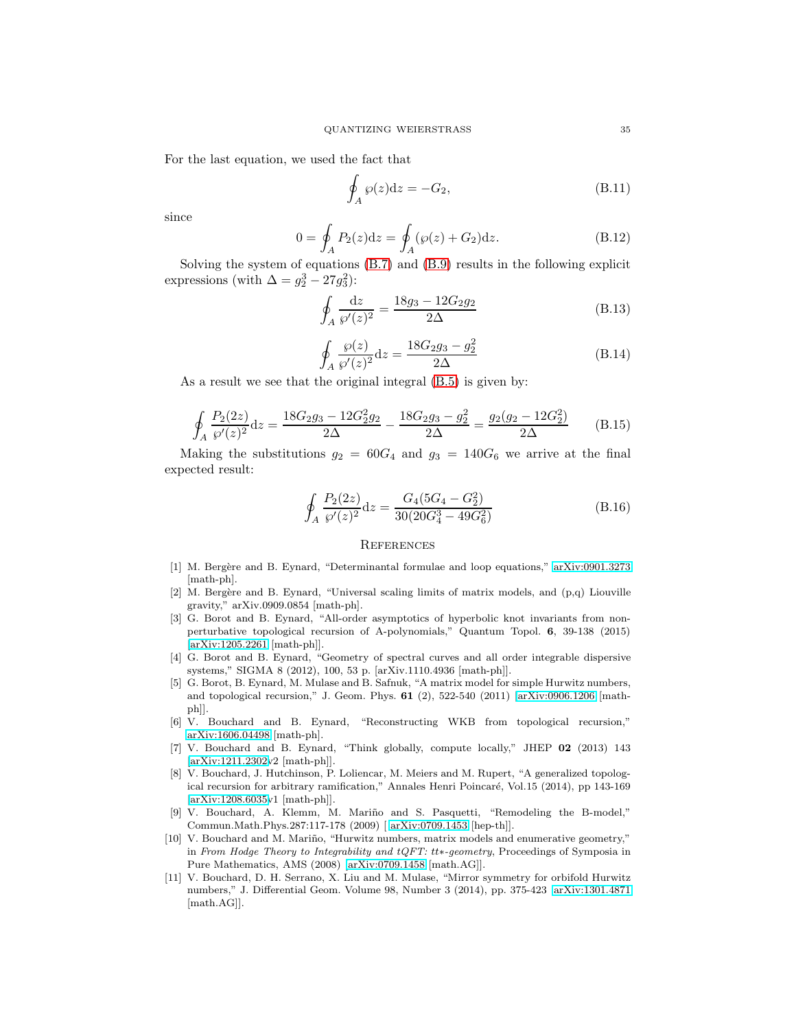For the last equation, we used the fact that

$$\oint_A \wp(z)\mathrm{d}z = -G_2, \tag{B.11}$$

since

$$0 = \oint_A P_2(z)\mathrm{d}z = \oint_A (\wp(z) + G_2)\mathrm{d}z. \tag{B.12}$$

Solving the system of equations (B.7) and (B.9) results in the following explicit expressions (with $\Delta = g_2^3 - 27g_3^2$):

$$\oint_A \frac{\mathrm{d}z}{\wp'(z)^2} = \frac{18g_3 - 12G_2g_2}{2\Delta} \tag{B.13}$$

$$\oint_A \frac{\wp(z)}{\wp'(z)^2}\mathrm{d}z = \frac{18G_2g_3 - g_2^2}{2\Delta} \tag{B.14}$$

As a result we see that the original integral (B.5) is given by:

$$\oint_A \frac{P_2(2z)}{\wp'(z)^2}\mathrm{d}z = \frac{18G_2g_3 - 12G_2^2g_2}{2\Delta} - \frac{18G_2g_3 - g_2^2}{2\Delta} = \frac{g_2(g_2 - 12G_2^2)}{2\Delta} \tag{B.15}$$

Making the substitutions $g_2 = 60G_4$ and $g_3 = 140G_6$ we arrive at the final expected result:

$$\oint_A \frac{P_2(2z)}{\wp'(z)^2}\mathrm{d}z = \frac{G_4(5G_4 - G_2^2)}{30(20G_4^3 - 49G_6^2)} \tag{B.16}$$

## References

[1] M. Bergère and B. Eynard, "Determinantal formulae and loop equations," arXiv:0901.3273 [math-ph].

[2] M. Bergère and B. Eynard, "Universal scaling limits of matrix models, and (p,q) Liouville gravity," arXiv.0909.0854 [math-ph].

[3] G. Borot and B. Eynard, "All-order asymptotics of hyperbolic knot invariants from non-perturbative topological recursion of A-polynomials," Quantum Topol. **6**, 39-138 (2015) [arXiv:1205.2261 [math-ph]].

[4] G. Borot and B. Eynard, "Geometry of spectral curves and all order integrable dispersive systems," SIGMA 8 (2012), 100, 53 p. [arXiv.1110.4936 [math-ph]].

[5] G. Borot, B. Eynard, M. Mulase and B. Safnuk, "A matrix model for simple Hurwitz numbers, and topological recursion," J. Geom. Phys. **61** (2), 522-540 (2011) [arXiv:0906.1206 [math-ph]].

[6] V. Bouchard and B. Eynard, "Reconstructing WKB from topological recursion," arXiv:1606.04498 [math-ph].

[7] V. Bouchard and B. Eynard, "Think globally, compute locally," JHEP **02** (2013) 143 [arXiv:1211.2302v2 [math-ph]].

[8] V. Bouchard, J. Hutchinson, P. Loliencar, M. Meiers and M. Rupert, "A generalized topological recursion for arbitrary ramification," Annales Henri Poincaré, Vol.15 (2014), pp 143-169 [arXiv:1208.6035v1 [math-ph]].

[9] V. Bouchard, A. Klemm, M. Mariño and S. Pasquetti, "Remodeling the B-model," Commun.Math.Phys.287:117-178 (2009) [ arXiv:0709.1453 [hep-th]].

[10] V. Bouchard and M. Mariño, "Hurwitz numbers, matrix models and enumerative geometry," in *From Hodge Theory to Integrability and tQFT: tt\*-geometry*, Proceedings of Symposia in Pure Mathematics, AMS (2008) [arXiv:0709.1458 [math.AG]].

[11] V. Bouchard, D. H. Serrano, X. Liu and M. Mulase, "Mirror symmetry for orbifold Hurwitz numbers," J. Differential Geom. Volume 98, Number 3 (2014), pp. 375-423 [arXiv:1301.4871 [math.AG]].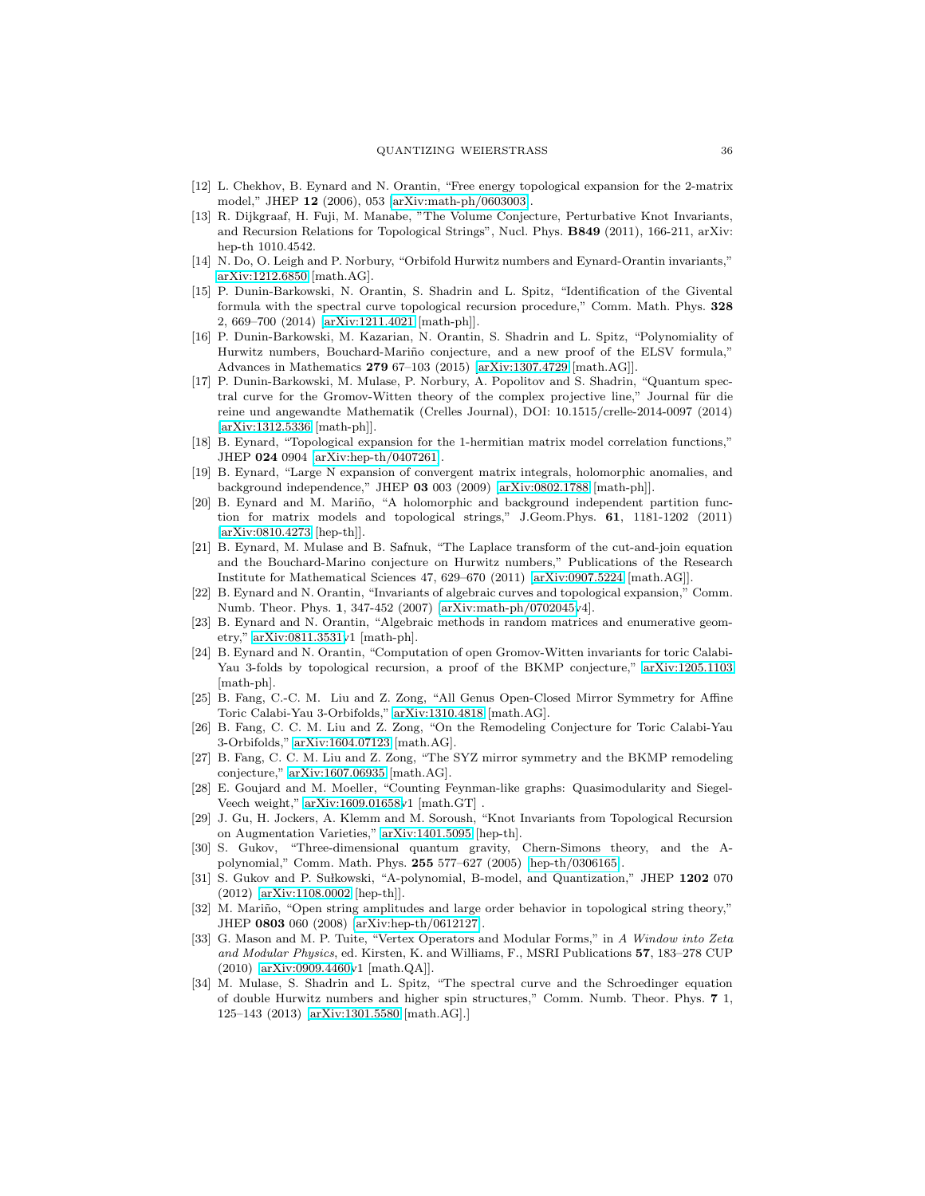[12] L. Chekhov, B. Eynard and N. Orantin, "Free energy topological expansion for the 2-matrix model," JHEP **12** (2006), 053 [arXiv:math-ph/0603003].

[13] R. Dijkgraaf, H. Fuji, M. Manabe, "The Volume Conjecture, Perturbative Knot Invariants, and Recursion Relations for Topological Strings", Nucl. Phys. **B849** (2011), 166-211, arXiv: hep-th 1010.4542.

[14] N. Do, O. Leigh and P. Norbury, "Orbifold Hurwitz numbers and Eynard-Orantin invariants," arXiv:1212.6850 [math.AG].

[15] P. Dunin-Barkowski, N. Orantin, S. Shadrin and L. Spitz, "Identification of the Givental formula with the spectral curve topological recursion procedure," Comm. Math. Phys. **328** 2, 669–700 (2014) [arXiv:1211.4021 [math-ph]].

[16] P. Dunin-Barkowski, M. Kazarian, N. Orantin, S. Shadrin and L. Spitz, "Polynomiality of Hurwitz numbers, Bouchard-Mariño conjecture, and a new proof of the ELSV formula," Advances in Mathematics **279** 67–103 (2015) [arXiv:1307.4729 [math.AG]].

[17] P. Dunin-Barkowski, M. Mulase, P. Norbury, A. Popolitov and S. Shadrin, "Quantum spectral curve for the Gromov-Witten theory of the complex projective line," Journal für die reine und angewandte Mathematik (Crelles Journal), DOI: 10.1515/crelle-2014-0097 (2014) [arXiv:1312.5336 [math-ph]].

[18] B. Eynard, "Topological expansion for the 1-hermitian matrix model correlation functions," JHEP **024** 0904 [arXiv:hep-th/0407261].

[19] B. Eynard, "Large N expansion of convergent matrix integrals, holomorphic anomalies, and background independence," JHEP **03** 003 (2009) [arXiv:0802.1788 [math-ph]].

[20] B. Eynard and M. Mariño, "A holomorphic and background independent partition function for matrix models and topological strings," J.Geom.Phys. **61**, 1181-1202 (2011) [arXiv:0810.4273 [hep-th]].

[21] B. Eynard, M. Mulase and B. Safnuk, "The Laplace transform of the cut-and-join equation and the Bouchard-Marino conjecture on Hurwitz numbers," Publications of the Research Institute for Mathematical Sciences 47, 629–670 (2011) [arXiv:0907.5224 [math.AG]].

[22] B. Eynard and N. Orantin, "Invariants of algebraic curves and topological expansion," Comm. Numb. Theor. Phys. **1**, 347-452 (2007) [arXiv:math-ph/0702045v4].

[23] B. Eynard and N. Orantin, "Algebraic methods in random matrices and enumerative geometry," arXiv:0811.3531v1 [math-ph].

[24] B. Eynard and N. Orantin, "Computation of open Gromov-Witten invariants for toric Calabi-Yau 3-folds by topological recursion, a proof of the BKMP conjecture," arXiv:1205.1103 [math-ph].

[25] B. Fang, C.-C. M. Liu and Z. Zong, "All Genus Open-Closed Mirror Symmetry for Affine Toric Calabi-Yau 3-Orbifolds," arXiv:1310.4818 [math.AG].

[26] B. Fang, C. C. M. Liu and Z. Zong, "On the Remodeling Conjecture for Toric Calabi-Yau 3-Orbifolds," arXiv:1604.07123 [math.AG].

[27] B. Fang, C. C. M. Liu and Z. Zong, "The SYZ mirror symmetry and the BKMP remodeling conjecture," arXiv:1607.06935 [math.AG].

[28] E. Goujard and M. Moeller, "Counting Feynman-like graphs: Quasimodularity and Siegel-Veech weight," arXiv:1609.01658v1 [math.GT] .

[29] J. Gu, H. Jockers, A. Klemm and M. Soroush, "Knot Invariants from Topological Recursion on Augmentation Varieties," arXiv:1401.5095 [hep-th].

[30] S. Gukov, "Three-dimensional quantum gravity, Chern-Simons theory, and the A-polynomial," Comm. Math. Phys. **255** 577–627 (2005) [hep-th/0306165].

[31] S. Gukov and P. Sułkowski, "A-polynomial, B-model, and Quantization," JHEP **1202** 070 (2012) [arXiv:1108.0002 [hep-th]].

[32] M. Mariño, "Open string amplitudes and large order behavior in topological string theory," JHEP **0803** 060 (2008) [arXiv:hep-th/0612127].

[33] G. Mason and M. P. Tuite, "Vertex Operators and Modular Forms," in *A Window into Zeta and Modular Physics*, ed. Kirsten, K. and Williams, F., MSRI Publications **57**, 183–278 CUP (2010) [arXiv:0909.4460v1 [math.QA]].

[34] M. Mulase, S. Shadrin and L. Spitz, "The spectral curve and the Schroedinger equation of double Hurwitz numbers and higher spin structures," Comm. Numb. Theor. Phys. **7** 1, 125–143 (2013) [arXiv:1301.5580 [math.AG].]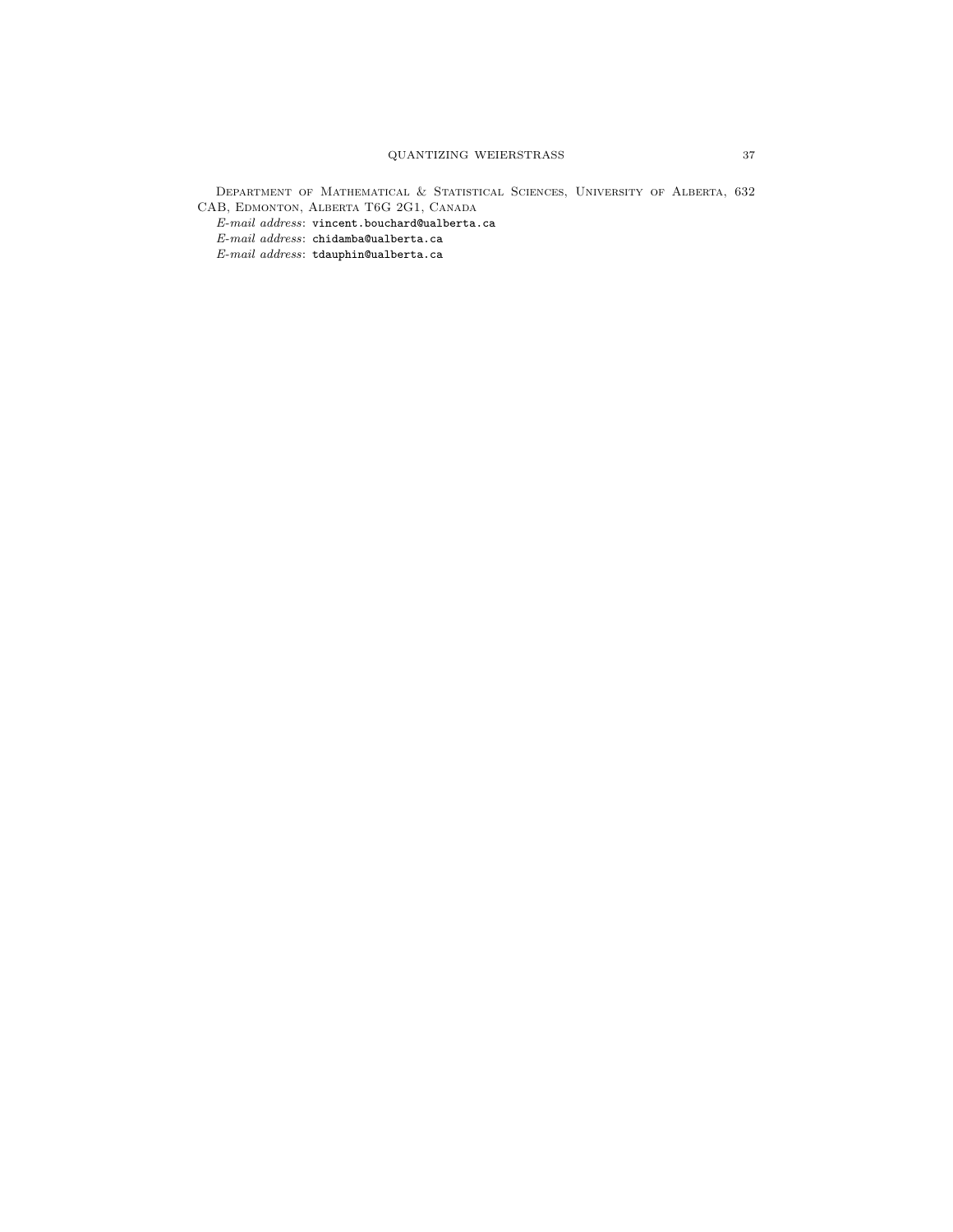Department of Mathematical & Statistical Sciences, University of Alberta, 632 CAB, Edmonton, Alberta T6G 2G1, Canada

*E-mail address*: vincent.bouchard@ualberta.ca

*E-mail address*: chidamba@ualberta.ca

*E-mail address*: tdauphin@ualberta.ca